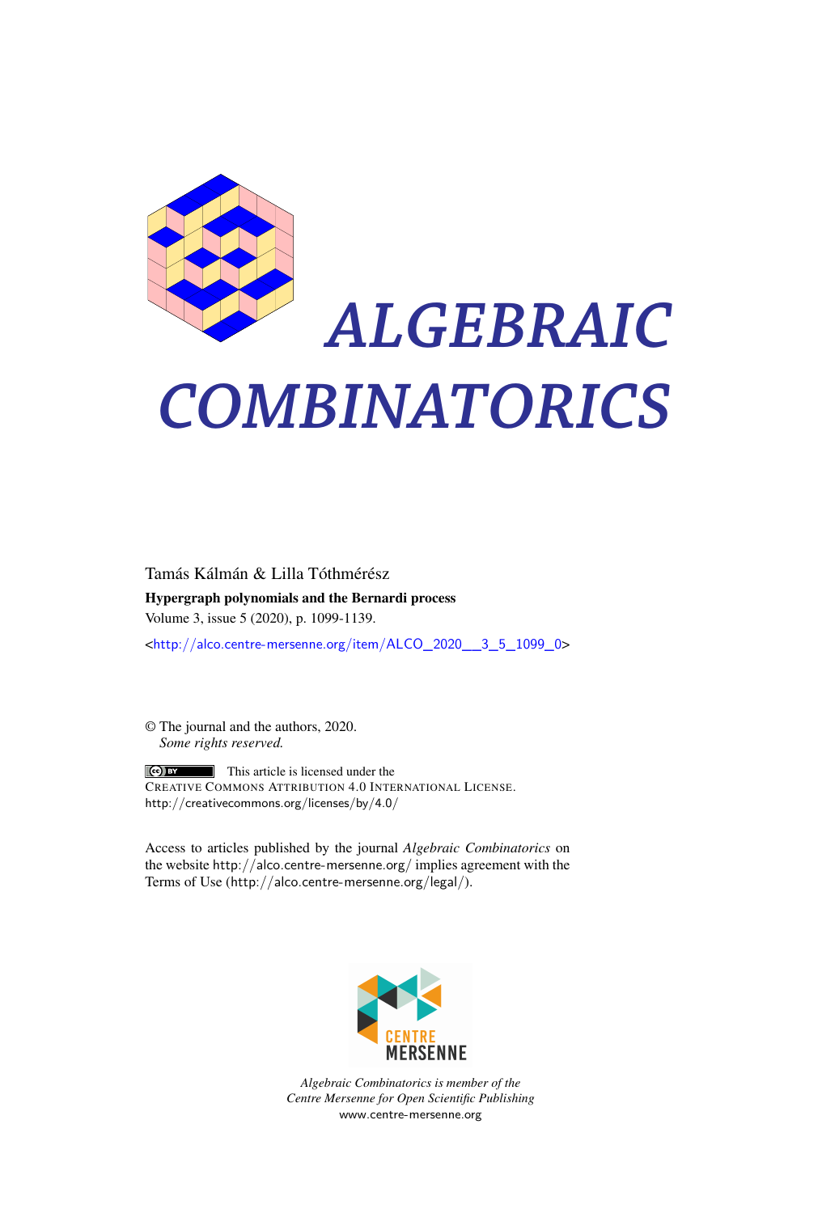# ALGEBRAIC COMBINATORICS

Tamás Kálmán & Lilla Tóthmérész

**Hypergraph polynomials and the Bernardi process**

Volume 3, issue 5 (2020), p. 1099-1139.

<http://alco.centre-mersenne.org/item/ALCO_2020__3_5_1099_0>

© The journal and the authors, 2020.
*Some rights reserved.*

This article is licensed under the
CREATIVE COMMONS ATTRIBUTION 4.0 INTERNATIONAL LICENSE.
http://creativecommons.org/licenses/by/4.0/

Access to articles published by the journal *Algebraic Combinatorics* on the website http://alco.centre-mersenne.org/ implies agreement with the Terms of Use (http://alco.centre-mersenne.org/legal/).

CENTRE MERSENNE

*Algebraic Combinatorics is member of the Centre Mersenne for Open Scientific Publishing*
www.centre-mersenne.org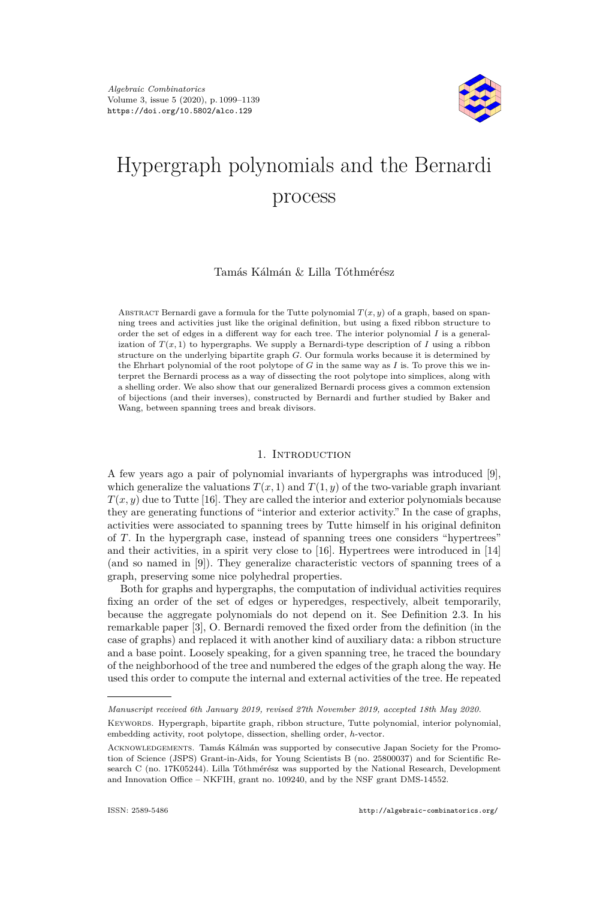*Algebraic Combinatorics*
Volume 3, issue 5 (2020), p. 1099–1139
https://doi.org/10.5802/alco.129

# Hypergraph polynomials and the Bernardi process

Tamás Kálmán & Lilla Tóthmérész

Abstract Bernardi gave a formula for the Tutte polynomial $T(x, y)$ of a graph, based on spanning trees and activities just like the original definition, but using a fixed ribbon structure to order the set of edges in a different way for each tree. The interior polynomial $I$ is a generalization of $T(x, 1)$ to hypergraphs. We supply a Bernardi-type description of $I$ using a ribbon structure on the underlying bipartite graph $G$. Our formula works because it is determined by the Ehrhart polynomial of the root polytope of $G$ in the same way as $I$ is. To prove this we interpret the Bernardi process as a way of dissecting the root polytope into simplices, along with a shelling order. We also show that our generalized Bernardi process gives a common extension of bijections (and their inverses), constructed by Bernardi and further studied by Baker and Wang, between spanning trees and break divisors.

## 1. Introduction

A few years ago a pair of polynomial invariants of hypergraphs was introduced [9], which generalize the valuations $T(x, 1)$ and $T(1, y)$ of the two-variable graph invariant $T(x, y)$ due to Tutte [16]. They are called the interior and exterior polynomials because they are generating functions of "interior and exterior activity." In the case of graphs, activities were associated to spanning trees by Tutte himself in his original definiton of $T$. In the hypergraph case, instead of spanning trees one considers "hypertrees" and their activities, in a spirit very close to [16]. Hypertrees were introduced in [14] (and so named in [9]). They generalize characteristic vectors of spanning trees of a graph, preserving some nice polyhedral properties.

Both for graphs and hypergraphs, the computation of individual activities requires fixing an order of the set of edges or hyperedges, respectively, albeit temporarily, because the aggregate polynomials do not depend on it. See Definition 2.3. In his remarkable paper [3], O. Bernardi removed the fixed order from the definition (in the case of graphs) and replaced it with another kind of auxiliary data: a ribbon structure and a base point. Loosely speaking, for a given spanning tree, he traced the boundary of the neighborhood of the tree and numbered the edges of the graph along the way. He used this order to compute the internal and external activities of the tree. He repeated

---

*Manuscript received 6th January 2019, revised 27th November 2019, accepted 18th May 2020.*

Keywords. Hypergraph, bipartite graph, ribbon structure, Tutte polynomial, interior polynomial, embedding activity, root polytope, dissection, shelling order, $h$-vector.

Acknowledgements. Tamás Kálmán was supported by consecutive Japan Society for the Promotion of Science (JSPS) Grant-in-Aids, for Young Scientists B (no. 25800037) and for Scientific Research C (no. 17K05244). Lilla Tóthmérész was supported by the National Research, Development and Innovation Office – NKFIH, grant no. 109240, and by the NSF grant DMS-14552.

ISSN: 2589-5486 http://algebraic-combinatorics.org/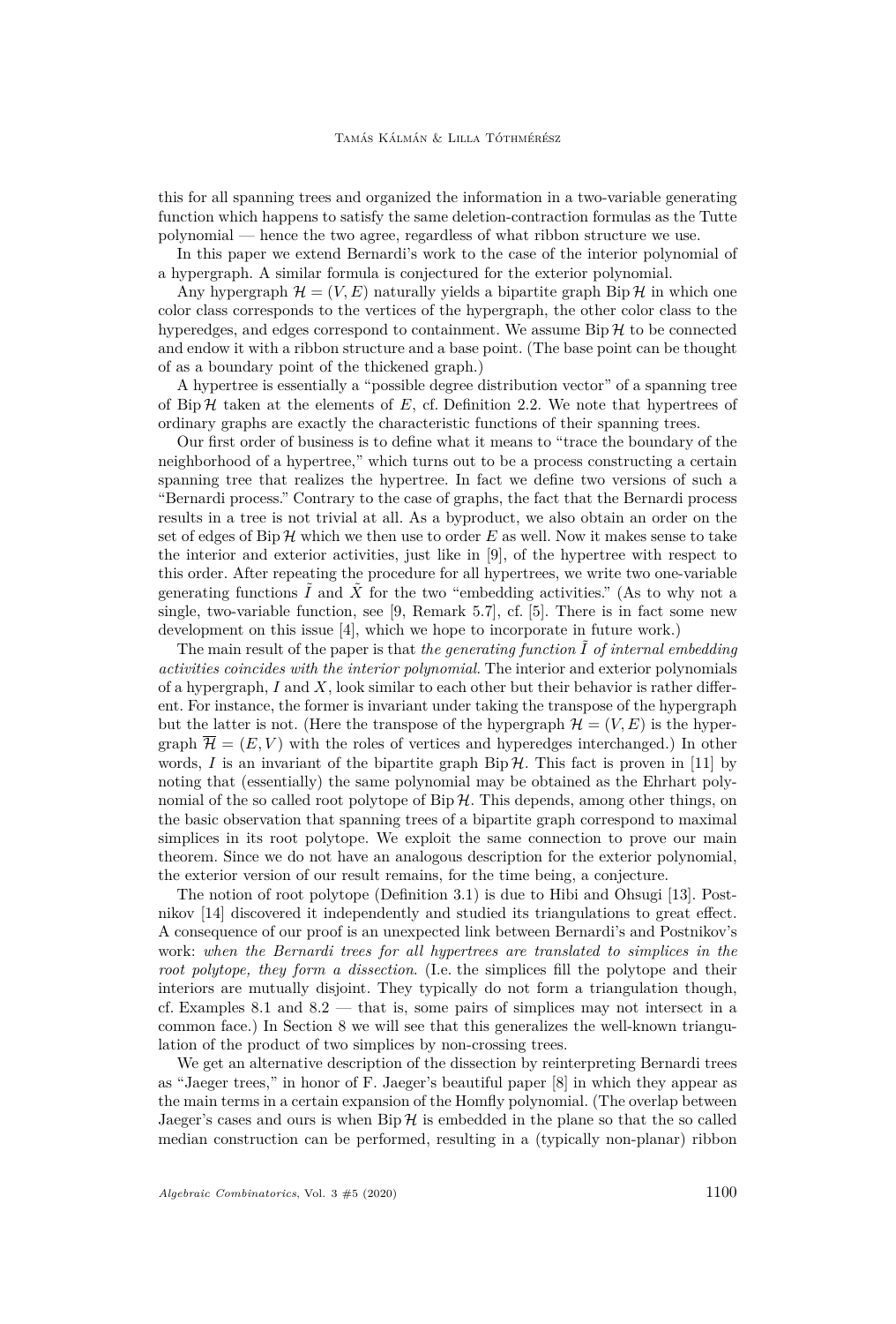this for all spanning trees and organized the information in a two-variable generating function which happens to satisfy the same deletion-contraction formulas as the Tutte polynomial — hence the two agree, regardless of what ribbon structure we use.

In this paper we extend Bernardi's work to the case of the interior polynomial of a hypergraph. A similar formula is conjectured for the exterior polynomial.

Any hypergraph $\mathcal{H} = (V, E)$ naturally yields a bipartite graph $\operatorname{Bip} \mathcal{H}$ in which one color class corresponds to the vertices of the hypergraph, the other color class to the hyperedges, and edges correspond to containment. We assume $\operatorname{Bip} \mathcal{H}$ to be connected and endow it with a ribbon structure and a base point. (The base point can be thought of as a boundary point of the thickened graph.)

A hypertree is essentially a "possible degree distribution vector" of a spanning tree of $\operatorname{Bip} \mathcal{H}$ taken at the elements of $E$, cf. Definition 2.2. We note that hypertrees of ordinary graphs are exactly the characteristic functions of their spanning trees.

Our first order of business is to define what it means to "trace the boundary of the neighborhood of a hypertree," which turns out to be a process constructing a certain spanning tree that realizes the hypertree. In fact we define two versions of such a "Bernardi process." Contrary to the case of graphs, the fact that the Bernardi process results in a tree is not trivial at all. As a byproduct, we also obtain an order on the set of edges of $\operatorname{Bip} \mathcal{H}$ which we then use to order $E$ as well. Now it makes sense to take the interior and exterior activities, just like in [9], of the hypertree with respect to this order. After repeating the procedure for all hypertrees, we write two one-variable generating functions $\tilde{I}$ and $\tilde{X}$ for the two "embedding activities." (As to why not a single, two-variable function, see [9, Remark 5.7], cf. [5]. There is in fact some new development on this issue [4], which we hope to incorporate in future work.)

The main result of the paper is that *the generating function $\tilde{I}$ of internal embedding activities coincides with the interior polynomial*. The interior and exterior polynomials of a hypergraph, $I$ and $X$, look similar to each other but their behavior is rather different. For instance, the former is invariant under taking the transpose of the hypergraph but the latter is not. (Here the transpose of the hypergraph $\mathcal{H} = (V, E)$ is the hypergraph $\overline{\mathcal{H}} = (E, V)$ with the roles of vertices and hyperedges interchanged.) In other words, $I$ is an invariant of the bipartite graph $\operatorname{Bip} \mathcal{H}$. This fact is proven in [11] by noting that (essentially) the same polynomial may be obtained as the Ehrhart polynomial of the so called root polytope of $\operatorname{Bip} \mathcal{H}$. This depends, among other things, on the basic observation that spanning trees of a bipartite graph correspond to maximal simplices in its root polytope. We exploit the same connection to prove our main theorem. Since we do not have an analogous description for the exterior polynomial, the exterior version of our result remains, for the time being, a conjecture.

The notion of root polytope (Definition 3.1) is due to Hibi and Ohsugi [13]. Postnikov [14] discovered it independently and studied its triangulations to great effect. A consequence of our proof is an unexpected link between Bernardi's and Postnikov's work: *when the Bernardi trees for all hypertrees are translated to simplices in the root polytope, they form a dissection.* (I.e. the simplices fill the polytope and their interiors are mutually disjoint. They typically do not form a triangulation though, cf. Examples 8.1 and 8.2 — that is, some pairs of simplices may not intersect in a common face.) In Section 8 we will see that this generalizes the well-known triangulation of the product of two simplices by non-crossing trees.

We get an alternative description of the dissection by reinterpreting Bernardi trees as "Jaeger trees," in honor of F. Jaeger's beautiful paper [8] in which they appear as the main terms in a certain expansion of the Homfly polynomial. (The overlap between Jaeger's cases and ours is when $\operatorname{Bip} \mathcal{H}$ is embedded in the plane so that the so called median construction can be performed, resulting in a (typically non-planar) ribbon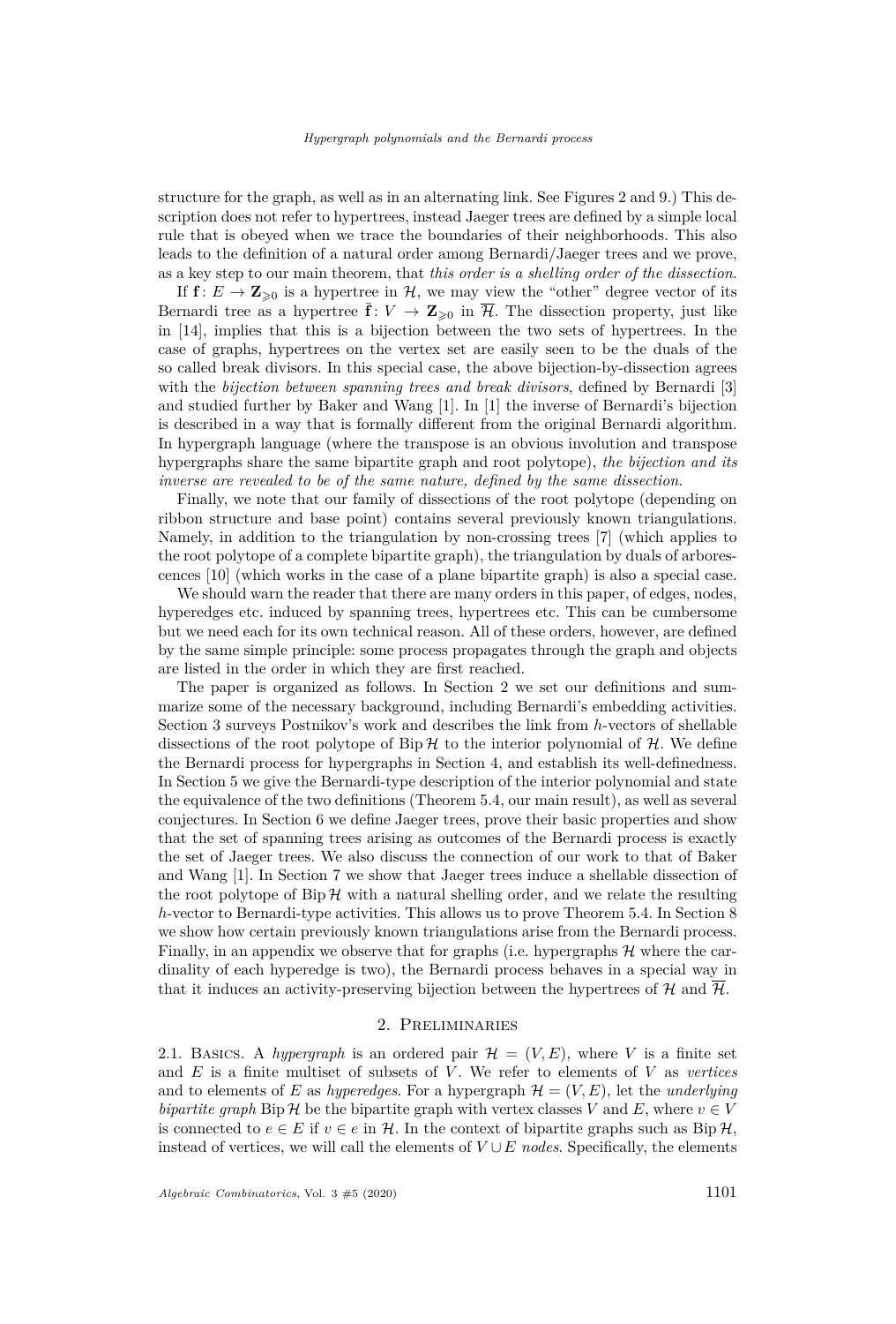structure for the graph, as well as in an alternating link. See Figures 2 and 9.) This description does not refer to hypertrees, instead Jaeger trees are defined by a simple local rule that is obeyed when we trace the boundaries of their neighborhoods. This also leads to the definition of a natural order among Bernardi/Jaeger trees and we prove, as a key step to our main theorem, that *this order is a shelling order of the dissection*.

If $\mathbf{f}\colon E \to \mathbf{Z}_{\geqslant 0}$ is a hypertree in $\mathcal{H}$, we may view the "other" degree vector of its Bernardi tree as a hypertree $\bar{\mathbf{f}}\colon V \to \mathbf{Z}_{\geqslant 0}$ in $\overline{\mathcal{H}}$. The dissection property, just like in [14], implies that this is a bijection between the two sets of hypertrees. In the case of graphs, hypertrees on the vertex set are easily seen to be the duals of the so called break divisors. In this special case, the above bijection-by-dissection agrees with the *bijection between spanning trees and break divisors*, defined by Bernardi [3] and studied further by Baker and Wang [1]. In [1] the inverse of Bernardi's bijection is described in a way that is formally different from the original Bernardi algorithm. In hypergraph language (where the transpose is an obvious involution and transpose hypergraphs share the same bipartite graph and root polytope), *the bijection and its inverse are revealed to be of the same nature, defined by the same dissection*.

Finally, we note that our family of dissections of the root polytope (depending on ribbon structure and base point) contains several previously known triangulations. Namely, in addition to the triangulation by non-crossing trees [7] (which applies to the root polytope of a complete bipartite graph), the triangulation by duals of arborescences [10] (which works in the case of a plane bipartite graph) is also a special case.

We should warn the reader that there are many orders in this paper, of edges, nodes, hyperedges etc. induced by spanning trees, hypertrees etc. This can be cumbersome but we need each for its own technical reason. All of these orders, however, are defined by the same simple principle: some process propagates through the graph and objects are listed in the order in which they are first reached.

The paper is organized as follows. In Section 2 we set our definitions and summarize some of the necessary background, including Bernardi's embedding activities. Section 3 surveys Postnikov's work and describes the link from $h$-vectors of shellable dissections of the root polytope of $\operatorname{Bip}\mathcal{H}$ to the interior polynomial of $\mathcal{H}$. We define the Bernardi process for hypergraphs in Section 4, and establish its well-definedness. In Section 5 we give the Bernardi-type description of the interior polynomial and state the equivalence of the two definitions (Theorem 5.4, our main result), as well as several conjectures. In Section 6 we define Jaeger trees, prove their basic properties and show that the set of spanning trees arising as outcomes of the Bernardi process is exactly the set of Jaeger trees. We also discuss the connection of our work to that of Baker and Wang [1]. In Section 7 we show that Jaeger trees induce a shellable dissection of the root polytope of $\operatorname{Bip}\mathcal{H}$ with a natural shelling order, and we relate the resulting $h$-vector to Bernardi-type activities. This allows us to prove Theorem 5.4. In Section 8 we show how certain previously known triangulations arise from the Bernardi process. Finally, in an appendix we observe that for graphs (i.e. hypergraphs $\mathcal{H}$ where the cardinality of each hyperedge is two), the Bernardi process behaves in a special way in that it induces an activity-preserving bijection between the hypertrees of $\mathcal{H}$ and $\overline{\mathcal{H}}$.

## 2. Preliminaries

2.1. Basics. A *hypergraph* is an ordered pair $\mathcal{H} = (V, E)$, where $V$ is a finite set and $E$ is a finite multiset of subsets of $V$. We refer to elements of $V$ as *vertices* and to elements of $E$ as *hyperedges*. For a hypergraph $\mathcal{H} = (V, E)$, let the *underlying bipartite graph* $\operatorname{Bip}\mathcal{H}$ be the bipartite graph with vertex classes $V$ and $E$, where $v \in V$ is connected to $e \in E$ if $v \in e$ in $\mathcal{H}$. In the context of bipartite graphs such as $\operatorname{Bip}\mathcal{H}$, instead of vertices, we will call the elements of $V \cup E$ *nodes*. Specifically, the elements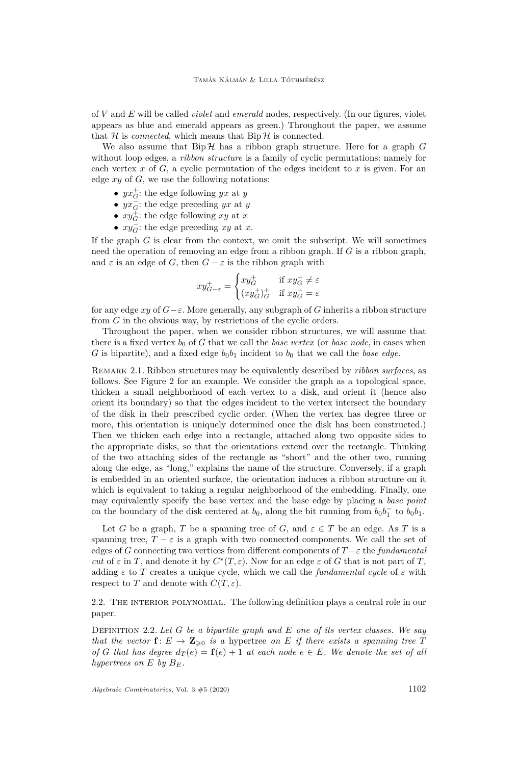of $V$ and $E$ will be called *violet* and *emerald* nodes, respectively. (In our figures, violet appears as blue and emerald appears as green.) Throughout the paper, we assume that $\mathcal{H}$ is *connected*, which means that $\operatorname{Bip}\mathcal{H}$ is connected.

We also assume that $\operatorname{Bip}\mathcal{H}$ has a ribbon graph structure. Here for a graph $G$ without loop edges, a *ribbon structure* is a family of cyclic permutations: namely for each vertex $x$ of $G$, a cyclic permutation of the edges incident to $x$ is given. For an edge $xy$ of $G$, we use the following notations:

- $yx^+_G$: the edge following $yx$ at $y$
- $yx^-_G$: the edge preceding $yx$ at $y$
- $xy^+_G$: the edge following $xy$ at $x$
- $xy^-_G$: the edge preceding $xy$ at $x$.

If the graph $G$ is clear from the context, we omit the subscript. We will sometimes need the operation of removing an edge from a ribbon graph. If $G$ is a ribbon graph, and $\varepsilon$ is an edge of $G$, then $G-\varepsilon$ is the ribbon graph with

$$xy^+_{G-\varepsilon} = \begin{cases} xy^+_G & \text{if } xy^+_G \neq \varepsilon \\ (xy^+_G)^+_G & \text{if } xy^+_G = \varepsilon \end{cases}$$

for any edge $xy$ of $G-\varepsilon$. More generally, any subgraph of $G$ inherits a ribbon structure from $G$ in the obvious way, by restrictions of the cyclic orders.

Throughout the paper, when we consider ribbon structures, we will assume that there is a fixed vertex $b_0$ of $G$ that we call the *base vertex* (or *base node*, in cases when $G$ is bipartite), and a fixed edge $b_0b_1$ incident to $b_0$ that we call the *base edge*.

Remark 2.1. Ribbon structures may be equivalently described by *ribbon surfaces*, as follows. See Figure 2 for an example. We consider the graph as a topological space, thicken a small neighborhood of each vertex to a disk, and orient it (hence also orient its boundary) so that the edges incident to the vertex intersect the boundary of the disk in their prescribed cyclic order. (When the vertex has degree three or more, this orientation is uniquely determined once the disk has been constructed.) Then we thicken each edge into a rectangle, attached along two opposite sides to the appropriate disks, so that the orientations extend over the rectangle. Thinking of the two attaching sides of the rectangle as "short" and the other two, running along the edge, as "long," explains the name of the structure. Conversely, if a graph is embedded in an oriented surface, the orientation induces a ribbon structure on it which is equivalent to taking a regular neighborhood of the embedding. Finally, one may equivalently specify the base vertex and the base edge by placing a *base point* on the boundary of the disk centered at $b_0$, along the bit running from $b_0b_1^-$ to $b_0b_1$.

Let $G$ be a graph, $T$ be a spanning tree of $G$, and $\varepsilon \in T$ be an edge. As $T$ is a spanning tree, $T-\varepsilon$ is a graph with two connected components. We call the set of edges of $G$ connecting two vertices from different components of $T-\varepsilon$ the *fundamental cut* of $\varepsilon$ in $T$, and denote it by $C^*(T,\varepsilon)$. Now for an edge $\varepsilon$ of $G$ that is not part of $T$, adding $\varepsilon$ to $T$ creates a unique cycle, which we call the *fundamental cycle* of $\varepsilon$ with respect to $T$ and denote with $C(T,\varepsilon)$.

## 2.2. The interior polynomial.

The following definition plays a central role in our paper.

Definition 2.2. *Let $G$ be a bipartite graph and $E$ one of its vertex classes. We say that the vector $\mathbf{f}\colon E \to \mathbf{Z}_{\geqslant 0}$ is a* hypertree *on $E$ if there exists a spanning tree $T$ of $G$ that has degree $d_T(e) = \mathbf{f}(e) + 1$ at each node $e \in E$. We denote the set of all hypertrees on $E$ by $B_E$.*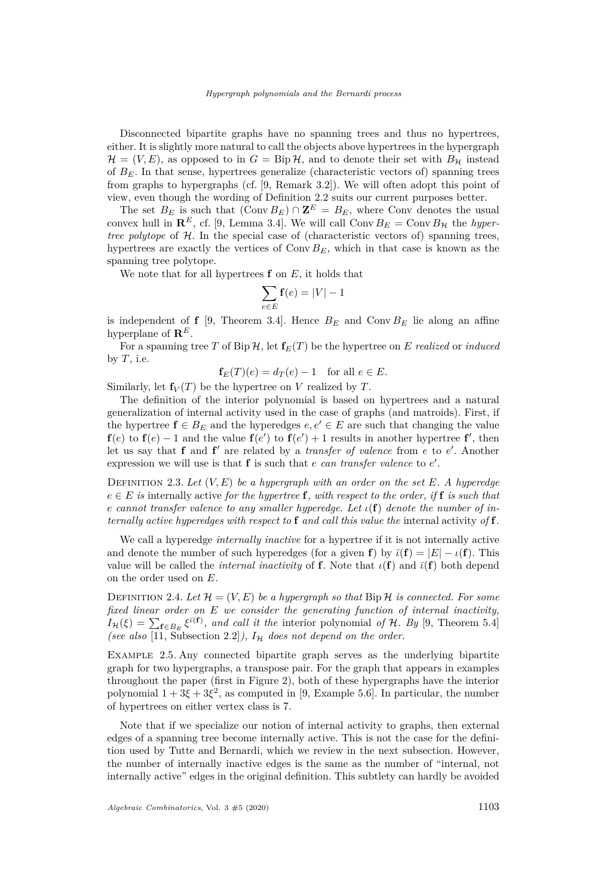Disconnected bipartite graphs have no spanning trees and thus no hypertrees, either. It is slightly more natural to call the objects above hypertrees in the hypergraph $\mathcal{H} = (V, E)$, as opposed to in $G = \operatorname{Bip} \mathcal{H}$, and to denote their set with $B_{\mathcal{H}}$ instead of $B_E$. In that sense, hypertrees generalize (characteristic vectors of) spanning trees from graphs to hypergraphs (cf. [9, Remark 3.2]). We will often adopt this point of view, even though the wording of Definition 2.2 suits our current purposes better.

The set $B_E$ is such that $(\operatorname{Conv} B_E) \cap \mathbf{Z}^E = B_E$, where Conv denotes the usual convex hull in $\mathbf{R}^E$, cf. [9, Lemma 3.4]. We will call $\operatorname{Conv} B_E = \operatorname{Conv} B_{\mathcal{H}}$ the *hypertree polytope* of $\mathcal{H}$. In the special case of (characteristic vectors of) spanning trees, hypertrees are exactly the vertices of $\operatorname{Conv} B_E$, which in that case is known as the spanning tree polytope.

We note that for all hypertrees $\mathbf{f}$ on $E$, it holds that

$$\sum_{e \in E} \mathbf{f}(e) = |V| - 1$$

is independent of $\mathbf{f}$ [9, Theorem 3.4]. Hence $B_E$ and $\operatorname{Conv} B_E$ lie along an affine hyperplane of $\mathbf{R}^E$.

For a spanning tree $T$ of $\operatorname{Bip} \mathcal{H}$, let $\mathbf{f}_E(T)$ be the hypertree on $E$ *realized* or *induced* by $T$, i.e.

$$\mathbf{f}_E(T)(e) = d_T(e) - 1 \quad \text{for all } e \in E.$$

Similarly, let $\mathbf{f}_V(T)$ be the hypertree on $V$ realized by $T$.

The definition of the interior polynomial is based on hypertrees and a natural generalization of internal activity used in the case of graphs (and matroids). First, if the hypertree $\mathbf{f} \in B_E$ and the hyperedges $e, e' \in E$ are such that changing the value $\mathbf{f}(e)$ to $\mathbf{f}(e) - 1$ and the value $\mathbf{f}(e')$ to $\mathbf{f}(e') + 1$ results in another hypertree $\mathbf{f}'$, then let us say that $\mathbf{f}$ and $\mathbf{f}'$ are related by a *transfer of valence* from $e$ to $e'$. Another expression we will use is that $\mathbf{f}$ is such that *$e$ can transfer valence* to $e'$.

Definition 2.3. *Let $(V, E)$ be a hypergraph with an order on the set $E$. A hyperedge $e \in E$ is* internally active *for the hypertree $\mathbf{f}$, with respect to the order, if $\mathbf{f}$ is such that $e$ cannot transfer valence to any smaller hyperedge. Let $\iota(\mathbf{f})$ denote the number of internally active hyperedges with respect to $\mathbf{f}$ and call this value the* internal activity *of $\mathbf{f}$.*

We call a hyperedge *internally inactive* for a hypertree if it is not internally active and denote the number of such hyperedges (for a given $\mathbf{f}$) by $\bar{\iota}(\mathbf{f}) = |E| - \iota(\mathbf{f})$. This value will be called the *internal inactivity* of $\mathbf{f}$. Note that $\iota(\mathbf{f})$ and $\bar{\iota}(\mathbf{f})$ both depend on the order used on $E$.

Definition 2.4. *Let $\mathcal{H} = (V, E)$ be a hypergraph so that $\operatorname{Bip} \mathcal{H}$ is connected. For some fixed linear order on $E$ we consider the generating function of internal inactivity, $I_{\mathcal{H}}(\xi) = \sum_{\mathbf{f} \in B_E} \xi^{\bar{\iota}(\mathbf{f})}$, and call it the* interior polynomial *of $\mathcal{H}$. By* [9, Theorem 5.4] *(see also* [11, Subsection 2.2]*), $I_{\mathcal{H}}$ does not depend on the order.*

Example 2.5. Any connected bipartite graph serves as the underlying bipartite graph for two hypergraphs, a transpose pair. For the graph that appears in examples throughout the paper (first in Figure 2), both of these hypergraphs have the interior polynomial $1 + 3\xi + 3\xi^2$, as computed in [9, Example 5.6]. In particular, the number of hypertrees on either vertex class is 7.

Note that if we specialize our notion of internal activity to graphs, then external edges of a spanning tree become internally active. This is not the case for the definition used by Tutte and Bernardi, which we review in the next subsection. However, the number of internally inactive edges is the same as the number of "internal, not internally active" edges in the original definition. This subtlety can hardly be avoided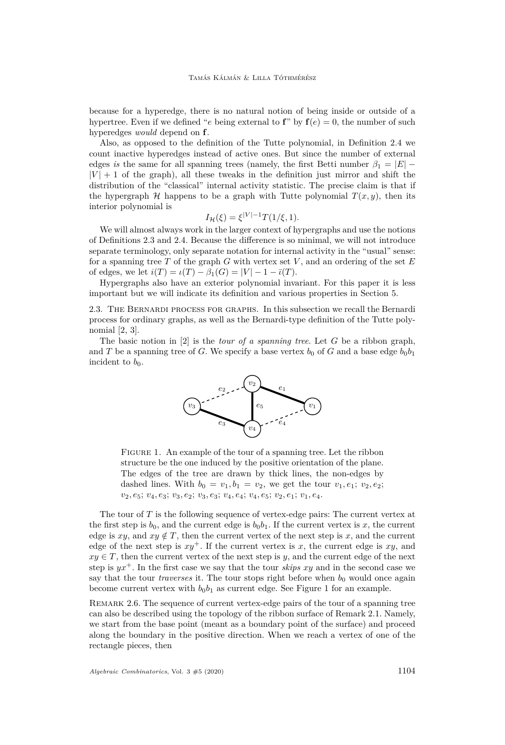because for a hyperedge, there is no natural notion of being inside or outside of a hypertree. Even if we defined "$e$ being external to $\mathbf{f}$" by $\mathbf{f}(e) = 0$, the number of such hyperedges *would* depend on $\mathbf{f}$.

Also, as opposed to the definition of the Tutte polynomial, in Definition 2.4 we count inactive hyperedges instead of active ones. But since the number of external edges *is* the same for all spanning trees (namely, the first Betti number $\beta_1 = |E| - |V| + 1$ of the graph), all these tweaks in the definition just mirror and shift the distribution of the "classical" internal activity statistic. The precise claim is that if the hypergraph $\mathcal{H}$ happens to be a graph with Tutte polynomial $T(x, y)$, then its interior polynomial is

$$I_{\mathcal{H}}(\xi) = \xi^{|V|-1} T(1/\xi, 1).$$

We will almost always work in the larger context of hypergraphs and use the notions of Definitions 2.3 and 2.4. Because the difference is so minimal, we will not introduce separate terminology, only separate notation for internal activity in the "usual" sense: for a spanning tree $T$ of the graph $G$ with vertex set $V$, and an ordering of the set $E$ of edges, we let $i(T) = \iota(T) - \beta_1(G) = |V| - 1 - \bar{\iota}(T)$.

Hypergraphs also have an exterior polynomial invariant. For this paper it is less important but we will indicate its definition and various properties in Section 5.

## 2.3. The Bernardi process for graphs.

In this subsection we recall the Bernardi process for ordinary graphs, as well as the Bernardi-type definition of the Tutte polynomial [2, 3].

The basic notion in [2] is the *tour of a spanning tree*. Let $G$ be a ribbon graph, and $T$ be a spanning tree of $G$. We specify a base vertex $b_0$ of $G$ and a base edge $b_0b_1$ incident to $b_0$.

Figure 1. An example of the tour of a spanning tree. Let the ribbon structure be the one induced by the positive orientation of the plane. The edges of the tree are drawn by thick lines, the non-edges by dashed lines. With $b_0 = v_1, b_1 = v_2$, we get the tour $v_1, e_1$; $v_2, e_2$; $v_2, e_5$; $v_4, e_3$; $v_3, e_2$; $v_3, e_3$; $v_4, e_4$; $v_4, e_5$; $v_2, e_1$; $v_1, e_4$.

The tour of $T$ is the following sequence of vertex-edge pairs: The current vertex at the first step is $b_0$, and the current edge is $b_0b_1$. If the current vertex is $x$, the current edge is $xy$, and $xy \notin T$, then the current vertex of the next step is $x$, and the current edge of the next step is $xy^+$. If the current vertex is $x$, the current edge is $xy$, and $xy \in T$, then the current vertex of the next step is $y$, and the current edge of the next step is $yx^+$. In the first case we say that the tour *skips* $xy$ and in the second case we say that the tour *traverses* it. The tour stops right before when $b_0$ would once again become current vertex with $b_0b_1$ as current edge. See Figure 1 for an example.

Remark 2.6. The sequence of current vertex-edge pairs of the tour of a spanning tree can also be described using the topology of the ribbon surface of Remark 2.1. Namely, we start from the base point (meant as a boundary point of the surface) and proceed along the boundary in the positive direction. When we reach a vertex of one of the rectangle pieces, then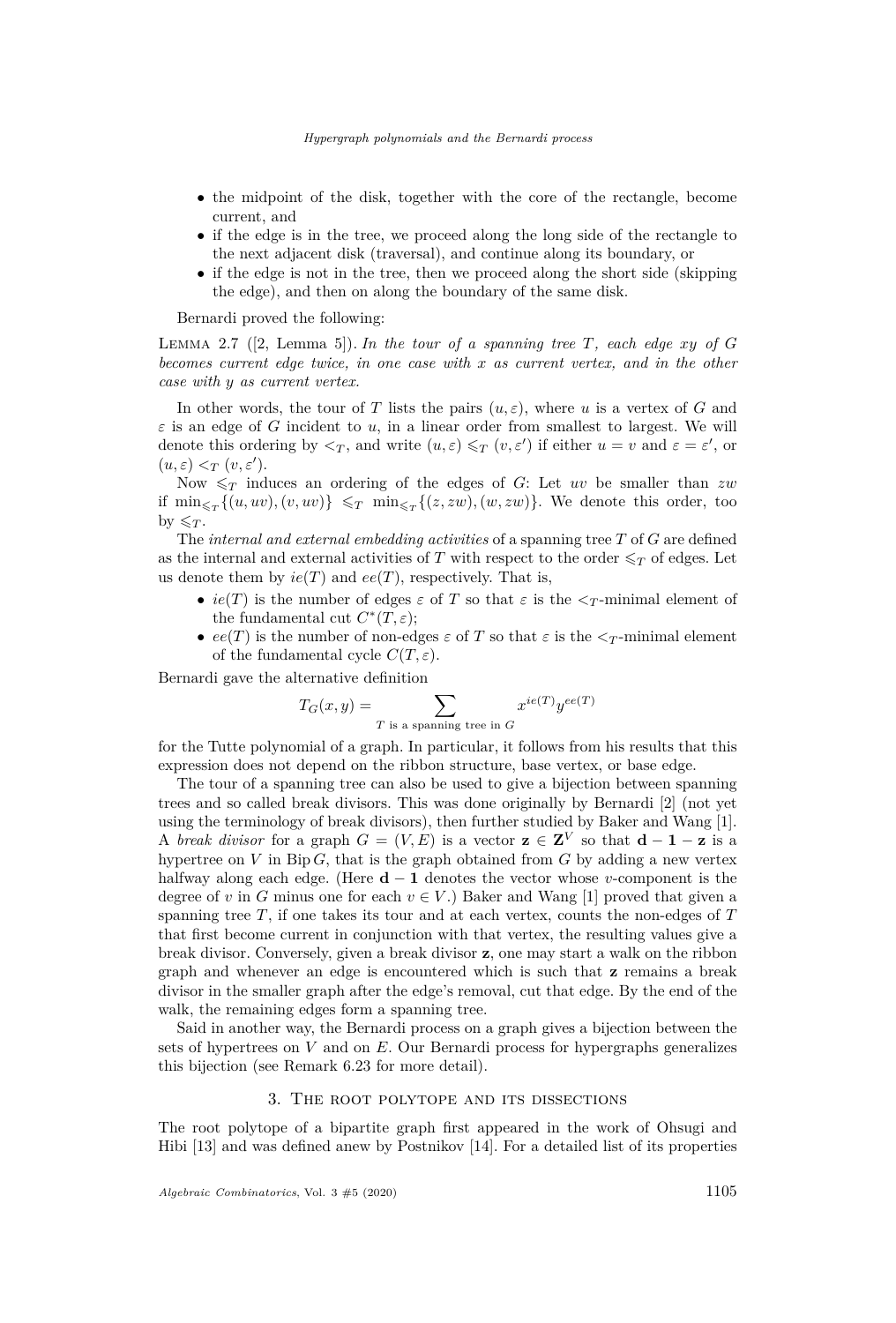- the midpoint of the disk, together with the core of the rectangle, become current, and
- if the edge is in the tree, we proceed along the long side of the rectangle to the next adjacent disk (traversal), and continue along its boundary, or
- if the edge is not in the tree, then we proceed along the short side (skipping the edge), and then on along the boundary of the same disk.

Bernardi proved the following:

Lemma 2.7 ([2, Lemma 5]). *In the tour of a spanning tree $T$, each edge $xy$ of $G$ becomes current edge twice, in one case with $x$ as current vertex, and in the other case with $y$ as current vertex.*

In other words, the tour of $T$ lists the pairs $(u, \varepsilon)$, where $u$ is a vertex of $G$ and $\varepsilon$ is an edge of $G$ incident to $u$, in a linear order from smallest to largest. We will denote this ordering by $<_T$, and write $(u, \varepsilon) \leqslant_T (v, \varepsilon')$ if either $u = v$ and $\varepsilon = \varepsilon'$, or $(u, \varepsilon) <_T (v, \varepsilon')$.

Now $\leqslant_T$ induces an ordering of the edges of $G$: Let $uv$ be smaller than $zw$ if $\min_{\leqslant_T}\{(u, uv), (v, uv)\} \leqslant_T \min_{\leqslant_T}\{(z, zw), (w, zw)\}$. We denote this order, too by $\leqslant_T$.

The *internal and external embedding activities* of a spanning tree $T$ of $G$ are defined as the internal and external activities of $T$ with respect to the order $\leqslant_T$ of edges. Let us denote them by $ie(T)$ and $ee(T)$, respectively. That is,

- $ie(T)$ is the number of edges $\varepsilon$ of $T$ so that $\varepsilon$ is the $<_T$-minimal element of the fundamental cut $C^*(T, \varepsilon)$;
- $ee(T)$ is the number of non-edges $\varepsilon$ of $T$ so that $\varepsilon$ is the $<_T$-minimal element of the fundamental cycle $C(T, \varepsilon)$.

Bernardi gave the alternative definition

$$T_G(x, y) = \sum_{T \text{ is a spanning tree in } G} x^{ie(T)} y^{ee(T)}$$

for the Tutte polynomial of a graph. In particular, it follows from his results that this expression does not depend on the ribbon structure, base vertex, or base edge.

The tour of a spanning tree can also be used to give a bijection between spanning trees and so called break divisors. This was done originally by Bernardi [2] (not yet using the terminology of break divisors), then further studied by Baker and Wang [1]. A *break divisor* for a graph $G = (V, E)$ is a vector $\mathbf{z} \in \mathbf{Z}^V$ so that $\mathbf{d} - \mathbf{1} - \mathbf{z}$ is a hypertree on $V$ in $\operatorname{Bip} G$, that is the graph obtained from $G$ by adding a new vertex halfway along each edge. (Here $\mathbf{d} - \mathbf{1}$ denotes the vector whose $v$-component is the degree of $v$ in $G$ minus one for each $v \in V$.) Baker and Wang [1] proved that given a spanning tree $T$, if one takes its tour and at each vertex, counts the non-edges of $T$ that first become current in conjunction with that vertex, the resulting values give a break divisor. Conversely, given a break divisor $\mathbf{z}$, one may start a walk on the ribbon graph and whenever an edge is encountered which is such that $\mathbf{z}$ remains a break divisor in the smaller graph after the edge's removal, cut that edge. By the end of the walk, the remaining edges form a spanning tree.

Said in another way, the Bernardi process on a graph gives a bijection between the sets of hypertrees on $V$ and on $E$. Our Bernardi process for hypergraphs generalizes this bijection (see Remark 6.23 for more detail).

## 3. The root polytope and its dissections

The root polytope of a bipartite graph first appeared in the work of Ohsugi and Hibi [13] and was defined anew by Postnikov [14]. For a detailed list of its properties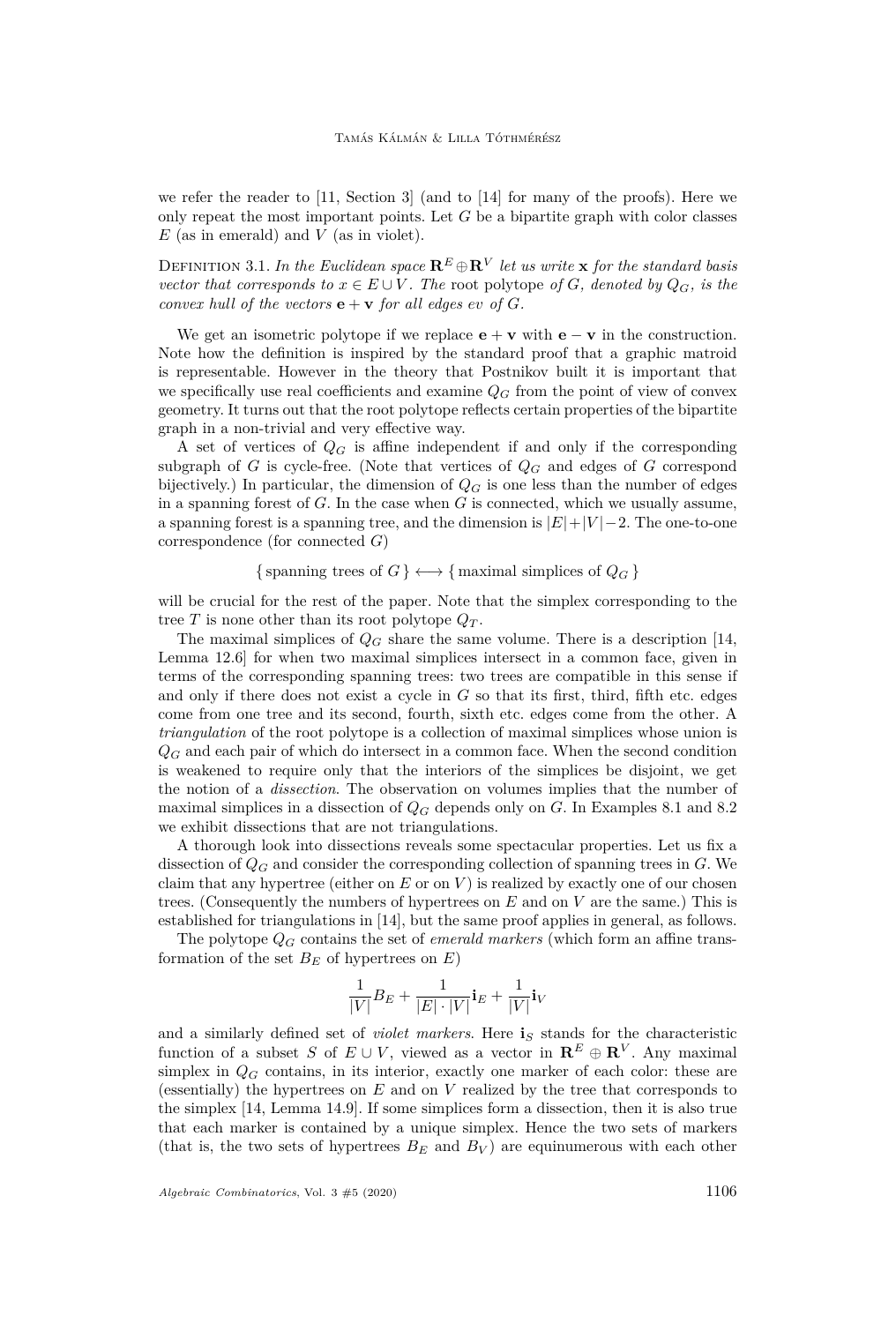we refer the reader to [11, Section 3] (and to [14] for many of the proofs). Here we only repeat the most important points. Let $G$ be a bipartite graph with color classes $E$ (as in emerald) and $V$ (as in violet).

Definition 3.1. *In the Euclidean space $\mathbf{R}^E \oplus \mathbf{R}^V$ let us write $\mathbf{x}$ for the standard basis vector that corresponds to $x \in E \cup V$. The* root polytope *of $G$, denoted by $Q_G$, is the convex hull of the vectors $\mathbf{e} + \mathbf{v}$ for all edges $ev$ of $G$.*

We get an isometric polytope if we replace $\mathbf{e} + \mathbf{v}$ with $\mathbf{e} - \mathbf{v}$ in the construction. Note how the definition is inspired by the standard proof that a graphic matroid is representable. However in the theory that Postnikov built it is important that we specifically use real coefficients and examine $Q_G$ from the point of view of convex geometry. It turns out that the root polytope reflects certain properties of the bipartite graph in a non-trivial and very effective way.

A set of vertices of $Q_G$ is affine independent if and only if the corresponding subgraph of $G$ is cycle-free. (Note that vertices of $Q_G$ and edges of $G$ correspond bijectively.) In particular, the dimension of $Q_G$ is one less than the number of edges in a spanning forest of $G$. In the case when $G$ is connected, which we usually assume, a spanning forest is a spanning tree, and the dimension is $|E|+|V|-2$. The one-to-one correspondence (for connected $G$)

$$\{\text{spanning trees of } G\} \longleftrightarrow \{\text{maximal simplices of } Q_G\}$$

will be crucial for the rest of the paper. Note that the simplex corresponding to the tree $T$ is none other than its root polytope $Q_T$.

The maximal simplices of $Q_G$ share the same volume. There is a description [14, Lemma 12.6] for when two maximal simplices intersect in a common face, given in terms of the corresponding spanning trees: two trees are compatible in this sense if and only if there does not exist a cycle in $G$ so that its first, third, fifth etc. edges come from one tree and its second, fourth, sixth etc. edges come from the other. A *triangulation* of the root polytope is a collection of maximal simplices whose union is $Q_G$ and each pair of which do intersect in a common face. When the second condition is weakened to require only that the interiors of the simplices be disjoint, we get the notion of a *dissection*. The observation on volumes implies that the number of maximal simplices in a dissection of $Q_G$ depends only on $G$. In Examples 8.1 and 8.2 we exhibit dissections that are not triangulations.

A thorough look into dissections reveals some spectacular properties. Let us fix a dissection of $Q_G$ and consider the corresponding collection of spanning trees in $G$. We claim that any hypertree (either on $E$ or on $V$) is realized by exactly one of our chosen trees. (Consequently the numbers of hypertrees on $E$ and on $V$ are the same.) This is established for triangulations in [14], but the same proof applies in general, as follows.

The polytope $Q_G$ contains the set of *emerald markers* (which form an affine transformation of the set $B_E$ of hypertrees on $E$)

$$\frac{1}{|V|}B_E + \frac{1}{|E|\cdot|V|}\mathbf{i}_E + \frac{1}{|V|}\mathbf{i}_V$$

and a similarly defined set of *violet markers*. Here $\mathbf{i}_S$ stands for the characteristic function of a subset $S$ of $E \cup V$, viewed as a vector in $\mathbf{R}^E \oplus \mathbf{R}^V$. Any maximal simplex in $Q_G$ contains, in its interior, exactly one marker of each color: these are (essentially) the hypertrees on $E$ and on $V$ realized by the tree that corresponds to the simplex [14, Lemma 14.9]. If some simplices form a dissection, then it is also true that each marker is contained by a unique simplex. Hence the two sets of markers (that is, the two sets of hypertrees $B_E$ and $B_V$) are equinumerous with each other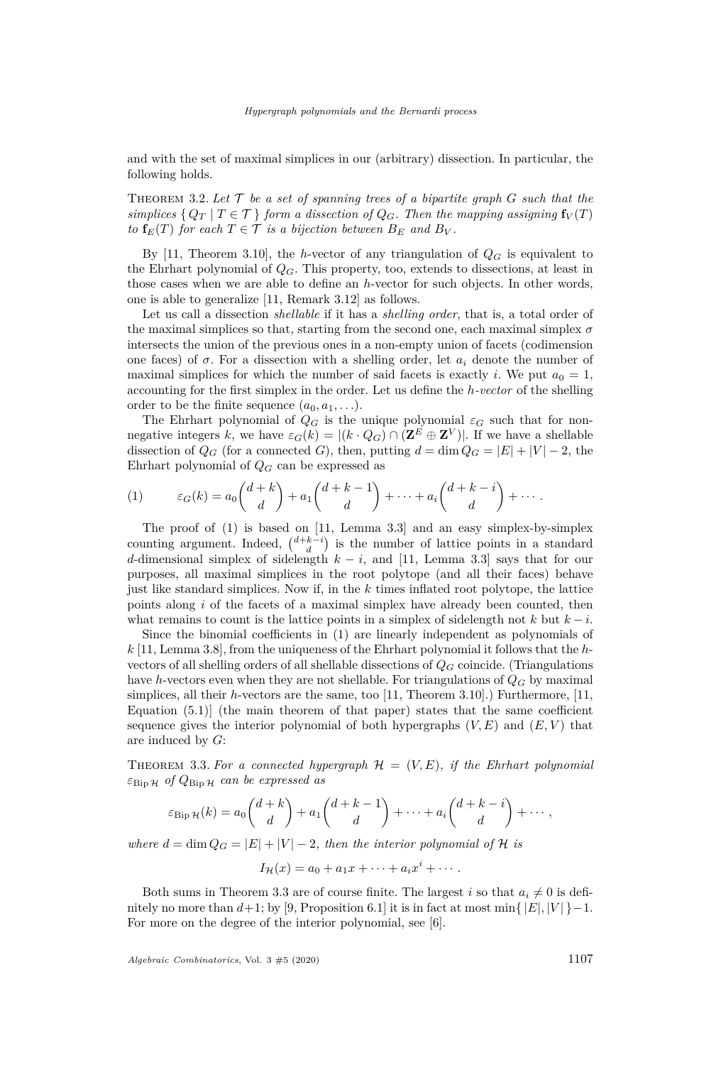and with the set of maximal simplices in our (arbitrary) dissection. In particular, the following holds.

Theorem 3.2. *Let $\mathcal{T}$ be a set of spanning trees of a bipartite graph $G$ such that the simplices $\{\, Q_T \mid T \in \mathcal{T} \,\}$ form a dissection of $Q_G$. Then the mapping assigning $\mathbf{f}_V(T)$ to $\mathbf{f}_E(T)$ for each $T \in \mathcal{T}$ is a bijection between $B_E$ and $B_V$.*

By [11, Theorem 3.10], the $h$-vector of any triangulation of $Q_G$ is equivalent to the Ehrhart polynomial of $Q_G$. This property, too, extends to dissections, at least in those cases when we are able to define an $h$-vector for such objects. In other words, one is able to generalize [11, Remark 3.12] as follows.

Let us call a dissection *shellable* if it has a *shelling order*, that is, a total order of the maximal simplices so that, starting from the second one, each maximal simplex $\sigma$ intersects the union of the previous ones in a non-empty union of facets (codimension one faces) of $\sigma$. For a dissection with a shelling order, let $a_i$ denote the number of maximal simplices for which the number of said facets is exactly $i$. We put $a_0 = 1$, accounting for the first simplex in the order. Let us define the *$h$-vector* of the shelling order to be the finite sequence $(a_0, a_1, \ldots)$.

The Ehrhart polynomial of $Q_G$ is the unique polynomial $\varepsilon_G$ such that for non-negative integers $k$, we have $\varepsilon_G(k) = |(k \cdot Q_G) \cap (\mathbf{Z}^E \oplus \mathbf{Z}^V)|$. If we have a shellable dissection of $Q_G$ (for a connected $G$), then, putting $d = \dim Q_G = |E| + |V| - 2$, the Ehrhart polynomial of $Q_G$ can be expressed as

$$\varepsilon_G(k) = a_0\binom{d+k}{d} + a_1\binom{d+k-1}{d} + \cdots + a_i\binom{d+k-i}{d} + \cdots. \tag{1}$$

The proof of (1) is based on [11, Lemma 3.3] and an easy simplex-by-simplex counting argument. Indeed, $\binom{d+k-i}{d}$ is the number of lattice points in a standard $d$-dimensional simplex of sidelength $k - i$, and [11, Lemma 3.3] says that for our purposes, all maximal simplices in the root polytope (and all their faces) behave just like standard simplices. Now if, in the $k$ times inflated root polytope, the lattice points along $i$ of the facets of a maximal simplex have already been counted, then what remains to count is the lattice points in a simplex of sidelength not $k$ but $k - i$.

Since the binomial coefficients in (1) are linearly independent as polynomials of $k$ [11, Lemma 3.8], from the uniqueness of the Ehrhart polynomial it follows that the $h$-vectors of all shelling orders of all shellable dissections of $Q_G$ coincide. (Triangulations have $h$-vectors even when they are not shellable. For triangulations of $Q_G$ by maximal simplices, all their $h$-vectors are the same, too [11, Theorem 3.10].) Furthermore, [11, Equation (5.1)] (the main theorem of that paper) states that the same coefficient sequence gives the interior polynomial of both hypergraphs $(V, E)$ and $(E, V)$ that are induced by $G$:

Theorem 3.3. *For a connected hypergraph $\mathcal{H} = (V, E)$, if the Ehrhart polynomial $\varepsilon_{\operatorname{Bip}\mathcal{H}}$ of $Q_{\operatorname{Bip}\mathcal{H}}$ can be expressed as*

$$\varepsilon_{\operatorname{Bip}\mathcal{H}}(k) = a_0\binom{d+k}{d} + a_1\binom{d+k-1}{d} + \cdots + a_i\binom{d+k-i}{d} + \cdots,$$

*where $d = \dim Q_G = |E| + |V| - 2$, then the interior polynomial of $\mathcal{H}$ is*

$$I_{\mathcal{H}}(x) = a_0 + a_1 x + \cdots + a_i x^i + \cdots.$$

Both sums in Theorem 3.3 are of course finite. The largest $i$ so that $a_i \neq 0$ is definitely no more than $d+1$; by [9, Proposition 6.1] it is in fact at most $\min\{\,|E|, |V|\,\} - 1$. For more on the degree of the interior polynomial, see [6].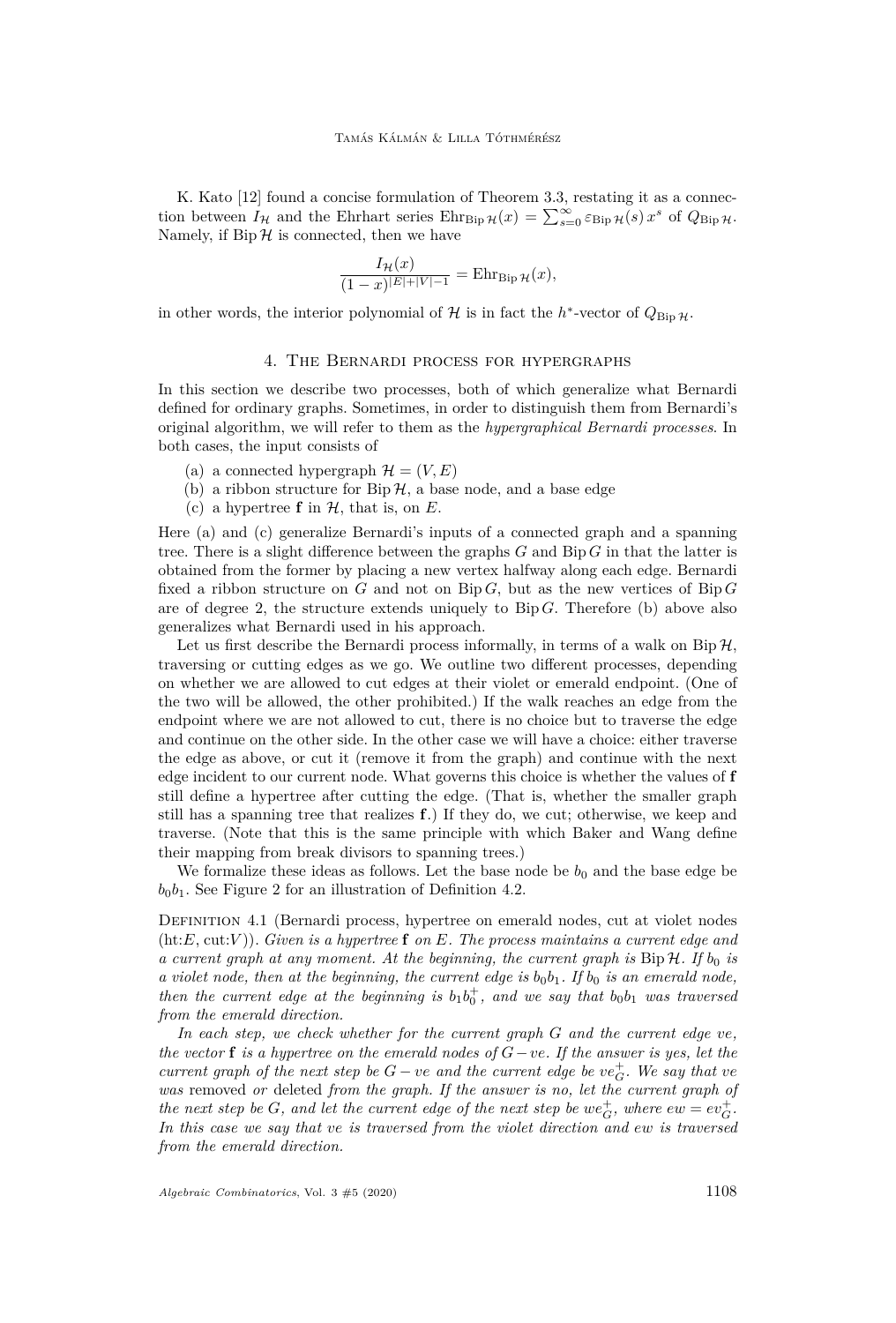K. Kato [12] found a concise formulation of Theorem 3.3, restating it as a connection between $I_\mathcal{H}$ and the Ehrhart series $\mathrm{Ehr}_{\mathrm{Bip}\,\mathcal{H}}(x) = \sum_{s=0}^{\infty} \varepsilon_{\mathrm{Bip}\,\mathcal{H}}(s)\, x^s$ of $Q_{\mathrm{Bip}\,\mathcal{H}}$. Namely, if $\mathrm{Bip}\,\mathcal{H}$ is connected, then we have

$$\frac{I_\mathcal{H}(x)}{(1-x)^{|E|+|V|-1}} = \mathrm{Ehr}_{\mathrm{Bip}\,\mathcal{H}}(x),$$

in other words, the interior polynomial of $\mathcal{H}$ is in fact the $h^*$-vector of $Q_{\mathrm{Bip}\,\mathcal{H}}$.

## 4. The Bernardi process for hypergraphs

In this section we describe two processes, both of which generalize what Bernardi defined for ordinary graphs. Sometimes, in order to distinguish them from Bernardi's original algorithm, we will refer to them as the *hypergraphical Bernardi processes*. In both cases, the input consists of

(a) a connected hypergraph $\mathcal{H} = (V, E)$
(b) a ribbon structure for $\mathrm{Bip}\,\mathcal{H}$, a base node, and a base edge
(c) a hypertree $\mathbf{f}$ in $\mathcal{H}$, that is, on $E$.

Here (a) and (c) generalize Bernardi's inputs of a connected graph and a spanning tree. There is a slight difference between the graphs $G$ and $\mathrm{Bip}\,G$ in that the latter is obtained from the former by placing a new vertex halfway along each edge. Bernardi fixed a ribbon structure on $G$ and not on $\mathrm{Bip}\,G$, but as the new vertices of $\mathrm{Bip}\,G$ are of degree 2, the structure extends uniquely to $\mathrm{Bip}\,G$. Therefore (b) above also generalizes what Bernardi used in his approach.

Let us first describe the Bernardi process informally, in terms of a walk on $\mathrm{Bip}\,\mathcal{H}$, traversing or cutting edges as we go. We outline two different processes, depending on whether we are allowed to cut edges at their violet or emerald endpoint. (One of the two will be allowed, the other prohibited.) If the walk reaches an edge from the endpoint where we are not allowed to cut, there is no choice but to traverse the edge and continue on the other side. In the other case we will have a choice: either traverse the edge as above, or cut it (remove it from the graph) and continue with the next edge incident to our current node. What governs this choice is whether the values of $\mathbf{f}$ still define a hypertree after cutting the edge. (That is, whether the smaller graph still has a spanning tree that realizes $\mathbf{f}$.) If they do, we cut; otherwise, we keep and traverse. (Note that this is the same principle with which Baker and Wang define their mapping from break divisors to spanning trees.)

We formalize these ideas as follows. Let the base node be $b_0$ and the base edge be $b_0b_1$. See Figure 2 for an illustration of Definition 4.2.

Definition 4.1 (Bernardi process, hypertree on emerald nodes, cut at violet nodes (ht:$E$, cut:$V$)). *Given is a hypertree $\mathbf{f}$ on $E$. The process maintains a current edge and a current graph at any moment. At the beginning, the current graph is $\mathrm{Bip}\,\mathcal{H}$. If $b_0$ is a violet node, then at the beginning, the current edge is $b_0b_1$. If $b_0$ is an emerald node, then the current edge at the beginning is $b_1b_0^+$, and we say that $b_0b_1$ was traversed from the emerald direction.*

*In each step, we check whether for the current graph $G$ and the current edge $ve$, the vector $\mathbf{f}$ is a hypertree on the emerald nodes of $G - ve$. If the answer is yes, let the current graph of the next step be $G - ve$ and the current edge be $ve_G^+$. We say that $ve$ was* removed *or* deleted *from the graph. If the answer is no, let the current graph of the next step be $G$, and let the current edge of the next step be $we_G^+$, where $ew = ev_G^+$. In this case we say that $ve$ is traversed from the violet direction and $ew$ is traversed from the emerald direction.*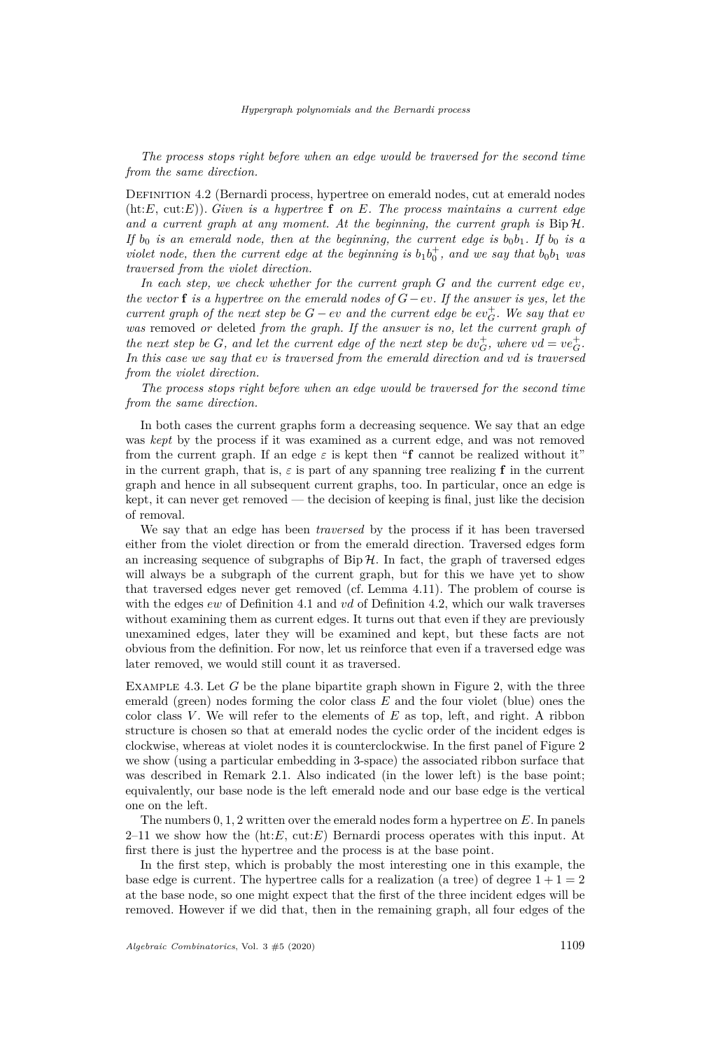*The process stops right before when an edge would be traversed for the second time from the same direction.*

Definition 4.2 (Bernardi process, hypertree on emerald nodes, cut at emerald nodes (ht:$E$, cut:$E$)). *Given is a hypertree* $\mathbf{f}$ *on* $E$*. The process maintains a current edge and a current graph at any moment. At the beginning, the current graph is* $\operatorname{Bip}\mathcal{H}$*. If* $b_0$ *is an emerald node, then at the beginning, the current edge is* $b_0b_1$*. If* $b_0$ *is a violet node, then the current edge at the beginning is* $b_1b_0^+$*, and we say that* $b_0b_1$ *was traversed from the violet direction.*

*In each step, we check whether for the current graph* $G$ *and the current edge* $ev$*, the vector* $\mathbf{f}$ *is a hypertree on the emerald nodes of* $G - ev$*. If the answer is yes, let the current graph of the next step be* $G - ev$ *and the current edge be* $ev_G^+$*. We say that* $ev$ *was* removed *or* deleted *from the graph. If the answer is no, let the current graph of the next step be* $G$*, and let the current edge of the next step be* $dv_G^+$*, where* $vd = ve_G^+$*. In this case we say that* $ev$ *is traversed from the emerald direction and* $vd$ *is traversed from the violet direction.*

*The process stops right before when an edge would be traversed for the second time from the same direction.*

In both cases the current graphs form a decreasing sequence. We say that an edge was *kept* by the process if it was examined as a current edge, and was not removed from the current graph. If an edge $\varepsilon$ is kept then "$\mathbf{f}$ cannot be realized without it" in the current graph, that is, $\varepsilon$ is part of any spanning tree realizing $\mathbf{f}$ in the current graph and hence in all subsequent current graphs, too. In particular, once an edge is kept, it can never get removed — the decision of keeping is final, just like the decision of removal.

We say that an edge has been *traversed* by the process if it has been traversed either from the violet direction or from the emerald direction. Traversed edges form an increasing sequence of subgraphs of $\operatorname{Bip}\mathcal{H}$. In fact, the graph of traversed edges will always be a subgraph of the current graph, but for this we have yet to show that traversed edges never get removed (cf. Lemma 4.11). The problem of course is with the edges $ew$ of Definition 4.1 and $vd$ of Definition 4.2, which our walk traverses without examining them as current edges. It turns out that even if they are previously unexamined edges, later they will be examined and kept, but these facts are not obvious from the definition. For now, let us reinforce that even if a traversed edge was later removed, we would still count it as traversed.

Example 4.3. Let $G$ be the plane bipartite graph shown in Figure 2, with the three emerald (green) nodes forming the color class $E$ and the four violet (blue) ones the color class $V$. We will refer to the elements of $E$ as top, left, and right. A ribbon structure is chosen so that at emerald nodes the cyclic order of the incident edges is clockwise, whereas at violet nodes it is counterclockwise. In the first panel of Figure 2 we show (using a particular embedding in 3-space) the associated ribbon surface that was described in Remark 2.1. Also indicated (in the lower left) is the base point; equivalently, our base node is the left emerald node and our base edge is the vertical one on the left.

The numbers $0, 1, 2$ written over the emerald nodes form a hypertree on $E$. In panels 2–11 we show how the (ht:$E$, cut:$E$) Bernardi process operates with this input. At first there is just the hypertree and the process is at the base point.

In the first step, which is probably the most interesting one in this example, the base edge is current. The hypertree calls for a realization (a tree) of degree $1 + 1 = 2$ at the base node, so one might expect that the first of the three incident edges will be removed. However if we did that, then in the remaining graph, all four edges of the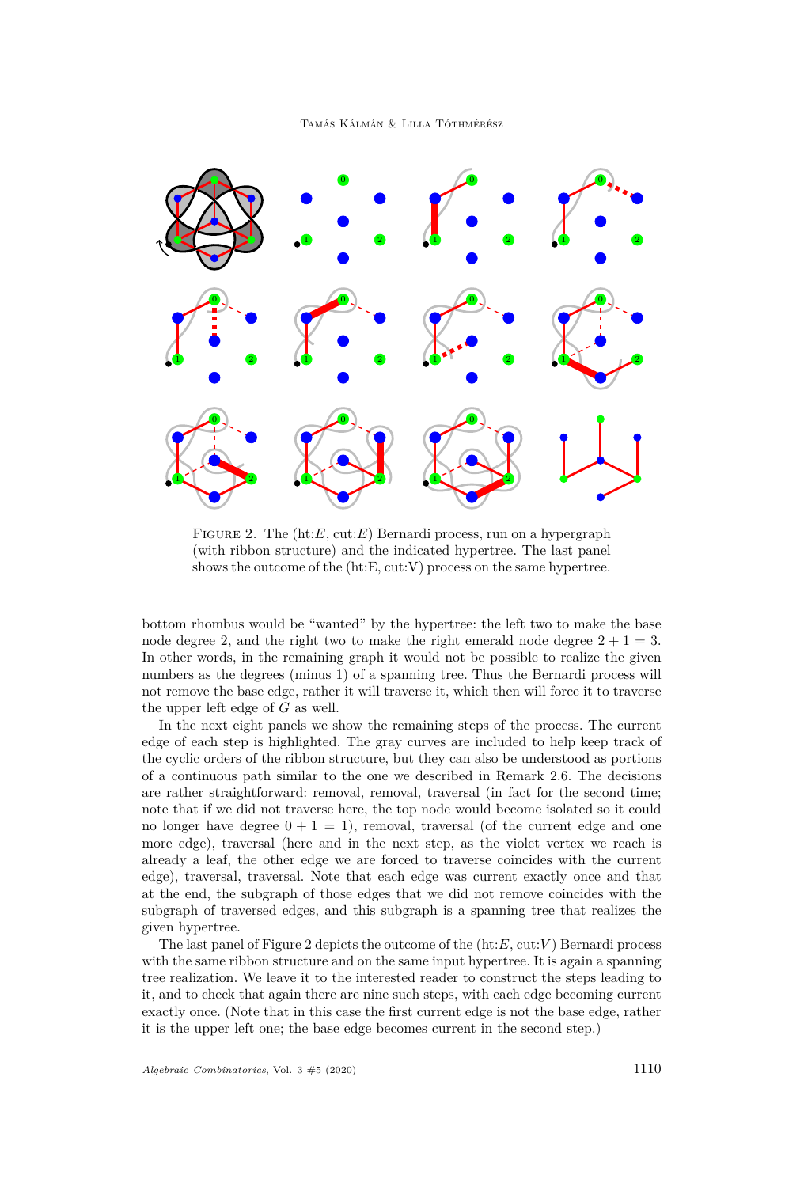FIGURE 2. The (ht:$E$, cut:$E$) Bernardi process, run on a hypergraph (with ribbon structure) and the indicated hypertree. The last panel shows the outcome of the (ht:E, cut:V) process on the same hypertree.

bottom rhombus would be "wanted" by the hypertree: the left two to make the base node degree 2, and the right two to make the right emerald node degree $2 + 1 = 3$. In other words, in the remaining graph it would not be possible to realize the given numbers as the degrees (minus 1) of a spanning tree. Thus the Bernardi process will not remove the base edge, rather it will traverse it, which then will force it to traverse the upper left edge of $G$ as well.

In the next eight panels we show the remaining steps of the process. The current edge of each step is highlighted. The gray curves are included to help keep track of the cyclic orders of the ribbon structure, but they can also be understood as portions of a continuous path similar to the one we described in Remark 2.6. The decisions are rather straightforward: removal, removal, traversal (in fact for the second time; note that if we did not traverse here, the top node would become isolated so it could no longer have degree $0 + 1 = 1$), removal, traversal (of the current edge and one more edge), traversal (here and in the next step, as the violet vertex we reach is already a leaf, the other edge we are forced to traverse coincides with the current edge), traversal, traversal. Note that each edge was current exactly once and that at the end, the subgraph of those edges that we did not remove coincides with the subgraph of traversed edges, and this subgraph is a spanning tree that realizes the given hypertree.

The last panel of Figure 2 depicts the outcome of the (ht:$E$, cut:$V$) Bernardi process with the same ribbon structure and on the same input hypertree. It is again a spanning tree realization. We leave it to the interested reader to construct the steps leading to it, and to check that again there are nine such steps, with each edge becoming current exactly once. (Note that in this case the first current edge is not the base edge, rather it is the upper left one; the base edge becomes current in the second step.)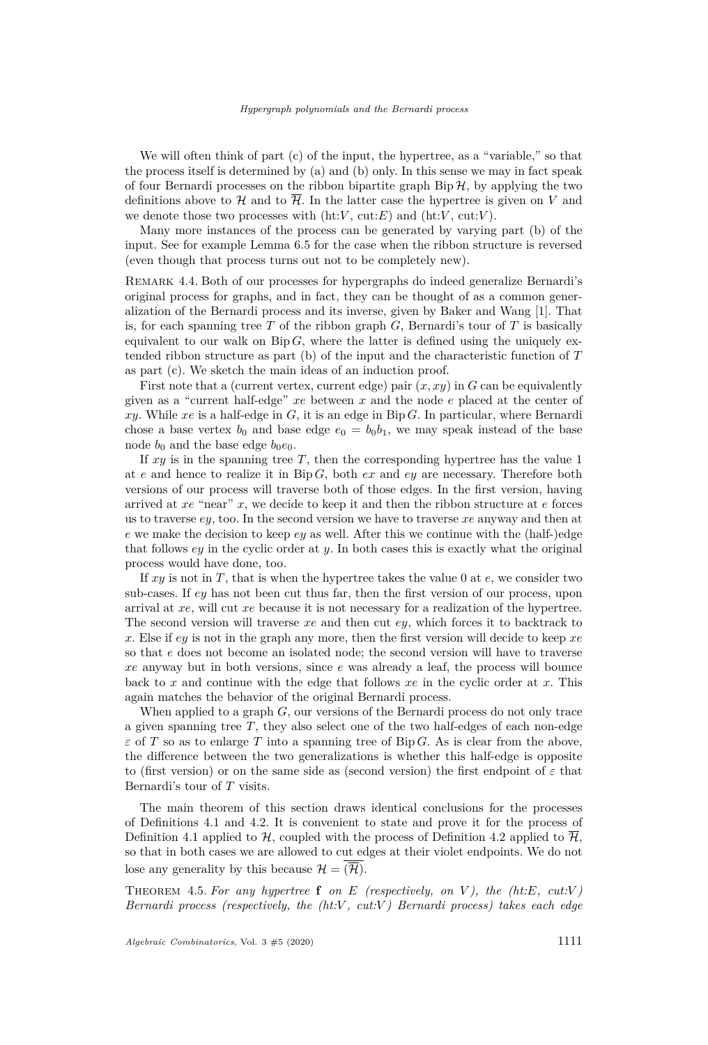We will often think of part (c) of the input, the hypertree, as a "variable," so that the process itself is determined by (a) and (b) only. In this sense we may in fact speak of four Bernardi processes on the ribbon bipartite graph $\operatorname{Bip}\mathcal{H}$, by applying the two definitions above to $\mathcal{H}$ and to $\overline{\mathcal{H}}$. In the latter case the hypertree is given on $V$ and we denote those two processes with (ht:$V$, cut:$E$) and (ht:$V$, cut:$V$).

Many more instances of the process can be generated by varying part (b) of the input. See for example Lemma 6.5 for the case when the ribbon structure is reversed (even though that process turns out not to be completely new).

Remark 4.4. Both of our processes for hypergraphs do indeed generalize Bernardi's original process for graphs, and in fact, they can be thought of as a common generalization of the Bernardi process and its inverse, given by Baker and Wang [1]. That is, for each spanning tree $T$ of the ribbon graph $G$, Bernardi's tour of $T$ is basically equivalent to our walk on $\operatorname{Bip} G$, where the latter is defined using the uniquely extended ribbon structure as part (b) of the input and the characteristic function of $T$ as part (c). We sketch the main ideas of an induction proof.

First note that a (current vertex, current edge) pair $(x, xy)$ in $G$ can be equivalently given as a "current half-edge" $xe$ between $x$ and the node $e$ placed at the center of $xy$. While $xe$ is a half-edge in $G$, it is an edge in $\operatorname{Bip} G$. In particular, where Bernardi chose a base vertex $b_0$ and base edge $e_0 = b_0b_1$, we may speak instead of the base node $b_0$ and the base edge $b_0e_0$.

If $xy$ is in the spanning tree $T$, then the corresponding hypertree has the value 1 at $e$ and hence to realize it in $\operatorname{Bip} G$, both $ex$ and $ey$ are necessary. Therefore both versions of our process will traverse both of those edges. In the first version, having arrived at $xe$ "near" $x$, we decide to keep it and then the ribbon structure at $e$ forces us to traverse $ey$, too. In the second version we have to traverse $xe$ anyway and then at $e$ we make the decision to keep $ey$ as well. After this we continue with the (half-)edge that follows $ey$ in the cyclic order at $y$. In both cases this is exactly what the original process would have done, too.

If $xy$ is not in $T$, that is when the hypertree takes the value 0 at $e$, we consider two sub-cases. If $ey$ has not been cut thus far, then the first version of our process, upon arrival at $xe$, will cut $xe$ because it is not necessary for a realization of the hypertree. The second version will traverse $xe$ and then cut $ey$, which forces it to backtrack to $x$. Else if $ey$ is not in the graph any more, then the first version will decide to keep $xe$ so that $e$ does not become an isolated node; the second version will have to traverse $xe$ anyway but in both versions, since $e$ was already a leaf, the process will bounce back to $x$ and continue with the edge that follows $xe$ in the cyclic order at $x$. This again matches the behavior of the original Bernardi process.

When applied to a graph $G$, our versions of the Bernardi process do not only trace a given spanning tree $T$, they also select one of the two half-edges of each non-edge $\varepsilon$ of $T$ so as to enlarge $T$ into a spanning tree of $\operatorname{Bip} G$. As is clear from the above, the difference between the two generalizations is whether this half-edge is opposite to (first version) or on the same side as (second version) the first endpoint of $\varepsilon$ that Bernardi's tour of $T$ visits.

The main theorem of this section draws identical conclusions for the processes of Definitions 4.1 and 4.2. It is convenient to state and prove it for the process of Definition 4.1 applied to $\mathcal{H}$, coupled with the process of Definition 4.2 applied to $\overline{\mathcal{H}}$, so that in both cases we are allowed to cut edges at their violet endpoints. We do not lose any generality by this because $\mathcal{H} = \overline{(\overline{\mathcal{H}})}$.

Theorem 4.5. *For any hypertree* $\mathbf{f}$ *on* $E$ *(respectively, on* $V$*), the (ht:*$E$*, cut:*$V$*) Bernardi process (respectively, the (ht:*$V$*, cut:*$V$*) Bernardi process) takes each edge*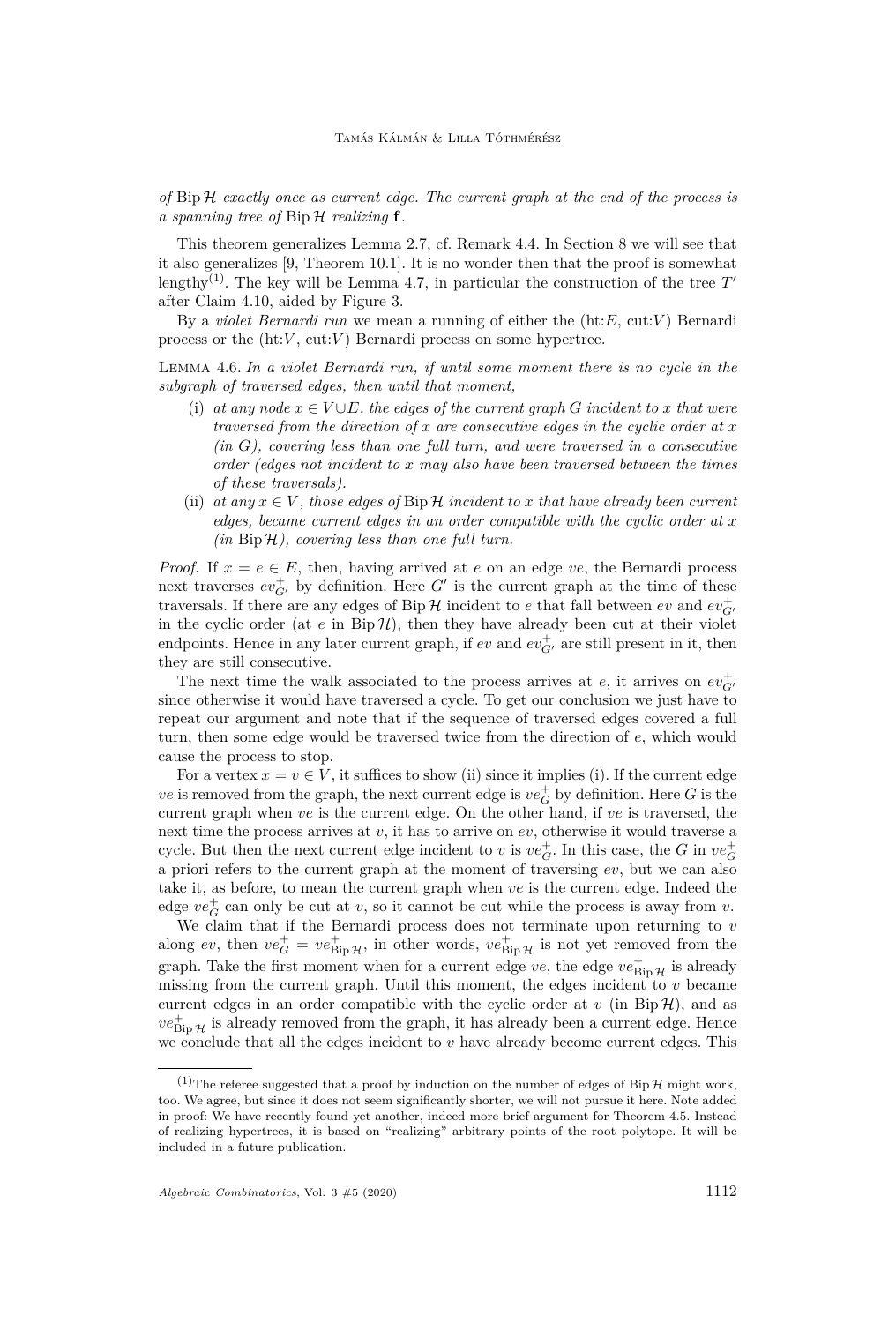*of* $\operatorname{Bip}\mathcal{H}$ *exactly once as current edge. The current graph at the end of the process is a spanning tree of* $\operatorname{Bip}\mathcal{H}$ *realizing* $\mathbf{f}$.

This theorem generalizes Lemma 2.7, cf. Remark 4.4. In Section 8 we will see that it also generalizes [9, Theorem 10.1]. It is no wonder then that the proof is somewhat lengthy[(1)]. The key will be Lemma 4.7, in particular the construction of the tree $T'$ after Claim 4.10, aided by Figure 3.

By a *violet Bernardi run* we mean a running of either the (ht:$E$, cut:$V$) Bernardi process or the (ht:$V$, cut:$V$) Bernardi process on some hypertree.

Lemma 4.6. *In a violet Bernardi run, if until some moment there is no cycle in the subgraph of traversed edges, then until that moment,*

- (i) *at any node* $x \in V \cup E$*, the edges of the current graph* $G$ *incident to* $x$ *that were traversed from the direction of* $x$ *are consecutive edges in the cyclic order at* $x$ *(in* $G$*), covering less than one full turn, and were traversed in a consecutive order (edges not incident to* $x$ *may also have been traversed between the times of these traversals).*
- (ii) *at any* $x \in V$*, those edges of* $\operatorname{Bip}\mathcal{H}$ *incident to* $x$ *that have already been current edges, became current edges in an order compatible with the cyclic order at* $x$ *(in* $\operatorname{Bip}\mathcal{H}$*), covering less than one full turn.*

*Proof.* If $x = e \in E$, then, having arrived at $e$ on an edge $ve$, the Bernardi process next traverses $ev^+_{G'}$ by definition. Here $G'$ is the current graph at the time of these traversals. If there are any edges of $\operatorname{Bip}\mathcal{H}$ incident to $e$ that fall between $ev$ and $ev^+_{G'}$ in the cyclic order (at $e$ in $\operatorname{Bip}\mathcal{H}$), then they have already been cut at their violet endpoints. Hence in any later current graph, if $ev$ and $ev^+_{G'}$ are still present in it, then they are still consecutive.

The next time the walk associated to the process arrives at $e$, it arrives on $ev^+_{G'}$ since otherwise it would have traversed a cycle. To get our conclusion we just have to repeat our argument and note that if the sequence of traversed edges covered a full turn, then some edge would be traversed twice from the direction of $e$, which would cause the process to stop.

For a vertex $x = v \in V$, it suffices to show (ii) since it implies (i). If the current edge $ve$ is removed from the graph, the next current edge is $ve^+_G$ by definition. Here $G$ is the current graph when $ve$ is the current edge. On the other hand, if $ve$ is traversed, the next time the process arrives at $v$, it has to arrive on $ev$, otherwise it would traverse a cycle. But then the next current edge incident to $v$ is $ve^+_G$. In this case, the $G$ in $ve^+_G$ a priori refers to the current graph at the moment of traversing $ev$, but we can also take it, as before, to mean the current graph when $ve$ is the current edge. Indeed the edge $ve^+_G$ can only be cut at $v$, so it cannot be cut while the process is away from $v$.

We claim that if the Bernardi process does not terminate upon returning to $v$ along $ev$, then $ve^+_G = ve^+_{\operatorname{Bip}\mathcal{H}}$, in other words, $ve^+_{\operatorname{Bip}\mathcal{H}}$ is not yet removed from the graph. Take the first moment when for a current edge $ve$, the edge $ve^+_{\operatorname{Bip}\mathcal{H}}$ is already missing from the current graph. Until this moment, the edges incident to $v$ became current edges in an order compatible with the cyclic order at $v$ (in $\operatorname{Bip}\mathcal{H}$), and as $ve^+_{\operatorname{Bip}\mathcal{H}}$ is already removed from the graph, it has already been a current edge. Hence we conclude that all the edges incident to $v$ have already become current edges. This

---

(1) The referee suggested that a proof by induction on the number of edges of $\operatorname{Bip}\mathcal{H}$ might work, too. We agree, but since it does not seem significantly shorter, we will not pursue it here. Note added in proof: We have recently found yet another, indeed more brief argument for Theorem 4.5. Instead of realizing hypertrees, it is based on "realizing" arbitrary points of the root polytope. It will be included in a future publication.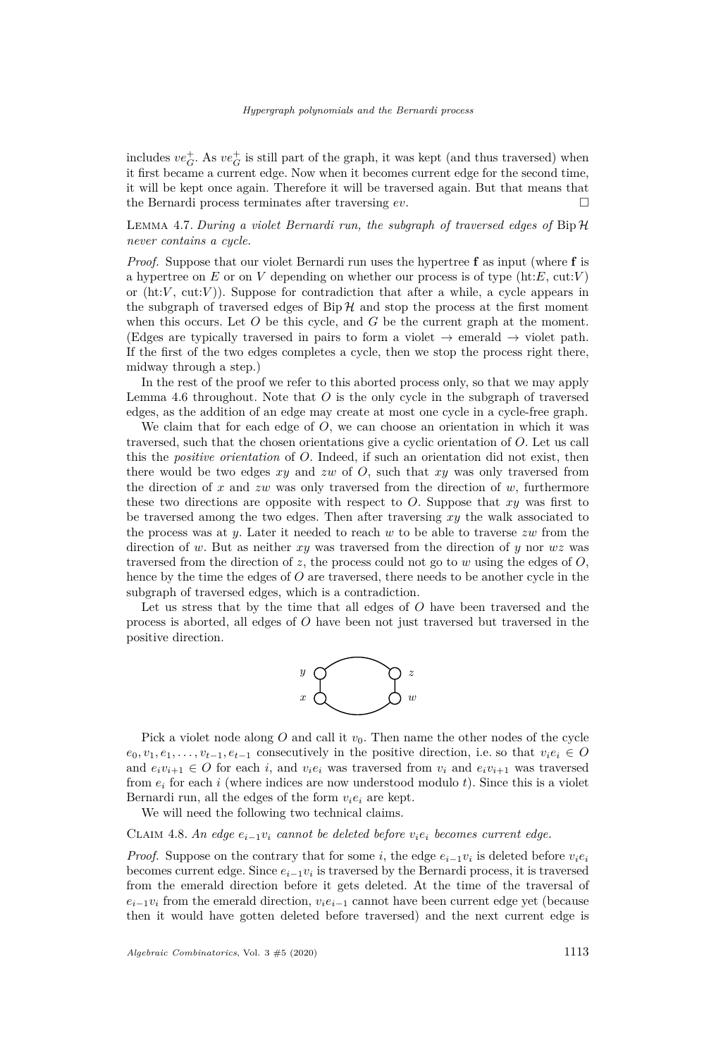includes $ve_G^+$. As $ve_G^+$ is still part of the graph, it was kept (and thus traversed) when it first became a current edge. Now when it becomes current edge for the second time, it will be kept once again. Therefore it will be traversed again. But that means that the Bernardi process terminates after traversing $ev$. □

Lemma 4.7. *During a violet Bernardi run, the subgraph of traversed edges of* $\operatorname{Bip}\mathcal{H}$ *never contains a cycle.*

*Proof.* Suppose that our violet Bernardi run uses the hypertree $\mathbf{f}$ as input (where $\mathbf{f}$ is a hypertree on $E$ or on $V$ depending on whether our process is of type (ht:$E$, cut:$V$) or (ht:$V$, cut:$V$)). Suppose for contradiction that after a while, a cycle appears in the subgraph of traversed edges of $\operatorname{Bip}\mathcal{H}$ and stop the process at the first moment when this occurs. Let $O$ be this cycle, and $G$ be the current graph at the moment. (Edges are typically traversed in pairs to form a violet → emerald → violet path. If the first of the two edges completes a cycle, then we stop the process right there, midway through a step.)

In the rest of the proof we refer to this aborted process only, so that we may apply Lemma 4.6 throughout. Note that $O$ is the only cycle in the subgraph of traversed edges, as the addition of an edge may create at most one cycle in a cycle-free graph.

We claim that for each edge of $O$, we can choose an orientation in which it was traversed, such that the chosen orientations give a cyclic orientation of $O$. Let us call this the *positive orientation* of $O$. Indeed, if such an orientation did not exist, then there would be two edges $xy$ and $zw$ of $O$, such that $xy$ was only traversed from the direction of $x$ and $zw$ was only traversed from the direction of $w$, furthermore these two directions are opposite with respect to $O$. Suppose that $xy$ was first to be traversed among the two edges. Then after traversing $xy$ the walk associated to the process was at $y$. Later it needed to reach $w$ to be able to traverse $zw$ from the direction of $w$. But as neither $xy$ was traversed from the direction of $y$ nor $wz$ was traversed from the direction of $z$, the process could not go to $w$ using the edges of $O$, hence by the time the edges of $O$ are traversed, there needs to be another cycle in the subgraph of traversed edges, which is a contradiction.

Let us stress that by the time that all edges of $O$ have been traversed and the process is aborted, all edges of $O$ have been not just traversed but traversed in the positive direction.

Pick a violet node along $O$ and call it $v_0$. Then name the other nodes of the cycle $e_0, v_1, e_1, \dots, v_{t-1}, e_{t-1}$ consecutively in the positive direction, i.e. so that $v_ie_i \in O$ and $e_iv_{i+1} \in O$ for each $i$, and $v_ie_i$ was traversed from $v_i$ and $e_iv_{i+1}$ was traversed from $e_i$ for each $i$ (where indices are now understood modulo $t$). Since this is a violet Bernardi run, all the edges of the form $v_ie_i$ are kept.

We will need the following two technical claims.

Claim 4.8. *An edge* $e_{i-1}v_i$ *cannot be deleted before* $v_ie_i$ *becomes current edge.*

*Proof.* Suppose on the contrary that for some $i$, the edge $e_{i-1}v_i$ is deleted before $v_ie_i$ becomes current edge. Since $e_{i-1}v_i$ is traversed by the Bernardi process, it is traversed from the emerald direction before it gets deleted. At the time of the traversal of $e_{i-1}v_i$ from the emerald direction, $v_ie_{i-1}$ cannot have been current edge yet (because then it would have gotten deleted before traversed) and the next current edge is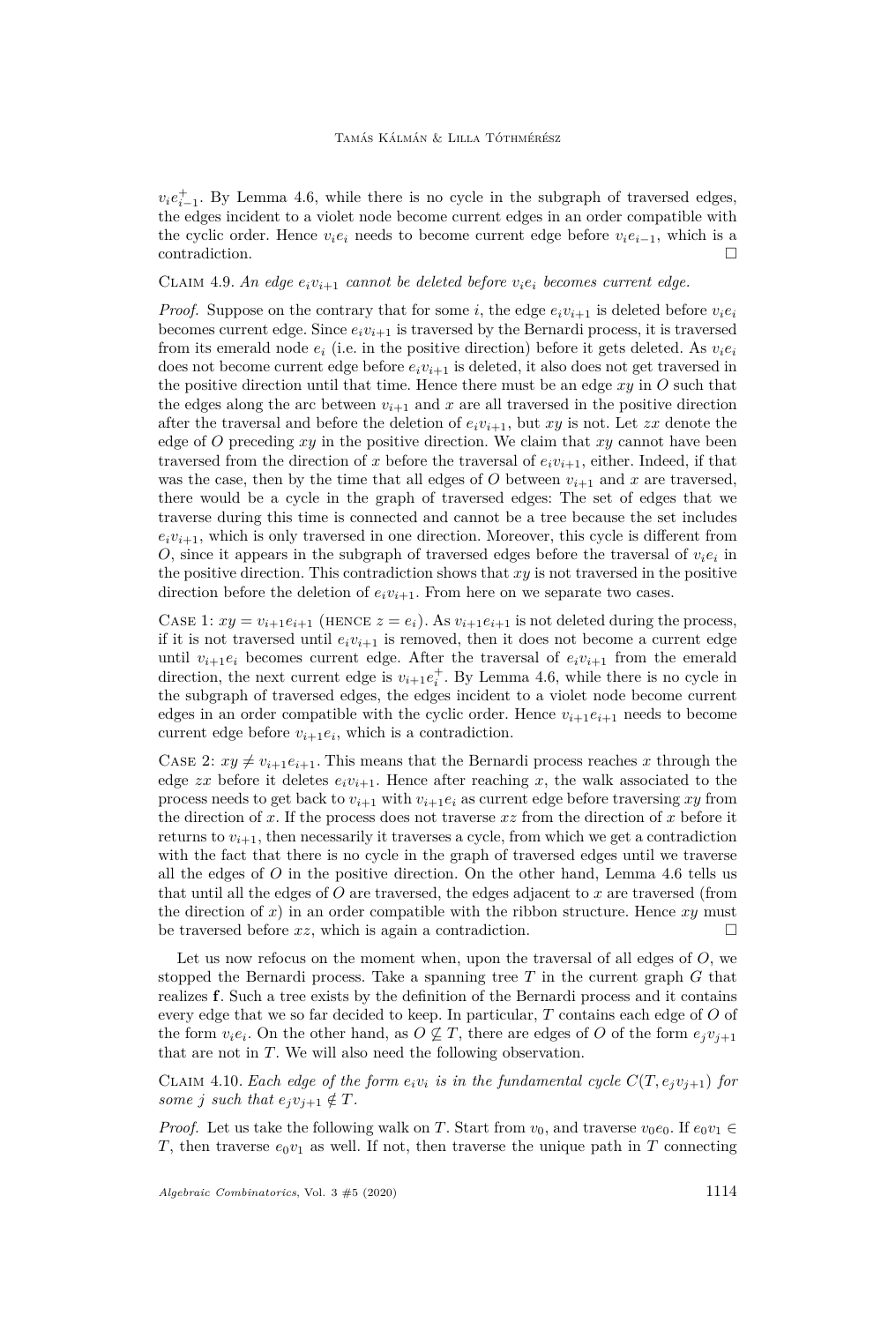$v_i e_{i-1}^+$. By Lemma 4.6, while there is no cycle in the subgraph of traversed edges, the edges incident to a violet node become current edges in an order compatible with the cyclic order. Hence $v_i e_i$ needs to become current edge before $v_i e_{i-1}$, which is a contradiction. □

Claim 4.9. *An edge $e_i v_{i+1}$ cannot be deleted before $v_i e_i$ becomes current edge.*

*Proof.* Suppose on the contrary that for some $i$, the edge $e_i v_{i+1}$ is deleted before $v_i e_i$ becomes current edge. Since $e_i v_{i+1}$ is traversed by the Bernardi process, it is traversed from its emerald node $e_i$ (i.e. in the positive direction) before it gets deleted. As $v_i e_i$ does not become current edge before $e_i v_{i+1}$ is deleted, it also does not get traversed in the positive direction until that time. Hence there must be an edge $xy$ in $O$ such that the edges along the arc between $v_{i+1}$ and $x$ are all traversed in the positive direction after the traversal and before the deletion of $e_i v_{i+1}$, but $xy$ is not. Let $zx$ denote the edge of $O$ preceding $xy$ in the positive direction. We claim that $xy$ cannot have been traversed from the direction of $x$ before the traversal of $e_i v_{i+1}$, either. Indeed, if that was the case, then by the time that all edges of $O$ between $v_{i+1}$ and $x$ are traversed, there would be a cycle in the graph of traversed edges: The set of edges that we traverse during this time is connected and cannot be a tree because the set includes $e_i v_{i+1}$, which is only traversed in one direction. Moreover, this cycle is different from $O$, since it appears in the subgraph of traversed edges before the traversal of $v_i e_i$ in the positive direction. This contradiction shows that $xy$ is not traversed in the positive direction before the deletion of $e_i v_{i+1}$. From here on we separate two cases.

Case 1: $xy = v_{i+1} e_{i+1}$ (hence $z = e_i$). As $v_{i+1} e_{i+1}$ is not deleted during the process, if it is not traversed until $e_i v_{i+1}$ is removed, then it does not become a current edge until $v_{i+1} e_i$ becomes current edge. After the traversal of $e_i v_{i+1}$ from the emerald direction, the next current edge is $v_{i+1} e_i^+$. By Lemma 4.6, while there is no cycle in the subgraph of traversed edges, the edges incident to a violet node become current edges in an order compatible with the cyclic order. Hence $v_{i+1} e_{i+1}$ needs to become current edge before $v_{i+1} e_i$, which is a contradiction.

Case 2: $xy \neq v_{i+1} e_{i+1}$. This means that the Bernardi process reaches $x$ through the edge $zx$ before it deletes $e_i v_{i+1}$. Hence after reaching $x$, the walk associated to the process needs to get back to $v_{i+1}$ with $v_{i+1} e_i$ as current edge before traversing $xy$ from the direction of $x$. If the process does not traverse $xz$ from the direction of $x$ before it returns to $v_{i+1}$, then necessarily it traverses a cycle, from which we get a contradiction with the fact that there is no cycle in the graph of traversed edges until we traverse all the edges of $O$ in the positive direction. On the other hand, Lemma 4.6 tells us that until all the edges of $O$ are traversed, the edges adjacent to $x$ are traversed (from the direction of $x$) in an order compatible with the ribbon structure. Hence $xy$ must be traversed before $xz$, which is again a contradiction. □

Let us now refocus on the moment when, upon the traversal of all edges of $O$, we stopped the Bernardi process. Take a spanning tree $T$ in the current graph $G$ that realizes $\mathbf{f}$. Such a tree exists by the definition of the Bernardi process and it contains every edge that we so far decided to keep. In particular, $T$ contains each edge of $O$ of the form $v_i e_i$. On the other hand, as $O \not\subseteq T$, there are edges of $O$ of the form $e_j v_{j+1}$ that are not in $T$. We will also need the following observation.

Claim 4.10. *Each edge of the form $e_i v_i$ is in the fundamental cycle $C(T, e_j v_{j+1})$ for some $j$ such that $e_j v_{j+1} \notin T$.*

*Proof.* Let us take the following walk on $T$. Start from $v_0$, and traverse $v_0 e_0$. If $e_0 v_1 \in T$, then traverse $e_0 v_1$ as well. If not, then traverse the unique path in $T$ connecting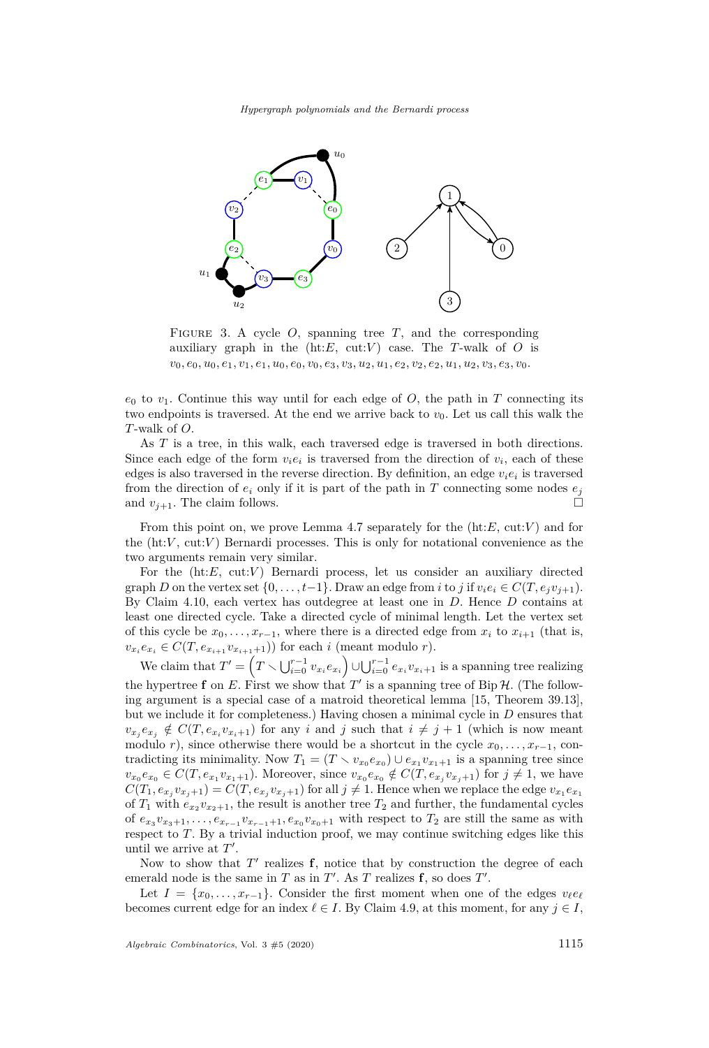Figure 3. A cycle $O$, spanning tree $T$, and the corresponding auxiliary graph in the (ht:$E$, cut:$V$) case. The $T$-walk of $O$ is $v_0, e_0, u_0, e_1, v_1, e_1, u_0, e_0, v_0, e_3, v_3, u_2, u_1, e_2, v_2, e_2, u_1, u_2, v_3, e_3, v_0$.

$e_0$ to $v_1$. Continue this way until for each edge of $O$, the path in $T$ connecting its two endpoints is traversed. At the end we arrive back to $v_0$. Let us call this walk the $T$-walk of $O$.

As $T$ is a tree, in this walk, each traversed edge is traversed in both directions. Since each edge of the form $v_ie_i$ is traversed from the direction of $v_i$, each of these edges is also traversed in the reverse direction. By definition, an edge $v_ie_i$ is traversed from the direction of $e_i$ only if it is part of the path in $T$ connecting some nodes $e_j$ and $v_{j+1}$. The claim follows. $\square$

From this point on, we prove Lemma 4.7 separately for the (ht:$E$, cut:$V$) and for the (ht:$V$, cut:$V$) Bernardi processes. This is only for notational convenience as the two arguments remain very similar.

For the (ht:$E$, cut:$V$) Bernardi process, let us consider an auxiliary directed graph $D$ on the vertex set $\{0, \dots, t-1\}$. Draw an edge from $i$ to $j$ if $v_ie_i \in C(T, e_jv_{j+1})$. By Claim 4.10, each vertex has outdegree at least one in $D$. Hence $D$ contains at least one directed cycle. Take a directed cycle of minimal length. Let the vertex set of this cycle be $x_0, \dots, x_{r-1}$, where there is a directed edge from $x_i$ to $x_{i+1}$ (that is, $v_{x_i}e_{x_i} \in C(T, e_{x_{i+1}}v_{x_{i+1}+1})$) for each $i$ (meant modulo $r$).

We claim that $T' = \left(T \smallsetminus \bigcup_{i=0}^{r-1} v_{x_i}e_{x_i}\right) \cup \bigcup_{i=0}^{r-1} e_{x_i}v_{x_i+1}$ is a spanning tree realizing the hypertree $\mathbf{f}$ on $E$. First we show that $T'$ is a spanning tree of Bip $\mathcal{H}$. (The following argument is a special case of a matroid theoretical lemma [15, Theorem 39.13], but we include it for completeness.) Having chosen a minimal cycle in $D$ ensures that $v_{x_j}e_{x_j} \notin C(T, e_{x_i}v_{x_i+1})$ for any $i$ and $j$ such that $i \neq j+1$ (which is now meant modulo $r$), since otherwise there would be a shortcut in the cycle $x_0, \dots, x_{r-1}$, contradicting its minimality. Now $T_1 = (T \smallsetminus v_{x_0}e_{x_0}) \cup e_{x_1}v_{x_1+1}$ is a spanning tree since $v_{x_0}e_{x_0} \in C(T, e_{x_1}v_{x_1+1})$. Moreover, since $v_{x_0}e_{x_0} \notin C(T, e_{x_j}v_{x_j+1})$ for $j \neq 1$, we have $C(T_1, e_{x_j}v_{x_j+1}) = C(T, e_{x_j}v_{x_j+1})$ for all $j \neq 1$. Hence when we replace the edge $v_{x_1}e_{x_1}$ of $T_1$ with $e_{x_2}v_{x_2+1}$, the result is another tree $T_2$ and further, the fundamental cycles of $e_{x_3}v_{x_3+1}, \dots, e_{x_{r-1}}v_{x_{r-1}+1}, e_{x_0}v_{x_0+1}$ with respect to $T_2$ are still the same as with respect to $T$. By a trivial induction proof, we may continue switching edges like this until we arrive at $T'$.

Now to show that $T'$ realizes $\mathbf{f}$, notice that by construction the degree of each emerald node is the same in $T$ as in $T'$. As $T$ realizes $\mathbf{f}$, so does $T'$.

Let $I = \{x_0, \dots, x_{r-1}\}$. Consider the first moment when one of the edges $v_\ell e_\ell$ becomes current edge for an index $\ell \in I$. By Claim 4.9, at this moment, for any $j \in I$,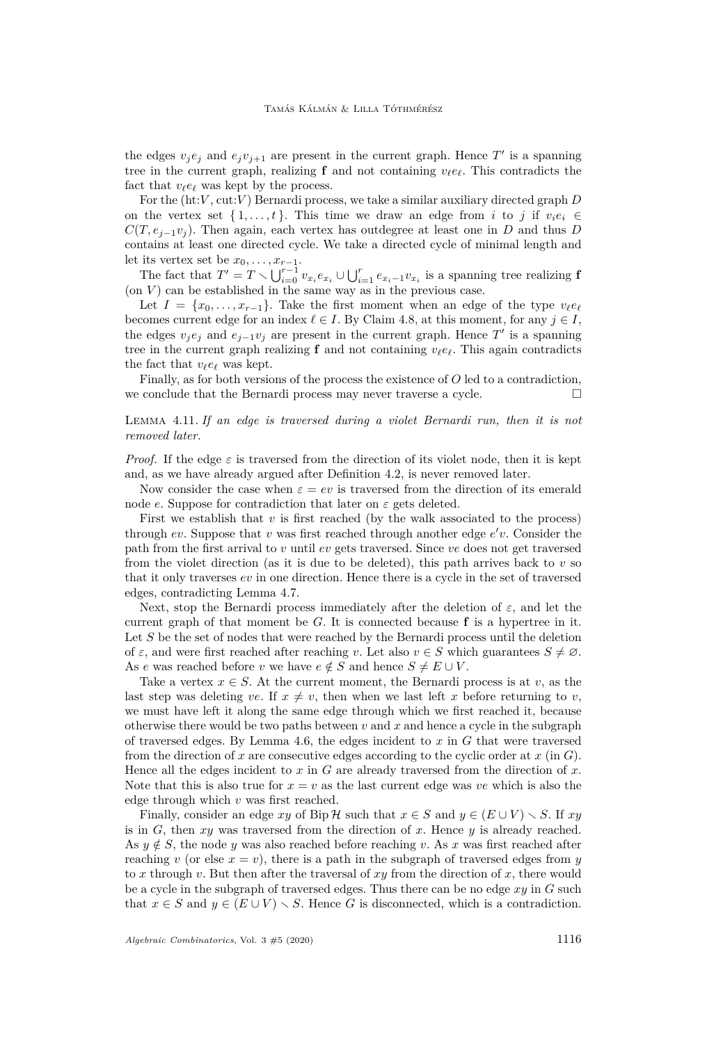the edges $v_j e_j$ and $e_j v_{j+1}$ are present in the current graph. Hence $T'$ is a spanning tree in the current graph, realizing $\mathbf{f}$ and not containing $v_\ell e_\ell$. This contradicts the fact that $v_\ell e_\ell$ was kept by the process.

For the (ht:$V$, cut:$V$) Bernardi process, we take a similar auxiliary directed graph $D$ on the vertex set $\{1, \ldots, t\}$. This time we draw an edge from $i$ to $j$ if $v_i e_i \in C(T, e_{j-1} v_j)$. Then again, each vertex has outdegree at least one in $D$ and thus $D$ contains at least one directed cycle. We take a directed cycle of minimal length and let its vertex set be $x_0, \ldots, x_{r-1}$.

The fact that $T' = T \setminus \bigcup_{i=0}^{r-1} v_{x_i} e_{x_i} \cup \bigcup_{i=1}^{r} e_{x_i - 1} v_{x_i}$ is a spanning tree realizing $\mathbf{f}$ (on $V$) can be established in the same way as in the previous case.

Let $I = \{x_0, \ldots, x_{r-1}\}$. Take the first moment when an edge of the type $v_\ell e_\ell$ becomes current edge for an index $\ell \in I$. By Claim 4.8, at this moment, for any $j \in I$, the edges $v_j e_j$ and $e_{j-1} v_j$ are present in the current graph. Hence $T'$ is a spanning tree in the current graph realizing $\mathbf{f}$ and not containing $v_\ell e_\ell$. This again contradicts the fact that $v_\ell e_\ell$ was kept.

Finally, as for both versions of the process the existence of $O$ led to a contradiction, we conclude that the Bernardi process may never traverse a cycle. □

Lemma 4.11. *If an edge is traversed during a violet Bernardi run, then it is not removed later.*

*Proof.* If the edge $\varepsilon$ is traversed from the direction of its violet node, then it is kept and, as we have already argued after Definition 4.2, is never removed later.

Now consider the case when $\varepsilon = ev$ is traversed from the direction of its emerald node $e$. Suppose for contradiction that later on $\varepsilon$ gets deleted.

First we establish that $v$ is first reached (by the walk associated to the process) through $ev$. Suppose that $v$ was first reached through another edge $e'v$. Consider the path from the first arrival to $v$ until $ev$ gets traversed. Since $ve$ does not get traversed from the violet direction (as it is due to be deleted), this path arrives back to $v$ so that it only traverses $ev$ in one direction. Hence there is a cycle in the set of traversed edges, contradicting Lemma 4.7.

Next, stop the Bernardi process immediately after the deletion of $\varepsilon$, and let the current graph of that moment be $G$. It is connected because $\mathbf{f}$ is a hypertree in it. Let $S$ be the set of nodes that were reached by the Bernardi process until the deletion of $\varepsilon$, and were first reached after reaching $v$. Let also $v \in S$ which guarantees $S \neq \varnothing$. As $e$ was reached before $v$ we have $e \notin S$ and hence $S \neq E \cup V$.

Take a vertex $x \in S$. At the current moment, the Bernardi process is at $v$, as the last step was deleting $ve$. If $x \neq v$, then when we last left $x$ before returning to $v$, we must have left it along the same edge through which we first reached it, because otherwise there would be two paths between $v$ and $x$ and hence a cycle in the subgraph of traversed edges. By Lemma 4.6, the edges incident to $x$ in $G$ that were traversed from the direction of $x$ are consecutive edges according to the cyclic order at $x$ (in $G$). Hence all the edges incident to $x$ in $G$ are already traversed from the direction of $x$. Note that this is also true for $x = v$ as the last current edge was $ve$ which is also the edge through which $v$ was first reached.

Finally, consider an edge $xy$ of $\operatorname{Bip} \mathcal{H}$ such that $x \in S$ and $y \in (E \cup V) \setminus S$. If $xy$ is in $G$, then $xy$ was traversed from the direction of $x$. Hence $y$ is already reached. As $y \notin S$, the node $y$ was also reached before reaching $v$. As $x$ was first reached after reaching $v$ (or else $x = v$), there is a path in the subgraph of traversed edges from $y$ to $x$ through $v$. But then after the traversal of $xy$ from the direction of $x$, there would be a cycle in the subgraph of traversed edges. Thus there can be no edge $xy$ in $G$ such that $x \in S$ and $y \in (E \cup V) \setminus S$. Hence $G$ is disconnected, which is a contradiction.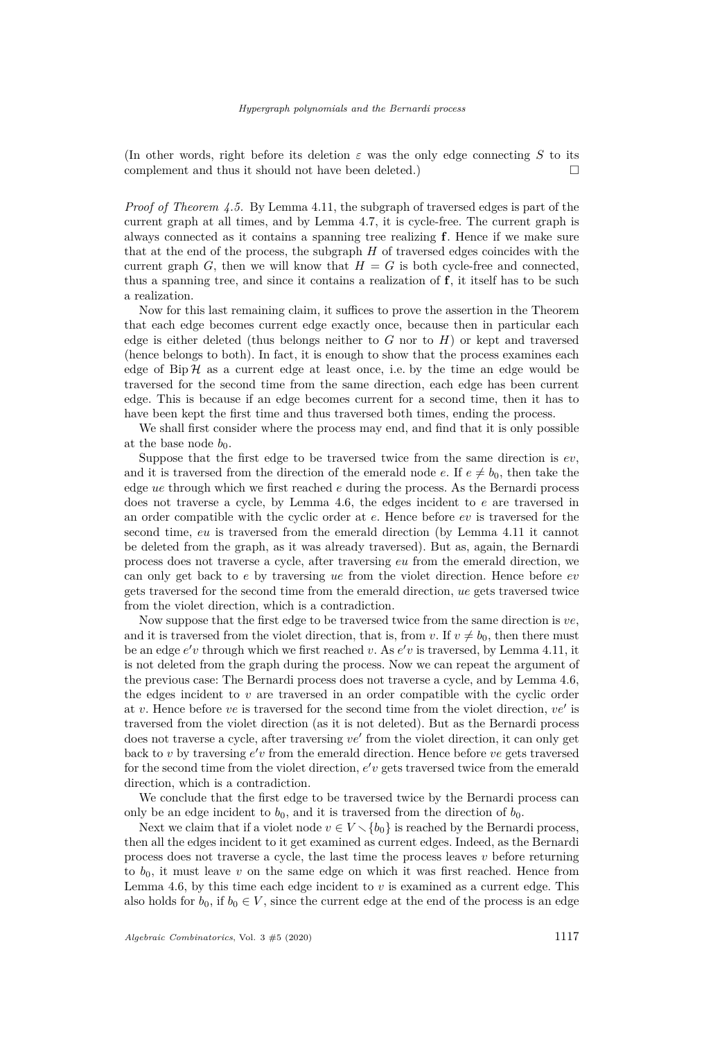(In other words, right before its deletion $\varepsilon$ was the only edge connecting $S$ to its complement and thus it should not have been deleted.) $\square$

*Proof of Theorem 4.5.* By Lemma 4.11, the subgraph of traversed edges is part of the current graph at all times, and by Lemma 4.7, it is cycle-free. The current graph is always connected as it contains a spanning tree realizing $\mathbf{f}$. Hence if we make sure that at the end of the process, the subgraph $H$ of traversed edges coincides with the current graph $G$, then we will know that $H = G$ is both cycle-free and connected, thus a spanning tree, and since it contains a realization of $\mathbf{f}$, it itself has to be such a realization.

Now for this last remaining claim, it suffices to prove the assertion in the Theorem that each edge becomes current edge exactly once, because then in particular each edge is either deleted (thus belongs neither to $G$ nor to $H$) or kept and traversed (hence belongs to both). In fact, it is enough to show that the process examines each edge of $\operatorname{Bip}\mathcal{H}$ as a current edge at least once, i.e. by the time an edge would be traversed for the second time from the same direction, each edge has been current edge. This is because if an edge becomes current for a second time, then it has to have been kept the first time and thus traversed both times, ending the process.

We shall first consider where the process may end, and find that it is only possible at the base node $b_0$.

Suppose that the first edge to be traversed twice from the same direction is $ev$, and it is traversed from the direction of the emerald node $e$. If $e \neq b_0$, then take the edge $ue$ through which we first reached $e$ during the process. As the Bernardi process does not traverse a cycle, by Lemma 4.6, the edges incident to $e$ are traversed in an order compatible with the cyclic order at $e$. Hence before $ev$ is traversed for the second time, $eu$ is traversed from the emerald direction (by Lemma 4.11 it cannot be deleted from the graph, as it was already traversed). But as, again, the Bernardi process does not traverse a cycle, after traversing $eu$ from the emerald direction, we can only get back to $e$ by traversing $ue$ from the violet direction. Hence before $ev$ gets traversed for the second time from the emerald direction, $ue$ gets traversed twice from the violet direction, which is a contradiction.

Now suppose that the first edge to be traversed twice from the same direction is $ve$, and it is traversed from the violet direction, that is, from $v$. If $v \neq b_0$, then there must be an edge $e'v$ through which we first reached $v$. As $e'v$ is traversed, by Lemma 4.11, it is not deleted from the graph during the process. Now we can repeat the argument of the previous case: The Bernardi process does not traverse a cycle, and by Lemma 4.6, the edges incident to $v$ are traversed in an order compatible with the cyclic order at $v$. Hence before $ve$ is traversed for the second time from the violet direction, $ve'$ is traversed from the violet direction (as it is not deleted). But as the Bernardi process does not traverse a cycle, after traversing $ve'$ from the violet direction, it can only get back to $v$ by traversing $e'v$ from the emerald direction. Hence before $ve$ gets traversed for the second time from the violet direction, $e'v$ gets traversed twice from the emerald direction, which is a contradiction.

We conclude that the first edge to be traversed twice by the Bernardi process can only be an edge incident to $b_0$, and it is traversed from the direction of $b_0$.

Next we claim that if a violet node $v \in V \setminus \{b_0\}$ is reached by the Bernardi process, then all the edges incident to it get examined as current edges. Indeed, as the Bernardi process does not traverse a cycle, the last time the process leaves $v$ before returning to $b_0$, it must leave $v$ on the same edge on which it was first reached. Hence from Lemma 4.6, by this time each edge incident to $v$ is examined as a current edge. This also holds for $b_0$, if $b_0 \in V$, since the current edge at the end of the process is an edge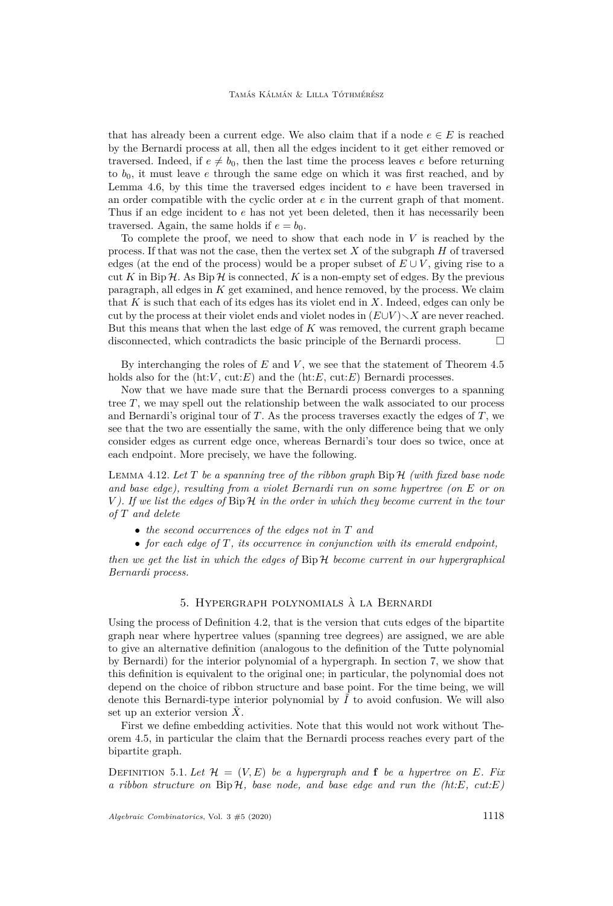that has already been a current edge. We also claim that if a node $e \in E$ is reached by the Bernardi process at all, then all the edges incident to it get either removed or traversed. Indeed, if $e \neq b_0$, then the last time the process leaves $e$ before returning to $b_0$, it must leave $e$ through the same edge on which it was first reached, and by Lemma 4.6, by this time the traversed edges incident to $e$ have been traversed in an order compatible with the cyclic order at $e$ in the current graph of that moment. Thus if an edge incident to $e$ has not yet been deleted, then it has necessarily been traversed. Again, the same holds if $e = b_0$.

To complete the proof, we need to show that each node in $V$ is reached by the process. If that was not the case, then the vertex set $X$ of the subgraph $H$ of traversed edges (at the end of the process) would be a proper subset of $E \cup V$, giving rise to a cut $K$ in $\operatorname{Bip}\mathcal{H}$. As $\operatorname{Bip}\mathcal{H}$ is connected, $K$ is a non-empty set of edges. By the previous paragraph, all edges in $K$ get examined, and hence removed, by the process. We claim that $K$ is such that each of its edges has its violet end in $X$. Indeed, edges can only be cut by the process at their violet ends and violet nodes in $(E\cup V)\smallsetminus X$ are never reached. But this means that when the last edge of $K$ was removed, the current graph became disconnected, which contradicts the basic principle of the Bernardi process. $\square$

By interchanging the roles of $E$ and $V$, we see that the statement of Theorem 4.5 holds also for the (ht:$V$, cut:$E$) and the (ht:$E$, cut:$E$) Bernardi processes.

Now that we have made sure that the Bernardi process converges to a spanning tree $T$, we may spell out the relationship between the walk associated to our process and Bernardi's original tour of $T$. As the process traverses exactly the edges of $T$, we see that the two are essentially the same, with the only difference being that we only consider edges as current edge once, whereas Bernardi's tour does so twice, once at each endpoint. More precisely, we have the following.

Lemma 4.12. *Let $T$ be a spanning tree of the ribbon graph $\operatorname{Bip}\mathcal{H}$ (with fixed base node and base edge), resulting from a violet Bernardi run on some hypertree (on $E$ or on $V$). If we list the edges of $\operatorname{Bip}\mathcal{H}$ in the order in which they become current in the tour of $T$ and delete*

- *the second occurrences of the edges not in $T$ and*
- *for each edge of $T$, its occurrence in conjunction with its emerald endpoint,*

*then we get the list in which the edges of $\operatorname{Bip}\mathcal{H}$ become current in our hypergraphical Bernardi process.*

## 5. Hypergraph polynomials à la Bernardi

Using the process of Definition 4.2, that is the version that cuts edges of the bipartite graph near where hypertree values (spanning tree degrees) are assigned, we are able to give an alternative definition (analogous to the definition of the Tutte polynomial by Bernardi) for the interior polynomial of a hypergraph. In section 7, we show that this definition is equivalent to the original one; in particular, the polynomial does not depend on the choice of ribbon structure and base point. For the time being, we will denote this Bernardi-type interior polynomial by $\tilde{I}$ to avoid confusion. We will also set up an exterior version $\tilde{X}$.

First we define embedding activities. Note that this would not work without Theorem 4.5, in particular the claim that the Bernardi process reaches every part of the bipartite graph.

Definition 5.1. *Let $\mathcal{H} = (V, E)$ be a hypergraph and $\mathbf{f}$ be a hypertree on $E$. Fix a ribbon structure on $\operatorname{Bip}\mathcal{H}$, base node, and base edge and run the (ht:$E$, cut:$E$)*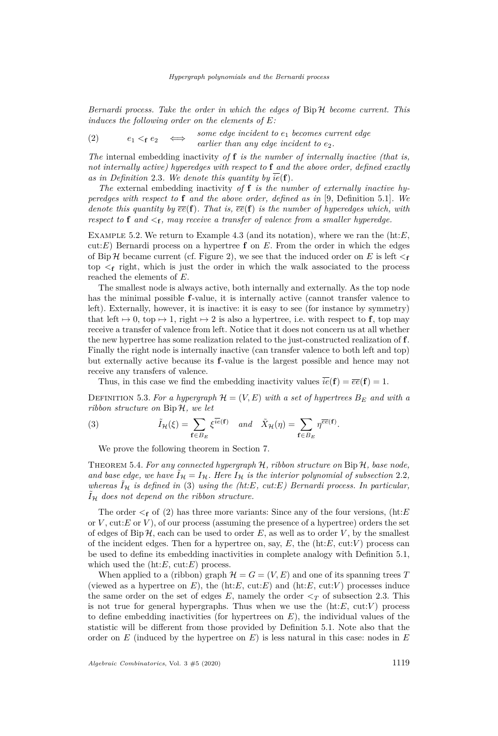*Bernardi process. Take the order in which the edges of* Bip $\mathcal{H}$ *become current. This induces the following order on the elements of* $E$*:*

$$e_1 <_{\mathbf{f}} e_2 \iff \begin{array}{l}\textit{some edge incident to } e_1 \textit{ becomes current edge}\\ \textit{earlier than any edge incident to } e_2.\end{array} \tag{2}$$

*The* internal embedding inactivity *of* $\mathbf{f}$ *is the number of internally inactive (that is, not internally active) hyperedges with respect to* $\mathbf{f}$ *and the above order, defined exactly as in Definition* 2.3*. We denote this quantity by* $\overline{ie}(\mathbf{f})$*.*

*The* external embedding inactivity *of* $\mathbf{f}$ *is the number of externally inactive hyperedges with respect to* $\mathbf{f}$ *and the above order, defined as in* [9, Definition 5.1]*. We denote this quantity by* $\overline{ee}(\mathbf{f})$*. That is,* $\overline{ee}(\mathbf{f})$ *is the number of hyperedges which, with respect to* $\mathbf{f}$ *and* $<_{\mathbf{f}}$*, may receive a transfer of valence from a smaller hyperedge.*

Example 5.2. We return to Example 4.3 (and its notation), where we ran the (ht:$E$, cut:$E$) Bernardi process on a hypertree $\mathbf{f}$ on $E$. From the order in which the edges of Bip $\mathcal{H}$ became current (cf. Figure 2), we see that the induced order on $E$ is left $<_{\mathbf{f}}$ top $<_{\mathbf{f}}$ right, which is just the order in which the walk associated to the process reached the elements of $E$.

The smallest node is always active, both internally and externally. As the top node has the minimal possible $\mathbf{f}$-value, it is internally active (cannot transfer valence to left). Externally, however, it is inactive: it is easy to see (for instance by symmetry) that left $\mapsto 0$, top $\mapsto 1$, right $\mapsto 2$ is also a hypertree, i.e. with respect to $\mathbf{f}$, top may receive a transfer of valence from left. Notice that it does not concern us at all whether the new hypertree has some realization related to the just-constructed realization of $\mathbf{f}$. Finally the right node is internally inactive (can transfer valence to both left and top) but externally active because its $\mathbf{f}$-value is the largest possible and hence may not receive any transfers of valence.

Thus, in this case we find the embedding inactivity values $\overline{ie}(\mathbf{f}) = \overline{ee}(\mathbf{f}) = 1$.

Definition 5.3. *For a hypergraph* $\mathcal{H} = (V, E)$ *with a set of hypertrees* $B_E$ *and with a ribbon structure on* Bip $\mathcal{H}$*, we let*

$$\tilde{I}_{\mathcal{H}}(\xi) = \sum_{\mathbf{f} \in B_E} \xi^{\overline{ie}(\mathbf{f})} \quad \textit{and} \quad \tilde{X}_{\mathcal{H}}(\eta) = \sum_{\mathbf{f} \in B_E} \eta^{\overline{ee}(\mathbf{f})}. \tag{3}$$

We prove the following theorem in Section 7.

Theorem 5.4. *For any connected hypergraph* $\mathcal{H}$*, ribbon structure on* Bip $\mathcal{H}$*, base node, and base edge, we have* $\tilde{I}_{\mathcal{H}} = I_{\mathcal{H}}$*. Here* $I_{\mathcal{H}}$ *is the interior polynomial of subsection* 2.2*, whereas* $\tilde{I}_{\mathcal{H}}$ *is defined in* (3) *using the (ht:$E$, cut:$E$) Bernardi process. In particular,* $\tilde{I}_{\mathcal{H}}$ *does not depend on the ribbon structure.*

The order $<_{\mathbf{f}}$ of (2) has three more variants: Since any of the four versions, (ht:$E$ or $V$, cut:$E$ or $V$), of our process (assuming the presence of a hypertree) orders the set of edges of Bip $\mathcal{H}$, each can be used to order $E$, as well as to order $V$, by the smallest of the incident edges. Then for a hypertree on, say, $E$, the (ht:$E$, cut:$V$) process can be used to define its embedding inactivities in complete analogy with Definition 5.1, which used the (ht:$E$, cut:$E$) process.

When applied to a (ribbon) graph $\mathcal{H} = G = (V, E)$ and one of its spanning trees $T$ (viewed as a hypertree on $E$), the (ht:$E$, cut:$E$) and (ht:$E$, cut:$V$) processes induce the same order on the set of edges $E$, namely the order $<_T$ of subsection 2.3. This is not true for general hypergraphs. Thus when we use the (ht:$E$, cut:$V$) process to define embedding inactivities (for hypertrees on $E$), the individual values of the statistic will be different from those provided by Definition 5.1. Note also that the order on $E$ (induced by the hypertree on $E$) is less natural in this case: nodes in $E$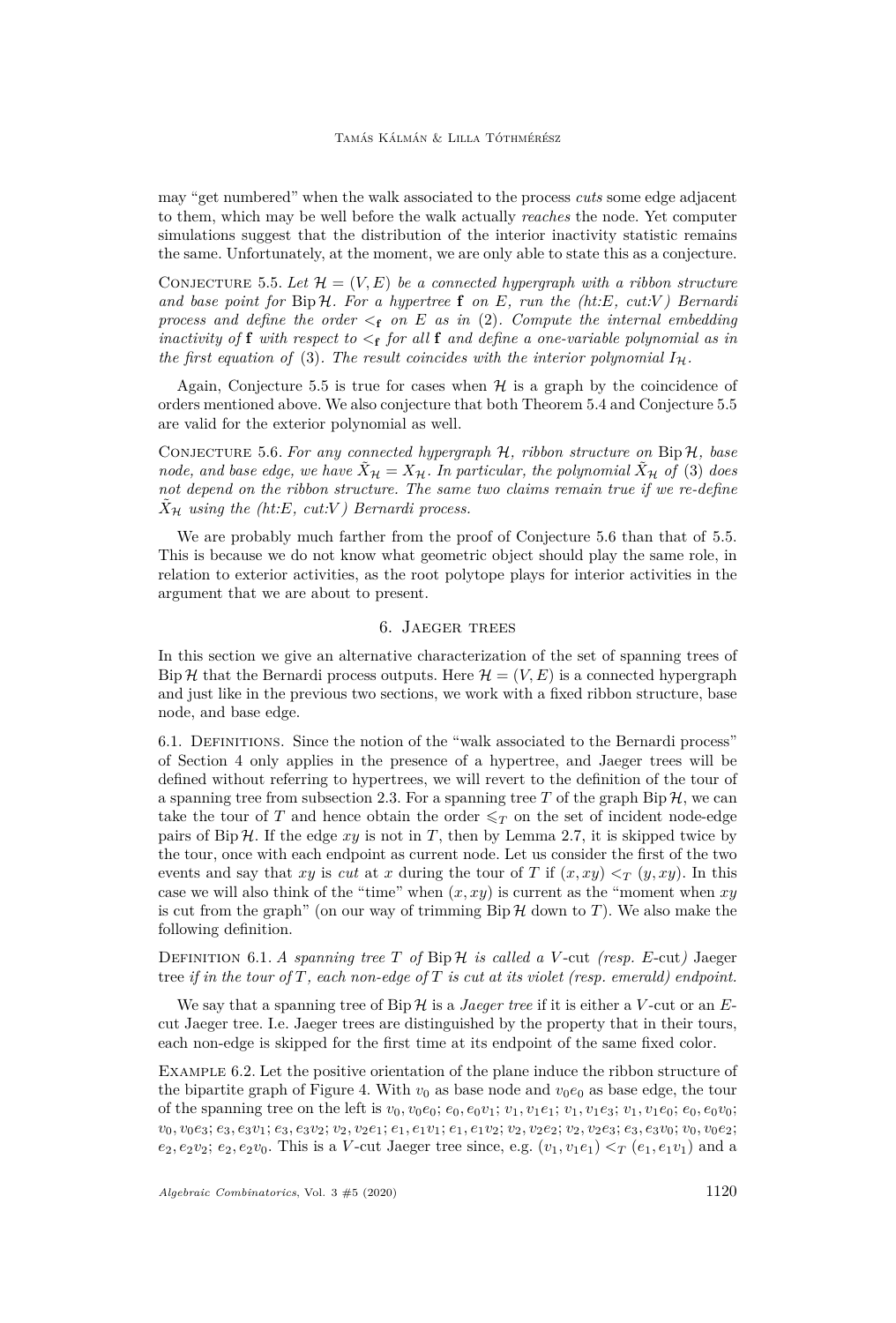may "get numbered" when the walk associated to the process *cuts* some edge adjacent to them, which may be well before the walk actually *reaches* the node. Yet computer simulations suggest that the distribution of the interior inactivity statistic remains the same. Unfortunately, at the moment, we are only able to state this as a conjecture.

Conjecture 5.5. *Let $\mathcal{H} = (V, E)$ be a connected hypergraph with a ribbon structure and base point for $\operatorname{Bip}\mathcal{H}$. For a hypertree $\mathbf{f}$ on $E$, run the (ht:E, cut:V) Bernardi process and define the order $<_{\mathbf{f}}$ on $E$ as in* (2). *Compute the internal embedding inactivity of $\mathbf{f}$ with respect to $<_{\mathbf{f}}$ for all $\mathbf{f}$ and define a one-variable polynomial as in the first equation of* (3). *The result coincides with the interior polynomial $I_{\mathcal{H}}$.*

Again, Conjecture 5.5 is true for cases when $\mathcal{H}$ is a graph by the coincidence of orders mentioned above. We also conjecture that both Theorem 5.4 and Conjecture 5.5 are valid for the exterior polynomial as well.

Conjecture 5.6. *For any connected hypergraph $\mathcal{H}$, ribbon structure on $\operatorname{Bip}\mathcal{H}$, base node, and base edge, we have $\tilde{X}_{\mathcal{H}} = X_{\mathcal{H}}$. In particular, the polynomial $\tilde{X}_{\mathcal{H}}$ of* (3) *does not depend on the ribbon structure. The same two claims remain true if we re-define $\tilde{X}_{\mathcal{H}}$ using the (ht:E, cut:V) Bernardi process.*

We are probably much farther from the proof of Conjecture 5.6 than that of 5.5. This is because we do not know what geometric object should play the same role, in relation to exterior activities, as the root polytope plays for interior activities in the argument that we are about to present.

## 6. Jaeger trees

In this section we give an alternative characterization of the set of spanning trees of $\operatorname{Bip}\mathcal{H}$ that the Bernardi process outputs. Here $\mathcal{H} = (V, E)$ is a connected hypergraph and just like in the previous two sections, we work with a fixed ribbon structure, base node, and base edge.

6.1. Definitions. Since the notion of the "walk associated to the Bernardi process" of Section 4 only applies in the presence of a hypertree, and Jaeger trees will be defined without referring to hypertrees, we will revert to the definition of the tour of a spanning tree from subsection 2.3. For a spanning tree $T$ of the graph $\operatorname{Bip}\mathcal{H}$, we can take the tour of $T$ and hence obtain the order $\leqslant_T$ on the set of incident node-edge pairs of $\operatorname{Bip}\mathcal{H}$. If the edge $xy$ is not in $T$, then by Lemma 2.7, it is skipped twice by the tour, once with each endpoint as current node. Let us consider the first of the two events and say that $xy$ is *cut* at $x$ during the tour of $T$ if $(x, xy) <_T (y, xy)$. In this case we will also think of the "time" when $(x, xy)$ is current as the "moment when $xy$ is cut from the graph" (on our way of trimming $\operatorname{Bip}\mathcal{H}$ down to $T$). We also make the following definition.

Definition 6.1. *A spanning tree $T$ of $\operatorname{Bip}\mathcal{H}$ is called a $V$-*cut *(resp. $E$-*cut*)* Jaeger tree *if in the tour of $T$, each non-edge of $T$ is cut at its violet (resp. emerald) endpoint.*

We say that a spanning tree of $\operatorname{Bip}\mathcal{H}$ is a *Jaeger tree* if it is either a $V$-cut or an $E$-cut Jaeger tree. I.e. Jaeger trees are distinguished by the property that in their tours, each non-edge is skipped for the first time at its endpoint of the same fixed color.

Example 6.2. Let the positive orientation of the plane induce the ribbon structure of the bipartite graph of Figure 4. With $v_0$ as base node and $v_0e_0$ as base edge, the tour of the spanning tree on the left is $v_0, v_0e_0$; $e_0, e_0v_1$; $v_1, v_1e_1$; $v_1, v_1e_3$; $v_1, v_1e_0$; $e_0, e_0v_0$; $v_0, v_0e_3$; $e_3, e_3v_1$; $e_3, e_3v_2$; $v_2, v_2e_1$; $e_1, e_1v_1$; $e_1, e_1v_2$; $v_2, v_2e_2$; $v_2, v_2e_3$; $e_3, e_3v_0$; $v_0, v_0e_2$; $e_2, e_2v_2$; $e_2, e_2v_0$. This is a $V$-cut Jaeger tree since, e.g. $(v_1, v_1e_1) <_T (e_1, e_1v_1)$ and a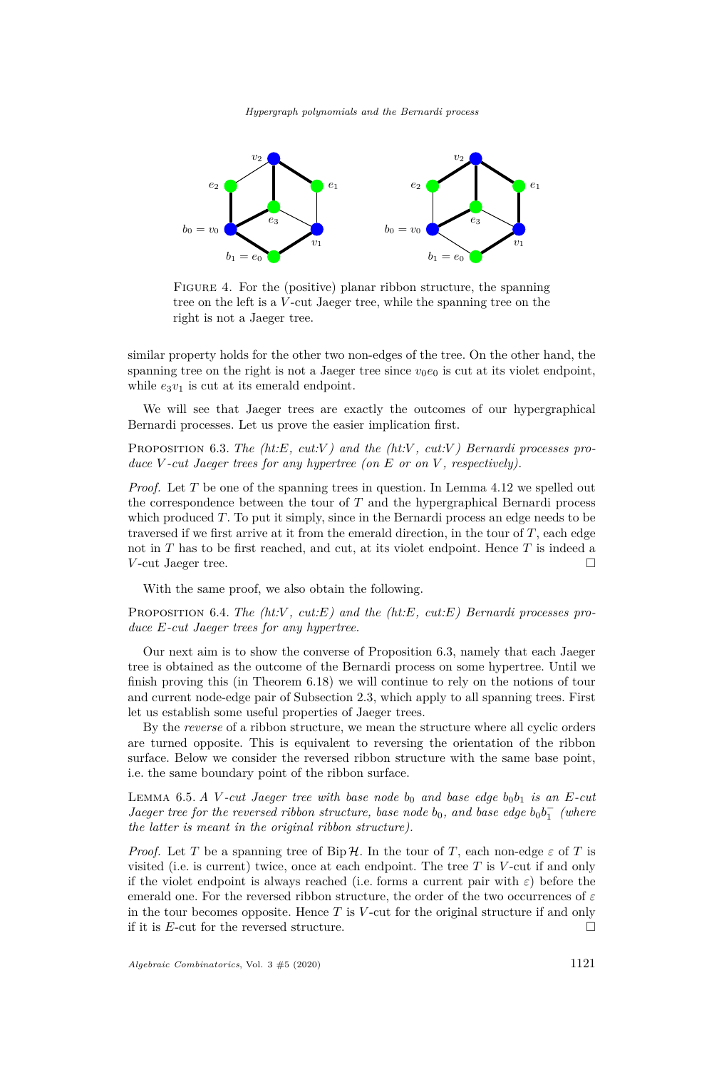FIGURE 4. For the (positive) planar ribbon structure, the spanning tree on the left is a $V$-cut Jaeger tree, while the spanning tree on the right is not a Jaeger tree.

similar property holds for the other two non-edges of the tree. On the other hand, the spanning tree on the right is not a Jaeger tree since $v_0e_0$ is cut at its violet endpoint, while $e_3v_1$ is cut at its emerald endpoint.

We will see that Jaeger trees are exactly the outcomes of our hypergraphical Bernardi processes. Let us prove the easier implication first.

PROPOSITION 6.3. *The (ht:$E$, cut:$V$) and the (ht:$V$, cut:$V$) Bernardi processes produce $V$-cut Jaeger trees for any hypertree (on $E$ or on $V$, respectively).*

*Proof.* Let $T$ be one of the spanning trees in question. In Lemma 4.12 we spelled out the correspondence between the tour of $T$ and the hypergraphical Bernardi process which produced $T$. To put it simply, since in the Bernardi process an edge needs to be traversed if we first arrive at it from the emerald direction, in the tour of $T$, each edge not in $T$ has to be first reached, and cut, at its violet endpoint. Hence $T$ is indeed a $V$-cut Jaeger tree. □

With the same proof, we also obtain the following.

PROPOSITION 6.4. *The (ht:$V$, cut:$E$) and the (ht:$E$, cut:$E$) Bernardi processes produce $E$-cut Jaeger trees for any hypertree.*

Our next aim is to show the converse of Proposition 6.3, namely that each Jaeger tree is obtained as the outcome of the Bernardi process on some hypertree. Until we finish proving this (in Theorem 6.18) we will continue to rely on the notions of tour and current node-edge pair of Subsection 2.3, which apply to all spanning trees. First let us establish some useful properties of Jaeger trees.

By the *reverse* of a ribbon structure, we mean the structure where all cyclic orders are turned opposite. This is equivalent to reversing the orientation of the ribbon surface. Below we consider the reversed ribbon structure with the same base point, i.e. the same boundary point of the ribbon surface.

LEMMA 6.5. *A $V$-cut Jaeger tree with base node $b_0$ and base edge $b_0b_1$ is an $E$-cut Jaeger tree for the reversed ribbon structure, base node $b_0$, and base edge $b_0b_1^-$ (where the latter is meant in the original ribbon structure).*

*Proof.* Let $T$ be a spanning tree of $\operatorname{Bip}\mathcal{H}$. In the tour of $T$, each non-edge $\varepsilon$ of $T$ is visited (i.e. is current) twice, once at each endpoint. The tree $T$ is $V$-cut if and only if the violet endpoint is always reached (i.e. forms a current pair with $\varepsilon$) before the emerald one. For the reversed ribbon structure, the order of the two occurrences of $\varepsilon$ in the tour becomes opposite. Hence $T$ is $V$-cut for the original structure if and only if it is $E$-cut for the reversed structure. □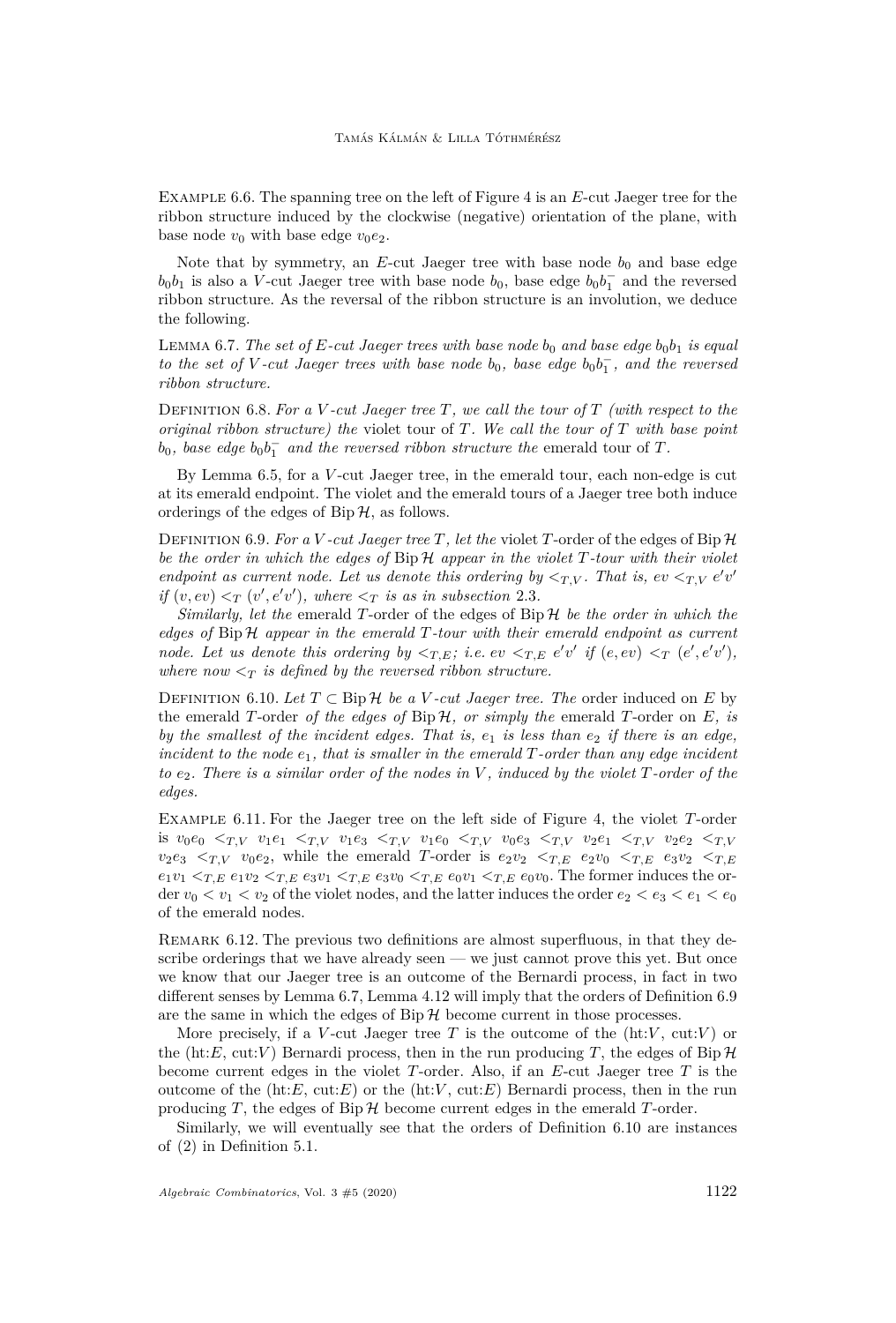Example 6.6. The spanning tree on the left of Figure 4 is an $E$-cut Jaeger tree for the ribbon structure induced by the clockwise (negative) orientation of the plane, with base node $v_0$ with base edge $v_0e_2$.

Note that by symmetry, an $E$-cut Jaeger tree with base node $b_0$ and base edge $b_0b_1$ is also a $V$-cut Jaeger tree with base node $b_0$, base edge $b_0b_1^-$ and the reversed ribbon structure. As the reversal of the ribbon structure is an involution, we deduce the following.

Lemma 6.7. *The set of $E$-cut Jaeger trees with base node $b_0$ and base edge $b_0b_1$ is equal to the set of $V$-cut Jaeger trees with base node $b_0$, base edge $b_0b_1^-$, and the reversed ribbon structure.*

Definition 6.8. *For a $V$-cut Jaeger tree $T$, we call the tour of $T$ (with respect to the original ribbon structure) the* violet tour *of $T$. We call the tour of $T$ with base point $b_0$, base edge $b_0b_1^-$ and the reversed ribbon structure the* emerald tour *of $T$.*

By Lemma 6.5, for a $V$-cut Jaeger tree, in the emerald tour, each non-edge is cut at its emerald endpoint. The violet and the emerald tours of a Jaeger tree both induce orderings of the edges of $\operatorname{Bip}\mathcal{H}$, as follows.

Definition 6.9. *For a $V$-cut Jaeger tree $T$, let the* violet $T$-order *of the edges of $\operatorname{Bip}\mathcal{H}$ be the order in which the edges of $\operatorname{Bip}\mathcal{H}$ appear in the violet $T$-tour with their violet endpoint as current node. Let us denote this ordering by $<_{T,V}$. That is, $ev <_{T,V} e'v'$ if $(v, ev) <_T (v', e'v')$, where $<_T$ is as in subsection 2.3.*

*Similarly, let the* emerald $T$-order *of the edges of $\operatorname{Bip}\mathcal{H}$ be the order in which the edges of $\operatorname{Bip}\mathcal{H}$ appear in the emerald $T$-tour with their emerald endpoint as current node. Let us denote this ordering by $<_{T,E}$; i.e. $ev <_{T,E} e'v'$ if $(e, ev) <_T (e', e'v')$, where now $<_T$ is defined by the reversed ribbon structure.*

Definition 6.10. *Let $T \subset \operatorname{Bip}\mathcal{H}$ be a $V$-cut Jaeger tree. The* order induced on $E$ by the emerald $T$-order *of the edges of $\operatorname{Bip}\mathcal{H}$, or simply the* emerald $T$-order on $E$, *is by the smallest of the incident edges. That is, $e_1$ is less than $e_2$ if there is an edge, incident to the node $e_1$, that is smaller in the emerald $T$-order than any edge incident to $e_2$. There is a similar order of the nodes in $V$, induced by the violet $T$-order of the edges.*

Example 6.11. For the Jaeger tree on the left side of Figure 4, the violet $T$-order is $v_0e_0 <_{T,V} v_1e_1 <_{T,V} v_1e_3 <_{T,V} v_1e_0 <_{T,V} v_0e_3 <_{T,V} v_2e_1 <_{T,V} v_2e_2 <_{T,V} v_2e_3 <_{T,V} v_0e_2$, while the emerald $T$-order is $e_2v_2 <_{T,E} e_2v_0 <_{T,E} e_3v_2 <_{T,E} e_1v_1 <_{T,E} e_1v_2 <_{T,E} e_3v_1 <_{T,E} e_3v_0 <_{T,E} e_0v_1 <_{T,E} e_0v_0$. The former induces the order $v_0 < v_1 < v_2$ of the violet nodes, and the latter induces the order $e_2 < e_3 < e_1 < e_0$ of the emerald nodes.

Remark 6.12. The previous two definitions are almost superfluous, in that they describe orderings that we have already seen — we just cannot prove this yet. But once we know that our Jaeger tree is an outcome of the Bernardi process, in fact in two different senses by Lemma 6.7, Lemma 4.12 will imply that the orders of Definition 6.9 are the same in which the edges of $\operatorname{Bip}\mathcal{H}$ become current in those processes.

More precisely, if a $V$-cut Jaeger tree $T$ is the outcome of the (ht:$V$, cut:$V$) or the (ht:$E$, cut:$V$) Bernardi process, then in the run producing $T$, the edges of $\operatorname{Bip}\mathcal{H}$ become current edges in the violet $T$-order. Also, if an $E$-cut Jaeger tree $T$ is the outcome of the (ht:$E$, cut:$E$) or the (ht:$V$, cut:$E$) Bernardi process, then in the run producing $T$, the edges of $\operatorname{Bip}\mathcal{H}$ become current edges in the emerald $T$-order.

Similarly, we will eventually see that the orders of Definition 6.10 are instances of (2) in Definition 5.1.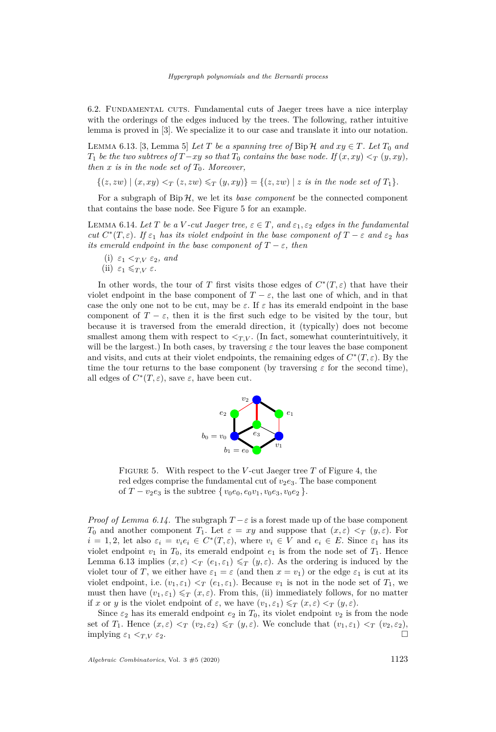6.2. Fundamental cuts. Fundamental cuts of Jaeger trees have a nice interplay with the orderings of the edges induced by the trees. The following, rather intuitive lemma is proved in [3]. We specialize it to our case and translate it into our notation.

Lemma 6.13. [3, Lemma 5] *Let $T$ be a spanning tree of $\operatorname{Bip}\mathcal{H}$ and $xy \in T$. Let $T_0$ and $T_1$ be the two subtrees of $T - xy$ so that $T_0$ contains the base node. If $(x, xy) <_T (y, xy)$, then $x$ is in the node set of $T_0$. Moreover,*

$$\{(z, zw) \mid (x, xy) <_T (z, zw) \leqslant_T (y, xy)\} = \{(z, zw) \mid z \text{ is in the node set of } T_1\}.$$

For a subgraph of $\operatorname{Bip}\mathcal{H}$, we let its *base component* be the connected component that contains the base node. See Figure 5 for an example.

Lemma 6.14. *Let $T$ be a $V$-cut Jaeger tree, $\varepsilon \in T$, and $\varepsilon_1, \varepsilon_2$ edges in the fundamental cut $C^*(T, \varepsilon)$. If $\varepsilon_1$ has its violet endpoint in the base component of $T - \varepsilon$ and $\varepsilon_2$ has its emerald endpoint in the base component of $T - \varepsilon$, then*

(i) $\varepsilon_1 <_{T,V} \varepsilon_2$, *and*
(ii) $\varepsilon_1 \leqslant_{T,V} \varepsilon$.

In other words, the tour of $T$ first visits those edges of $C^*(T, \varepsilon)$ that have their violet endpoint in the base component of $T - \varepsilon$, the last one of which, and in that case the only one not to be cut, may be $\varepsilon$. If $\varepsilon$ has its emerald endpoint in the base component of $T - \varepsilon$, then it is the first such edge to be visited by the tour, but because it is traversed from the emerald direction, it (typically) does not become smallest among them with respect to $<_{T,V}$. (In fact, somewhat counterintuitively, it will be the largest.) In both cases, by traversing $\varepsilon$ the tour leaves the base component and visits, and cuts at their violet endpoints, the remaining edges of $C^*(T, \varepsilon)$. By the time the tour returns to the base component (by traversing $\varepsilon$ for the second time), all edges of $C^*(T, \varepsilon)$, save $\varepsilon$, have been cut.

Figure 5. With respect to the $V$-cut Jaeger tree $T$ of Figure 4, the red edges comprise the fundamental cut of $v_2e_3$. The base component of $T - v_2e_3$ is the subtree $\{ v_0e_0, e_0v_1, v_0e_3, v_0e_2 \}$.

*Proof of Lemma 6.14.* The subgraph $T - \varepsilon$ is a forest made up of the base component $T_0$ and another component $T_1$. Let $\varepsilon = xy$ and suppose that $(x, \varepsilon) <_T (y, \varepsilon)$. For $i = 1, 2$, let also $\varepsilon_i = v_ie_i \in C^*(T, \varepsilon)$, where $v_i \in V$ and $e_i \in E$. Since $\varepsilon_1$ has its violet endpoint $v_1$ in $T_0$, its emerald endpoint $e_1$ is from the node set of $T_1$. Hence Lemma 6.13 implies $(x, \varepsilon) <_T (e_1, \varepsilon_1) \leqslant_T (y, \varepsilon)$. As the ordering is induced by the violet tour of $T$, we either have $\varepsilon_1 = \varepsilon$ (and then $x = v_1$) or the edge $\varepsilon_1$ is cut at its violet endpoint, i.e. $(v_1, \varepsilon_1) <_T (e_1, \varepsilon_1)$. Because $v_1$ is not in the node set of $T_1$, we must then have $(v_1, \varepsilon_1) \leqslant_T (x, \varepsilon)$. From this, (ii) immediately follows, for no matter if $x$ or $y$ is the violet endpoint of $\varepsilon$, we have $(v_1, \varepsilon_1) \leqslant_T (x, \varepsilon) <_T (y, \varepsilon)$.

Since $\varepsilon_2$ has its emerald endpoint $e_2$ in $T_0$, its violet endpoint $v_2$ is from the node set of $T_1$. Hence $(x, \varepsilon) <_T (v_2, \varepsilon_2) \leqslant_T (y, \varepsilon)$. We conclude that $(v_1, \varepsilon_1) <_T (v_2, \varepsilon_2)$, implying $\varepsilon_1 <_{T,V} \varepsilon_2$. □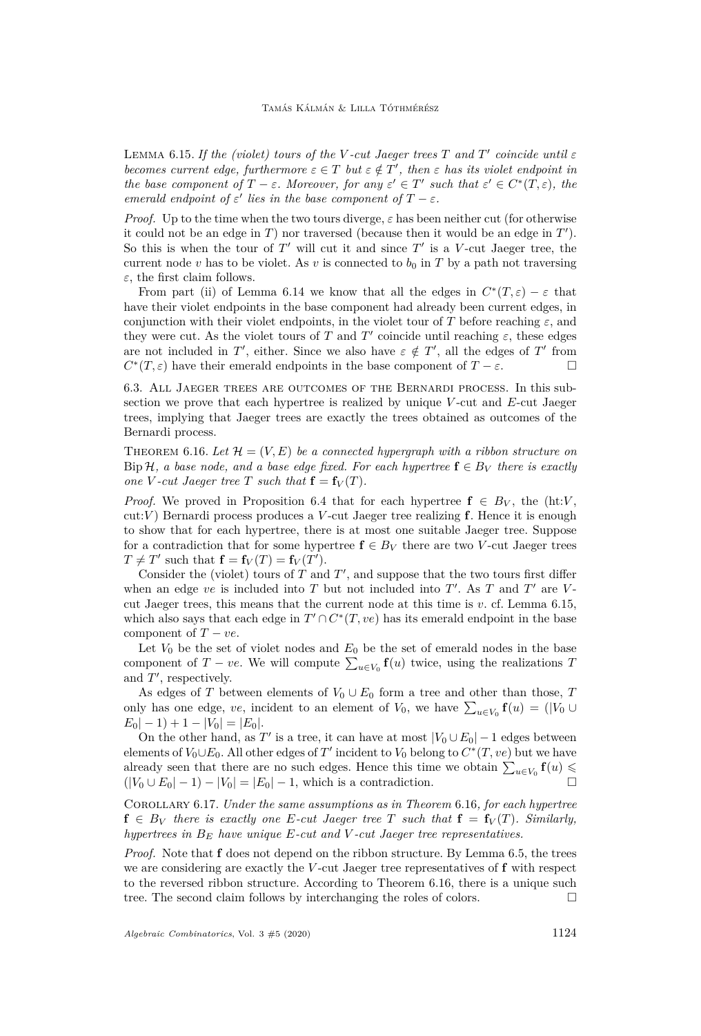Lemma 6.15. *If the (violet) tours of the $V$-cut Jaeger trees $T$ and $T'$ coincide until $\varepsilon$ becomes current edge, furthermore $\varepsilon \in T$ but $\varepsilon \notin T'$, then $\varepsilon$ has its violet endpoint in the base component of $T - \varepsilon$. Moreover, for any $\varepsilon' \in T'$ such that $\varepsilon' \in C^*(T, \varepsilon)$, the emerald endpoint of $\varepsilon'$ lies in the base component of $T - \varepsilon$.*

*Proof.* Up to the time when the two tours diverge, $\varepsilon$ has been neither cut (for otherwise it could not be an edge in $T$) nor traversed (because then it would be an edge in $T'$). So this is when the tour of $T'$ will cut it and since $T'$ is a $V$-cut Jaeger tree, the current node $v$ has to be violet. As $v$ is connected to $b_0$ in $T$ by a path not traversing $\varepsilon$, the first claim follows.

From part (ii) of Lemma 6.14 we know that all the edges in $C^*(T, \varepsilon) - \varepsilon$ that have their violet endpoints in the base component had already been current edges, in conjunction with their violet endpoints, in the violet tour of $T$ before reaching $\varepsilon$, and they were cut. As the violet tours of $T$ and $T'$ coincide until reaching $\varepsilon$, these edges are not included in $T'$, either. Since we also have $\varepsilon \notin T'$, all the edges of $T'$ from $C^*(T, \varepsilon)$ have their emerald endpoints in the base component of $T - \varepsilon$. $\square$

6.3. All Jaeger trees are outcomes of the Bernardi process. In this subsection we prove that each hypertree is realized by unique $V$-cut and $E$-cut Jaeger trees, implying that Jaeger trees are exactly the trees obtained as outcomes of the Bernardi process.

Theorem 6.16. *Let $\mathcal{H} = (V, E)$ be a connected hypergraph with a ribbon structure on $\operatorname{Bip} \mathcal{H}$, a base node, and a base edge fixed. For each hypertree $\mathbf{f} \in B_V$ there is exactly one $V$-cut Jaeger tree $T$ such that $\mathbf{f} = \mathbf{f}_V(T)$.*

*Proof.* We proved in Proposition 6.4 that for each hypertree $\mathbf{f} \in B_V$, the (ht:$V$, cut:$V$) Bernardi process produces a $V$-cut Jaeger tree realizing $\mathbf{f}$. Hence it is enough to show that for each hypertree, there is at most one suitable Jaeger tree. Suppose for a contradiction that for some hypertree $\mathbf{f} \in B_V$ there are two $V$-cut Jaeger trees $T \neq T'$ such that $\mathbf{f} = \mathbf{f}_V(T) = \mathbf{f}_V(T')$.

Consider the (violet) tours of $T$ and $T'$, and suppose that the two tours first differ when an edge $ve$ is included into $T$ but not included into $T'$. As $T$ and $T'$ are $V$-cut Jaeger trees, this means that the current node at this time is $v$. cf. Lemma 6.15, which also says that each edge in $T' \cap C^*(T, ve)$ has its emerald endpoint in the base component of $T - ve$.

Let $V_0$ be the set of violet nodes and $E_0$ be the set of emerald nodes in the base component of $T - ve$. We will compute $\sum_{u \in V_0} \mathbf{f}(u)$ twice, using the realizations $T$ and $T'$, respectively.

As edges of $T$ between elements of $V_0 \cup E_0$ form a tree and other than those, $T$ only has one edge, $ve$, incident to an element of $V_0$, we have $\sum_{u \in V_0} \mathbf{f}(u) = (|V_0 \cup E_0| - 1) + 1 - |V_0| = |E_0|$.

On the other hand, as $T'$ is a tree, it can have at most $|V_0 \cup E_0| - 1$ edges between elements of $V_0 \cup E_0$. All other edges of $T'$ incident to $V_0$ belong to $C^*(T, ve)$ but we have already seen that there are no such edges. Hence this time we obtain $\sum_{u \in V_0} \mathbf{f}(u) \leqslant (|V_0 \cup E_0| - 1) - |V_0| = |E_0| - 1$, which is a contradiction. $\square$

Corollary 6.17. *Under the same assumptions as in Theorem 6.16, for each hypertree $\mathbf{f} \in B_V$ there is exactly one $E$-cut Jaeger tree $T$ such that $\mathbf{f} = \mathbf{f}_V(T)$. Similarly, hypertrees in $B_E$ have unique $E$-cut and $V$-cut Jaeger tree representatives.*

*Proof.* Note that $\mathbf{f}$ does not depend on the ribbon structure. By Lemma 6.5, the trees we are considering are exactly the $V$-cut Jaeger tree representatives of $\mathbf{f}$ with respect to the reversed ribbon structure. According to Theorem 6.16, there is a unique such tree. The second claim follows by interchanging the roles of colors. $\square$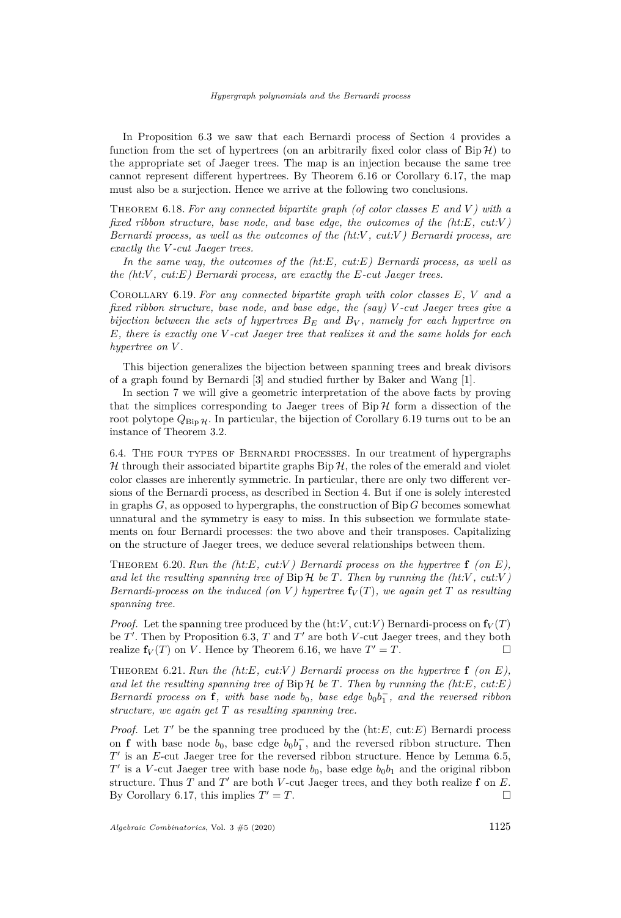In Proposition 6.3 we saw that each Bernardi process of Section 4 provides a function from the set of hypertrees (on an arbitrarily fixed color class of $\operatorname{Bip}\mathcal{H}$) to the appropriate set of Jaeger trees. The map is an injection because the same tree cannot represent different hypertrees. By Theorem 6.16 or Corollary 6.17, the map must also be a surjection. Hence we arrive at the following two conclusions.

Theorem 6.18. *For any connected bipartite graph (of color classes $E$ and $V$) with a fixed ribbon structure, base node, and base edge, the outcomes of the (ht:$E$, cut:$V$) Bernardi process, as well as the outcomes of the (ht:$V$, cut:$V$) Bernardi process, are exactly the $V$-cut Jaeger trees.*

*In the same way, the outcomes of the (ht:$E$, cut:$E$) Bernardi process, as well as the (ht:$V$, cut:$E$) Bernardi process, are exactly the $E$-cut Jaeger trees.*

Corollary 6.19. *For any connected bipartite graph with color classes $E$, $V$ and a fixed ribbon structure, base node, and base edge, the (say) $V$-cut Jaeger trees give a bijection between the sets of hypertrees $B_E$ and $B_V$, namely for each hypertree on $E$, there is exactly one $V$-cut Jaeger tree that realizes it and the same holds for each hypertree on $V$.*

This bijection generalizes the bijection between spanning trees and break divisors of a graph found by Bernardi [3] and studied further by Baker and Wang [1].

In section 7 we will give a geometric interpretation of the above facts by proving that the simplices corresponding to Jaeger trees of $\operatorname{Bip}\mathcal{H}$ form a dissection of the root polytope $Q_{\operatorname{Bip}\mathcal{H}}$. In particular, the bijection of Corollary 6.19 turns out to be an instance of Theorem 3.2.

6.4. The four types of Bernardi processes. In our treatment of hypergraphs $\mathcal{H}$ through their associated bipartite graphs $\operatorname{Bip}\mathcal{H}$, the roles of the emerald and violet color classes are inherently symmetric. In particular, there are only two different versions of the Bernardi process, as described in Section 4. But if one is solely interested in graphs $G$, as opposed to hypergraphs, the construction of $\operatorname{Bip} G$ becomes somewhat unnatural and the symmetry is easy to miss. In this subsection we formulate statements on four Bernardi processes: the two above and their transposes. Capitalizing on the structure of Jaeger trees, we deduce several relationships between them.

Theorem 6.20. *Run the (ht:$E$, cut:$V$) Bernardi process on the hypertree $\mathbf{f}$ (on $E$), and let the resulting spanning tree of $\operatorname{Bip}\mathcal{H}$ be $T$. Then by running the (ht:$V$, cut:$V$) Bernardi-process on the induced (on $V$) hypertree $\mathbf{f}_V(T)$, we again get $T$ as resulting spanning tree.*

*Proof.* Let the spanning tree produced by the (ht:$V$, cut:$V$) Bernardi-process on $\mathbf{f}_V(T)$ be $T'$. Then by Proposition 6.3, $T$ and $T'$ are both $V$-cut Jaeger trees, and they both realize $\mathbf{f}_V(T)$ on $V$. Hence by Theorem 6.16, we have $T' = T$. □

Theorem 6.21. *Run the (ht:$E$, cut:$V$) Bernardi process on the hypertree $\mathbf{f}$ (on $E$), and let the resulting spanning tree of $\operatorname{Bip}\mathcal{H}$ be $T$. Then by running the (ht:$E$, cut:$E$) Bernardi process on $\mathbf{f}$, with base node $b_0$, base edge $b_0b_1^-$, and the reversed ribbon structure, we again get $T$ as resulting spanning tree.*

*Proof.* Let $T'$ be the spanning tree produced by the (ht:$E$, cut:$E$) Bernardi process on $\mathbf{f}$ with base node $b_0$, base edge $b_0b_1^-$, and the reversed ribbon structure. Then $T'$ is an $E$-cut Jaeger tree for the reversed ribbon structure. Hence by Lemma 6.5, $T'$ is a $V$-cut Jaeger tree with base node $b_0$, base edge $b_0b_1$ and the original ribbon structure. Thus $T$ and $T'$ are both $V$-cut Jaeger trees, and they both realize $\mathbf{f}$ on $E$. By Corollary 6.17, this implies $T' = T$. □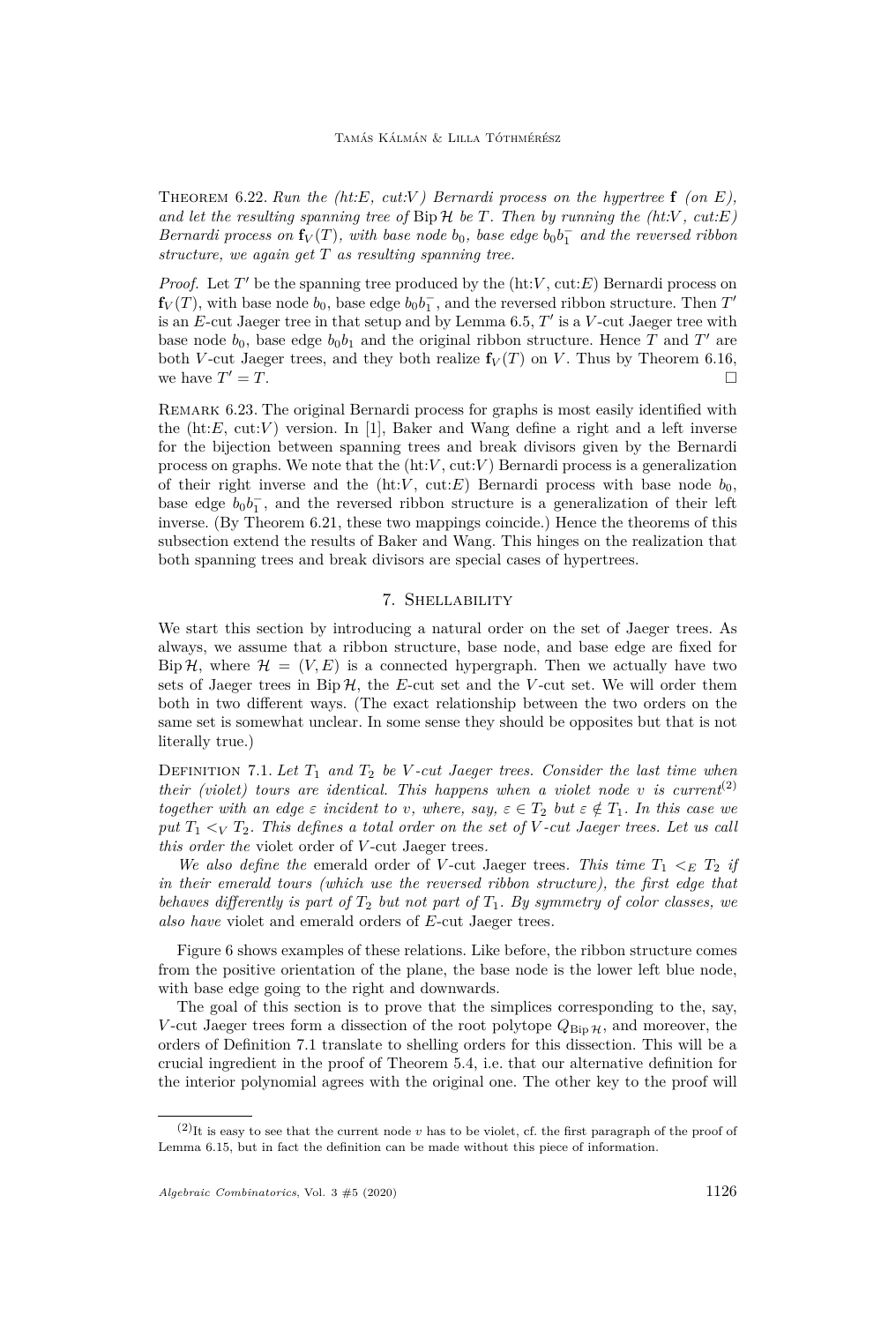Theorem 6.22. *Run the (ht:E, cut:V) Bernardi process on the hypertree* $\mathbf{f}$ *(on E), and let the resulting spanning tree of* $\operatorname{Bip}\mathcal{H}$ *be T. Then by running the (ht:V, cut:E) Bernardi process on* $\mathbf{f}_V(T)$*, with base node* $b_0$*, base edge* $b_0b_1^-$ *and the reversed ribbon structure, we again get T as resulting spanning tree.*

*Proof.* Let $T'$ be the spanning tree produced by the (ht:$V$, cut:$E$) Bernardi process on $\mathbf{f}_V(T)$, with base node $b_0$, base edge $b_0b_1^-$, and the reversed ribbon structure. Then $T'$ is an $E$-cut Jaeger tree in that setup and by Lemma 6.5, $T'$ is a $V$-cut Jaeger tree with base node $b_0$, base edge $b_0b_1$ and the original ribbon structure. Hence $T$ and $T'$ are both $V$-cut Jaeger trees, and they both realize $\mathbf{f}_V(T)$ on $V$. Thus by Theorem 6.16, we have $T' = T$. □

Remark 6.23. The original Bernardi process for graphs is most easily identified with the (ht:$E$, cut:$V$) version. In [1], Baker and Wang define a right and a left inverse for the bijection between spanning trees and break divisors given by the Bernardi process on graphs. We note that the (ht:$V$, cut:$V$) Bernardi process is a generalization of their right inverse and the (ht:$V$, cut:$E$) Bernardi process with base node $b_0$, base edge $b_0b_1^-$, and the reversed ribbon structure is a generalization of their left inverse. (By Theorem 6.21, these two mappings coincide.) Hence the theorems of this subsection extend the results of Baker and Wang. This hinges on the realization that both spanning trees and break divisors are special cases of hypertrees.

## 7. Shellability

We start this section by introducing a natural order on the set of Jaeger trees. As always, we assume that a ribbon structure, base node, and base edge are fixed for $\operatorname{Bip}\mathcal{H}$, where $\mathcal{H} = (V, E)$ is a connected hypergraph. Then we actually have two sets of Jaeger trees in $\operatorname{Bip}\mathcal{H}$, the $E$-cut set and the $V$-cut set. We will order them both in two different ways. (The exact relationship between the two orders on the same set is somewhat unclear. In some sense they should be opposites but that is not literally true.)

Definition 7.1. *Let* $T_1$ *and* $T_2$ *be V-cut Jaeger trees. Consider the last time when their (violet) tours are identical. This happens when a violet node v is current*[2] *together with an edge* $\varepsilon$ *incident to v, where, say,* $\varepsilon \in T_2$ *but* $\varepsilon \notin T_1$*. In this case we put* $T_1 <_V T_2$*. This defines a total order on the set of V-cut Jaeger trees. Let us call this order the* violet order *of V-cut Jaeger trees.*

*We also define the* emerald order *of V-cut Jaeger trees. This time* $T_1 <_E T_2$ *if in their emerald tours (which use the reversed ribbon structure), the first edge that behaves differently is part of* $T_2$ *but not part of* $T_1$*. By symmetry of color classes, we also have* violet *and* emerald orders *of E-cut Jaeger trees.*

Figure 6 shows examples of these relations. Like before, the ribbon structure comes from the positive orientation of the plane, the base node is the lower left blue node, with base edge going to the right and downwards.

The goal of this section is to prove that the simplices corresponding to the, say, $V$-cut Jaeger trees form a dissection of the root polytope $Q_{\operatorname{Bip}\mathcal{H}}$, and moreover, the orders of Definition 7.1 translate to shelling orders for this dissection. This will be a crucial ingredient in the proof of Theorem 5.4, i.e. that our alternative definition for the interior polynomial agrees with the original one. The other key to the proof will

[2] It is easy to see that the current node $v$ has to be violet, cf. the first paragraph of the proof of Lemma 6.15, but in fact the definition can be made without this piece of information.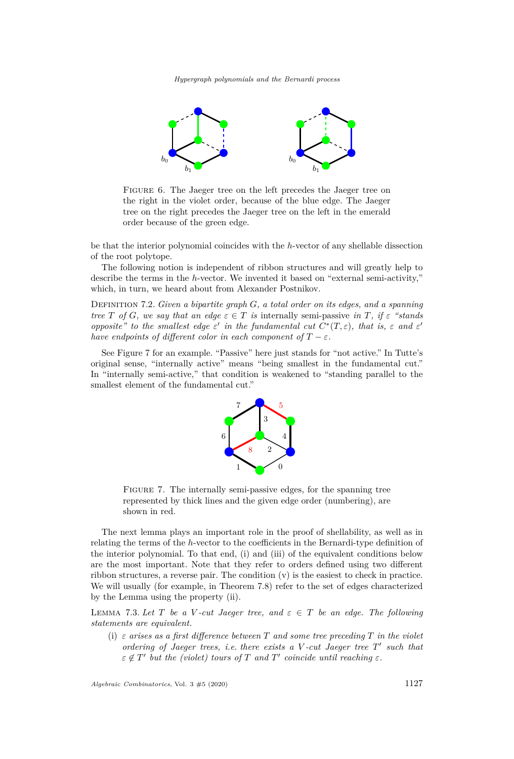FIGURE 6. The Jaeger tree on the left precedes the Jaeger tree on the right in the violet order, because of the blue edge. The Jaeger tree on the right precedes the Jaeger tree on the left in the emerald order because of the green edge.

be that the interior polynomial coincides with the $h$-vector of any shellable dissection of the root polytope.

The following notion is independent of ribbon structures and will greatly help to describe the terms in the $h$-vector. We invented it based on "external semi-activity," which, in turn, we heard about from Alexander Postnikov.

DEFINITION 7.2. *Given a bipartite graph $G$, a total order on its edges, and a spanning tree $T$ of $G$, we say that an edge $\varepsilon \in T$ is* internally semi-passive *in $T$, if $\varepsilon$ "stands opposite" to the smallest edge $\varepsilon'$ in the fundamental cut $C^*(T, \varepsilon)$, that is, $\varepsilon$ and $\varepsilon'$ have endpoints of different color in each component of $T - \varepsilon$.*

See Figure 7 for an example. "Passive" here just stands for "not active." In Tutte's original sense, "internally active" means "being smallest in the fundamental cut." In "internally semi-active," that condition is weakened to "standing parallel to the smallest element of the fundamental cut."

FIGURE 7. The internally semi-passive edges, for the spanning tree represented by thick lines and the given edge order (numbering), are shown in red.

The next lemma plays an important role in the proof of shellability, as well as in relating the terms of the $h$-vector to the coefficients in the Bernardi-type definition of the interior polynomial. To that end, (i) and (iii) of the equivalent conditions below are the most important. Note that they refer to orders defined using two different ribbon structures, a reverse pair. The condition (v) is the easiest to check in practice. We will usually (for example, in Theorem 7.8) refer to the set of edges characterized by the Lemma using the property (ii).

LEMMA 7.3. *Let $T$ be a $V$-cut Jaeger tree, and $\varepsilon \in T$ be an edge. The following statements are equivalent.*

- (i) *$\varepsilon$ arises as a first difference between $T$ and some tree preceding $T$ in the violet ordering of Jaeger trees, i.e. there exists a $V$-cut Jaeger tree $T'$ such that $\varepsilon \notin T'$ but the (violet) tours of $T$ and $T'$ coincide until reaching $\varepsilon$.*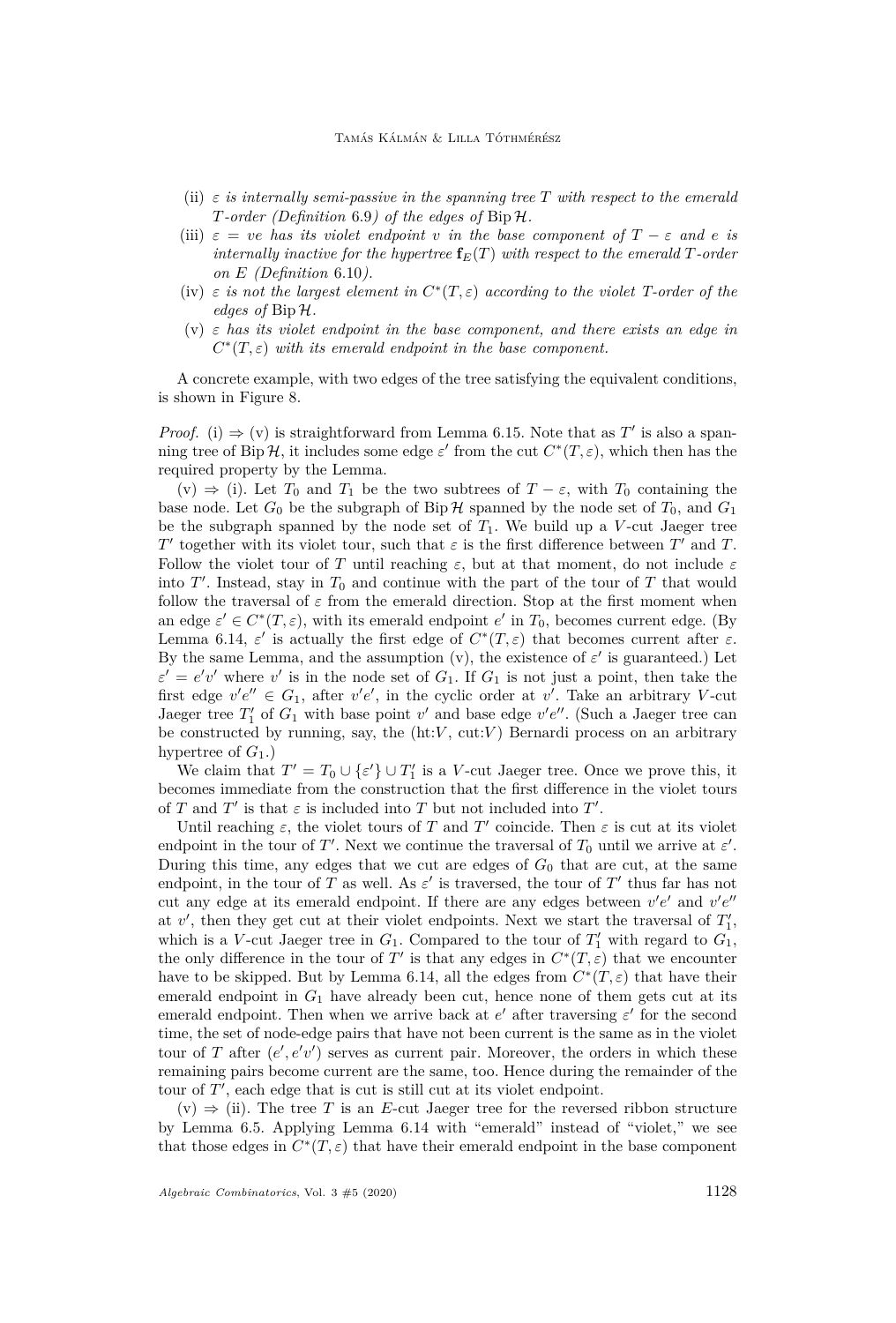(ii) *$\varepsilon$ is internally semi-passive in the spanning tree $T$ with respect to the emerald $T$-order (Definition 6.9) of the edges of $\operatorname{Bip}\mathcal{H}$.*

(iii) *$\varepsilon = ve$ has its violet endpoint $v$ in the base component of $T - \varepsilon$ and $e$ is internally inactive for the hypertree $\mathbf{f}_E(T)$ with respect to the emerald $T$-order on $E$ (Definition 6.10).*

(iv) *$\varepsilon$ is not the largest element in $C^*(T, \varepsilon)$ according to the violet $T$-order of the edges of $\operatorname{Bip}\mathcal{H}$.*

(v) *$\varepsilon$ has its violet endpoint in the base component, and there exists an edge in $C^*(T, \varepsilon)$ with its emerald endpoint in the base component.*

A concrete example, with two edges of the tree satisfying the equivalent conditions, is shown in Figure 8.

*Proof.* (i) $\Rightarrow$ (v) is straightforward from Lemma 6.15. Note that as $T'$ is also a spanning tree of $\operatorname{Bip}\mathcal{H}$, it includes some edge $\varepsilon'$ from the cut $C^*(T, \varepsilon)$, which then has the required property by the Lemma.

(v) $\Rightarrow$ (i). Let $T_0$ and $T_1$ be the two subtrees of $T - \varepsilon$, with $T_0$ containing the base node. Let $G_0$ be the subgraph of $\operatorname{Bip}\mathcal{H}$ spanned by the node set of $T_0$, and $G_1$ be the subgraph spanned by the node set of $T_1$. We build up a $V$-cut Jaeger tree $T'$ together with its violet tour, such that $\varepsilon$ is the first difference between $T'$ and $T$. Follow the violet tour of $T$ until reaching $\varepsilon$, but at that moment, do not include $\varepsilon$ into $T'$. Instead, stay in $T_0$ and continue with the part of the tour of $T$ that would follow the traversal of $\varepsilon$ from the emerald direction. Stop at the first moment when an edge $\varepsilon' \in C^*(T, \varepsilon)$, with its emerald endpoint $e'$ in $T_0$, becomes current edge. (By Lemma 6.14, $\varepsilon'$ is actually the first edge of $C^*(T, \varepsilon)$ that becomes current after $\varepsilon$. By the same Lemma, and the assumption (v), the existence of $\varepsilon'$ is guaranteed.) Let $\varepsilon' = e'v'$ where $v'$ is in the node set of $G_1$. If $G_1$ is not just a point, then take the first edge $v'e'' \in G_1$, after $v'e'$, in the cyclic order at $v'$. Take an arbitrary $V$-cut Jaeger tree $T'_1$ of $G_1$ with base point $v'$ and base edge $v'e''$. (Such a Jaeger tree can be constructed by running, say, the (ht:$V$, cut:$V$) Bernardi process on an arbitrary hypertree of $G_1$.)

We claim that $T' = T_0 \cup \{\varepsilon'\} \cup T'_1$ is a $V$-cut Jaeger tree. Once we prove this, it becomes immediate from the construction that the first difference in the violet tours of $T$ and $T'$ is that $\varepsilon$ is included into $T$ but not included into $T'$.

Until reaching $\varepsilon$, the violet tours of $T$ and $T'$ coincide. Then $\varepsilon$ is cut at its violet endpoint in the tour of $T'$. Next we continue the traversal of $T_0$ until we arrive at $\varepsilon'$. During this time, any edges that we cut are edges of $G_0$ that are cut, at the same endpoint, in the tour of $T$ as well. As $\varepsilon'$ is traversed, the tour of $T'$ thus far has not cut any edge at its emerald endpoint. If there are any edges between $v'e'$ and $v'e''$ at $v'$, then they get cut at their violet endpoints. Next we start the traversal of $T'_1$, which is a $V$-cut Jaeger tree in $G_1$. Compared to the tour of $T'_1$ with regard to $G_1$, the only difference in the tour of $T'$ is that any edges in $C^*(T, \varepsilon)$ that we encounter have to be skipped. But by Lemma 6.14, all the edges from $C^*(T, \varepsilon)$ that have their emerald endpoint in $G_1$ have already been cut, hence none of them gets cut at its emerald endpoint. Then when we arrive back at $e'$ after traversing $\varepsilon'$ for the second time, the set of node-edge pairs that have not been current is the same as in the violet tour of $T$ after $(e', e'v')$ serves as current pair. Moreover, the orders in which these remaining pairs become current are the same, too. Hence during the remainder of the tour of $T'$, each edge that is cut is still cut at its violet endpoint.

(v) $\Rightarrow$ (ii). The tree $T$ is an $E$-cut Jaeger tree for the reversed ribbon structure by Lemma 6.5. Applying Lemma 6.14 with "emerald" instead of "violet," we see that those edges in $C^*(T, \varepsilon)$ that have their emerald endpoint in the base component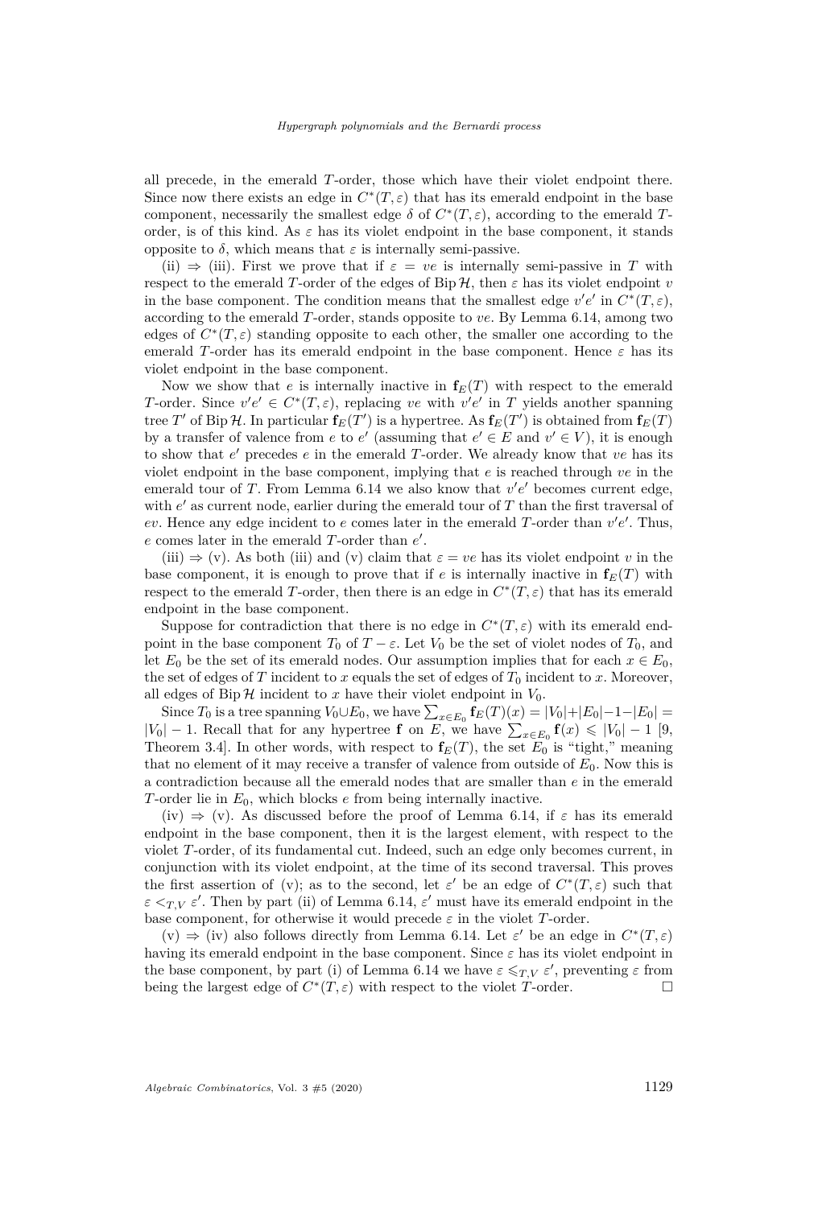all precede, in the emerald $T$-order, those which have their violet endpoint there. Since now there exists an edge in $C^*(T,\varepsilon)$ that has its emerald endpoint in the base component, necessarily the smallest edge $\delta$ of $C^*(T,\varepsilon)$, according to the emerald $T$-order, is of this kind. As $\varepsilon$ has its violet endpoint in the base component, it stands opposite to $\delta$, which means that $\varepsilon$ is internally semi-passive.

(ii) $\Rightarrow$ (iii). First we prove that if $\varepsilon = ve$ is internally semi-passive in $T$ with respect to the emerald $T$-order of the edges of $\operatorname{Bip}\mathcal{H}$, then $\varepsilon$ has its violet endpoint $v$ in the base component. The condition means that the smallest edge $v'e'$ in $C^*(T,\varepsilon)$, according to the emerald $T$-order, stands opposite to $ve$. By Lemma 6.14, among two edges of $C^*(T,\varepsilon)$ standing opposite to each other, the smaller one according to the emerald $T$-order has its emerald endpoint in the base component. Hence $\varepsilon$ has its violet endpoint in the base component.

Now we show that $e$ is internally inactive in $\mathbf{f}_E(T)$ with respect to the emerald $T$-order. Since $v'e' \in C^*(T,\varepsilon)$, replacing $ve$ with $v'e'$ in $T$ yields another spanning tree $T'$ of $\operatorname{Bip}\mathcal{H}$. In particular $\mathbf{f}_E(T')$ is a hypertree. As $\mathbf{f}_E(T')$ is obtained from $\mathbf{f}_E(T)$ by a transfer of valence from $e$ to $e'$ (assuming that $e' \in E$ and $v' \in V$), it is enough to show that $e'$ precedes $e$ in the emerald $T$-order. We already know that $ve$ has its violet endpoint in the base component, implying that $e$ is reached through $ve$ in the emerald tour of $T$. From Lemma 6.14 we also know that $v'e'$ becomes current edge, with $e'$ as current node, earlier during the emerald tour of $T$ than the first traversal of $ev$. Hence any edge incident to $e$ comes later in the emerald $T$-order than $v'e'$. Thus, $e$ comes later in the emerald $T$-order than $e'$.

(iii) $\Rightarrow$ (v). As both (iii) and (v) claim that $\varepsilon = ve$ has its violet endpoint $v$ in the base component, it is enough to prove that if $e$ is internally inactive in $\mathbf{f}_E(T)$ with respect to the emerald $T$-order, then there is an edge in $C^*(T,\varepsilon)$ that has its emerald endpoint in the base component.

Suppose for contradiction that there is no edge in $C^*(T,\varepsilon)$ with its emerald endpoint in the base component $T_0$ of $T-\varepsilon$. Let $V_0$ be the set of violet nodes of $T_0$, and let $E_0$ be the set of its emerald nodes. Our assumption implies that for each $x \in E_0$, the set of edges of $T$ incident to $x$ equals the set of edges of $T_0$ incident to $x$. Moreover, all edges of $\operatorname{Bip}\mathcal{H}$ incident to $x$ have their violet endpoint in $V_0$.

Since $T_0$ is a tree spanning $V_0 \cup E_0$, we have $\sum_{x\in E_0} \mathbf{f}_E(T)(x) = |V_0|+|E_0|-1-|E_0| = |V_0|-1$. Recall that for any hypertree $\mathbf{f}$ on $E$, we have $\sum_{x\in E_0} \mathbf{f}(x) \leqslant |V_0|-1$ [9, Theorem 3.4]. In other words, with respect to $\mathbf{f}_E(T)$, the set $E_0$ is "tight," meaning that no element of it may receive a transfer of valence from outside of $E_0$. Now this is a contradiction because all the emerald nodes that are smaller than $e$ in the emerald $T$-order lie in $E_0$, which blocks $e$ from being internally inactive.

(iv) $\Rightarrow$ (v). As discussed before the proof of Lemma 6.14, if $\varepsilon$ has its emerald endpoint in the base component, then it is the largest element, with respect to the violet $T$-order, of its fundamental cut. Indeed, such an edge only becomes current, in conjunction with its violet endpoint, at the time of its second traversal. This proves the first assertion of (v); as to the second, let $\varepsilon'$ be an edge of $C^*(T,\varepsilon)$ such that $\varepsilon <_{T,V} \varepsilon'$. Then by part (ii) of Lemma 6.14, $\varepsilon'$ must have its emerald endpoint in the base component, for otherwise it would precede $\varepsilon$ in the violet $T$-order.

(v) $\Rightarrow$ (iv) also follows directly from Lemma 6.14. Let $\varepsilon'$ be an edge in $C^*(T,\varepsilon)$ having its emerald endpoint in the base component. Since $\varepsilon$ has its violet endpoint in the base component, by part (i) of Lemma 6.14 we have $\varepsilon \leqslant_{T,V} \varepsilon'$, preventing $\varepsilon$ from being the largest edge of $C^*(T,\varepsilon)$ with respect to the violet $T$-order. □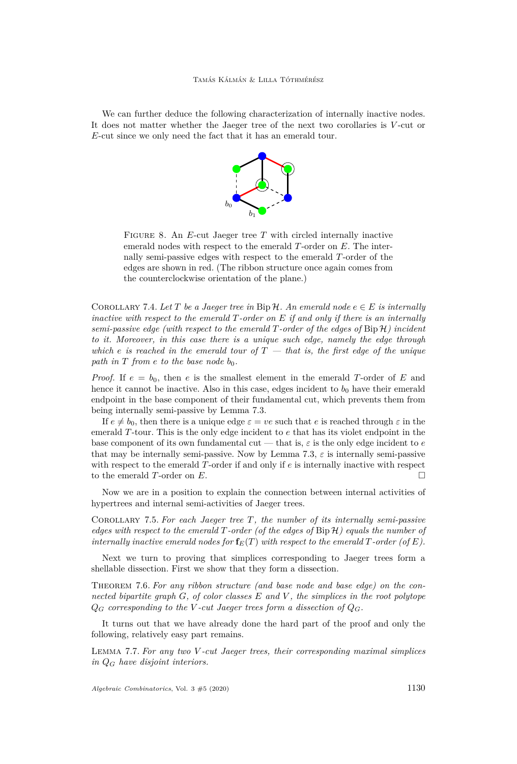We can further deduce the following characterization of internally inactive nodes. It does not matter whether the Jaeger tree of the next two corollaries is $V$-cut or $E$-cut since we only need the fact that it has an emerald tour.

Figure 8. An $E$-cut Jaeger tree $T$ with circled internally inactive emerald nodes with respect to the emerald $T$-order on $E$. The internally semi-passive edges with respect to the emerald $T$-order of the edges are shown in red. (The ribbon structure once again comes from the counterclockwise orientation of the plane.)

Corollary 7.4. *Let $T$ be a Jaeger tree in $\mathrm{Bip}\,\mathcal{H}$. An emerald node $e \in E$ is internally inactive with respect to the emerald $T$-order on $E$ if and only if there is an internally semi-passive edge (with respect to the emerald $T$-order of the edges of $\mathrm{Bip}\,\mathcal{H}$) incident to it. Moreover, in this case there is a unique such edge, namely the edge through which $e$ is reached in the emerald tour of $T$ — that is, the first edge of the unique path in $T$ from $e$ to the base node $b_0$.*

*Proof.* If $e = b_0$, then $e$ is the smallest element in the emerald $T$-order of $E$ and hence it cannot be inactive. Also in this case, edges incident to $b_0$ have their emerald endpoint in the base component of their fundamental cut, which prevents them from being internally semi-passive by Lemma 7.3.

If $e \neq b_0$, then there is a unique edge $\varepsilon = ve$ such that $e$ is reached through $\varepsilon$ in the emerald $T$-tour. This is the only edge incident to $e$ that has its violet endpoint in the base component of its own fundamental cut — that is, $\varepsilon$ is the only edge incident to $e$ that may be internally semi-passive. Now by Lemma 7.3, $\varepsilon$ is internally semi-passive with respect to the emerald $T$-order if and only if $e$ is internally inactive with respect to the emerald $T$-order on $E$. □

Now we are in a position to explain the connection between internal activities of hypertrees and internal semi-activities of Jaeger trees.

Corollary 7.5. *For each Jaeger tree $T$, the number of its internally semi-passive edges with respect to the emerald $T$-order (of the edges of $\mathrm{Bip}\,\mathcal{H}$) equals the number of internally inactive emerald nodes for $\mathbf{f}_E(T)$ with respect to the emerald $T$-order (of $E$).*

Next we turn to proving that simplices corresponding to Jaeger trees form a shellable dissection. First we show that they form a dissection.

Theorem 7.6. *For any ribbon structure (and base node and base edge) on the connected bipartite graph $G$, of color classes $E$ and $V$, the simplices in the root polytope $Q_G$ corresponding to the $V$-cut Jaeger trees form a dissection of $Q_G$.*

It turns out that we have already done the hard part of the proof and only the following, relatively easy part remains.

Lemma 7.7. *For any two $V$-cut Jaeger trees, their corresponding maximal simplices in $Q_G$ have disjoint interiors.*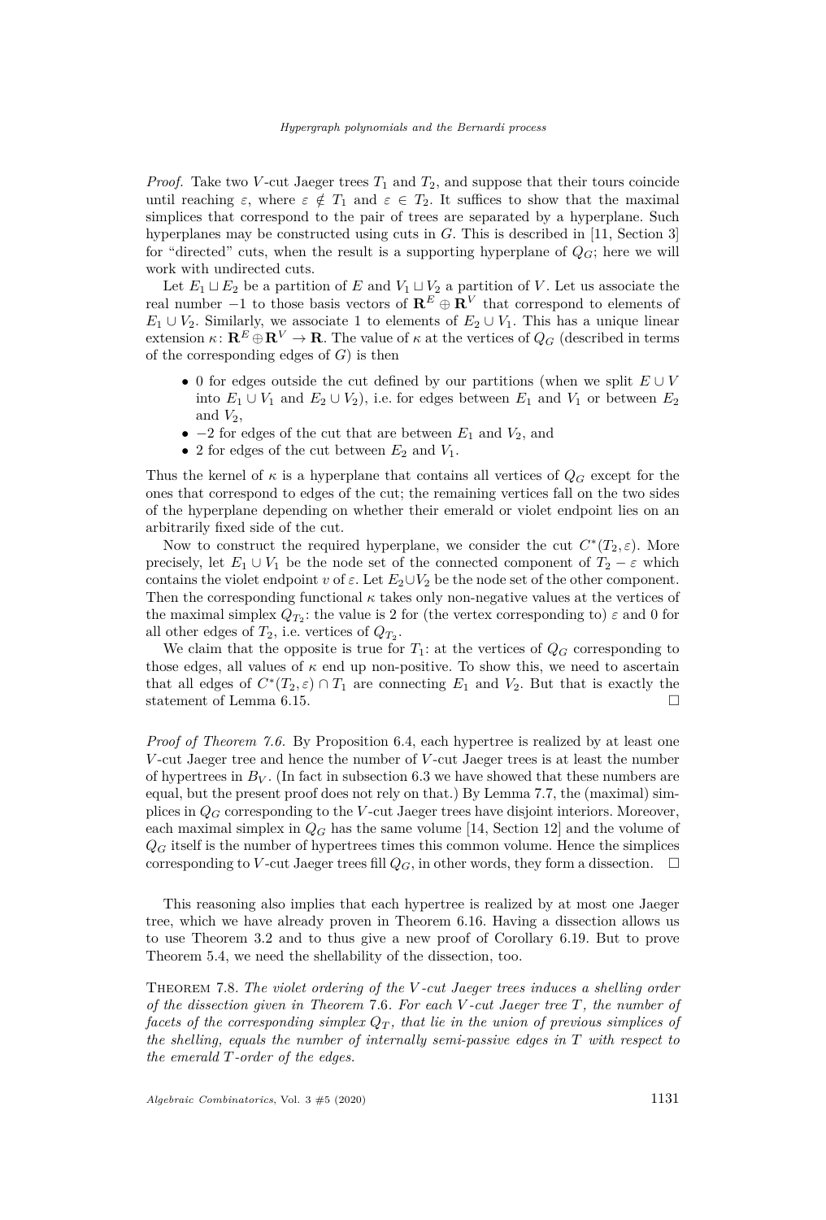*Proof.* Take two $V$-cut Jaeger trees $T_1$ and $T_2$, and suppose that their tours coincide until reaching $\varepsilon$, where $\varepsilon \notin T_1$ and $\varepsilon \in T_2$. It suffices to show that the maximal simplices that correspond to the pair of trees are separated by a hyperplane. Such hyperplanes may be constructed using cuts in $G$. This is described in [11, Section 3] for "directed" cuts, when the result is a supporting hyperplane of $Q_G$; here we will work with undirected cuts.

Let $E_1 \sqcup E_2$ be a partition of $E$ and $V_1 \sqcup V_2$ a partition of $V$. Let us associate the real number $-1$ to those basis vectors of $\mathbf{R}^E \oplus \mathbf{R}^V$ that correspond to elements of $E_1 \cup V_2$. Similarly, we associate 1 to elements of $E_2 \cup V_1$. This has a unique linear extension $\kappa\colon \mathbf{R}^E \oplus \mathbf{R}^V \to \mathbf{R}$. The value of $\kappa$ at the vertices of $Q_G$ (described in terms of the corresponding edges of $G$) is then

- 0 for edges outside the cut defined by our partitions (when we split $E \cup V$ into $E_1 \cup V_1$ and $E_2 \cup V_2$), i.e. for edges between $E_1$ and $V_1$ or between $E_2$ and $V_2$,
- $-2$ for edges of the cut that are between $E_1$ and $V_2$, and
- 2 for edges of the cut between $E_2$ and $V_1$.

Thus the kernel of $\kappa$ is a hyperplane that contains all vertices of $Q_G$ except for the ones that correspond to edges of the cut; the remaining vertices fall on the two sides of the hyperplane depending on whether their emerald or violet endpoint lies on an arbitrarily fixed side of the cut.

Now to construct the required hyperplane, we consider the cut $C^*(T_2, \varepsilon)$. More precisely, let $E_1 \cup V_1$ be the node set of the connected component of $T_2 - \varepsilon$ which contains the violet endpoint $v$ of $\varepsilon$. Let $E_2 \cup V_2$ be the node set of the other component. Then the corresponding functional $\kappa$ takes only non-negative values at the vertices of the maximal simplex $Q_{T_2}$: the value is 2 for (the vertex corresponding to) $\varepsilon$ and 0 for all other edges of $T_2$, i.e. vertices of $Q_{T_2}$.

We claim that the opposite is true for $T_1$: at the vertices of $Q_G$ corresponding to those edges, all values of $\kappa$ end up non-positive. To show this, we need to ascertain that all edges of $C^*(T_2, \varepsilon) \cap T_1$ are connecting $E_1$ and $V_2$. But that is exactly the statement of Lemma 6.15. $\square$

*Proof of Theorem 7.6.* By Proposition 6.4, each hypertree is realized by at least one $V$-cut Jaeger tree and hence the number of $V$-cut Jaeger trees is at least the number of hypertrees in $B_V$. (In fact in subsection 6.3 we have showed that these numbers are equal, but the present proof does not rely on that.) By Lemma 7.7, the (maximal) simplices in $Q_G$ corresponding to the $V$-cut Jaeger trees have disjoint interiors. Moreover, each maximal simplex in $Q_G$ has the same volume [14, Section 12] and the volume of $Q_G$ itself is the number of hypertrees times this common volume. Hence the simplices corresponding to $V$-cut Jaeger trees fill $Q_G$, in other words, they form a dissection. $\square$

This reasoning also implies that each hypertree is realized by at most one Jaeger tree, which we have already proven in Theorem 6.16. Having a dissection allows us to use Theorem 3.2 and to thus give a new proof of Corollary 6.19. But to prove Theorem 5.4, we need the shellability of the dissection, too.

Theorem 7.8. *The violet ordering of the $V$-cut Jaeger trees induces a shelling order of the dissection given in Theorem 7.6. For each $V$-cut Jaeger tree $T$, the number of facets of the corresponding simplex $Q_T$, that lie in the union of previous simplices of the shelling, equals the number of internally semi-passive edges in $T$ with respect to the emerald $T$-order of the edges.*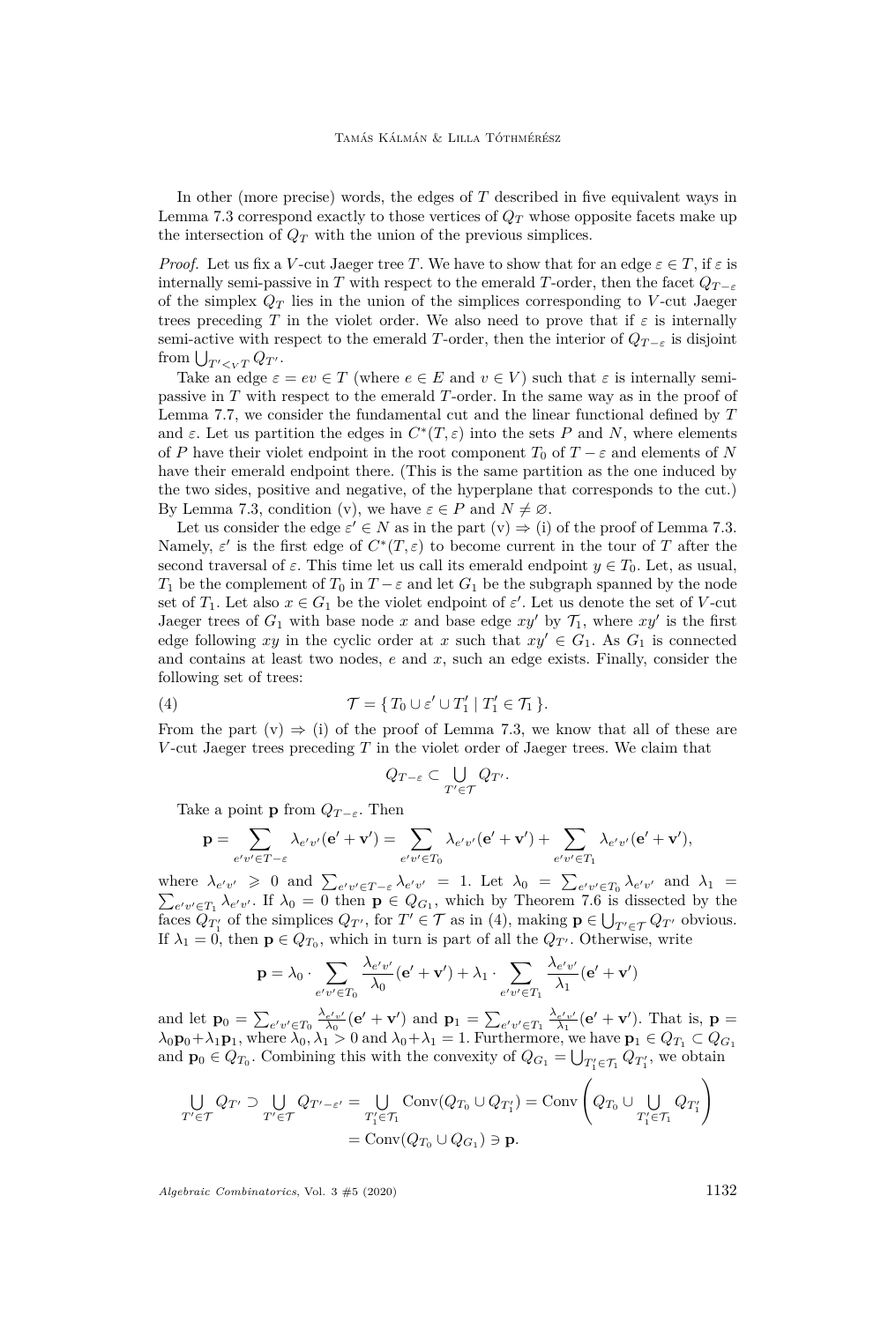In other (more precise) words, the edges of $T$ described in five equivalent ways in Lemma 7.3 correspond exactly to those vertices of $Q_T$ whose opposite facets make up the intersection of $Q_T$ with the union of the previous simplices.

*Proof.* Let us fix a $V$-cut Jaeger tree $T$. We have to show that for an edge $\varepsilon \in T$, if $\varepsilon$ is internally semi-passive in $T$ with respect to the emerald $T$-order, then the facet $Q_{T-\varepsilon}$ of the simplex $Q_T$ lies in the union of the simplices corresponding to $V$-cut Jaeger trees preceding $T$ in the violet order. We also need to prove that if $\varepsilon$ is internally semi-active with respect to the emerald $T$-order, then the interior of $Q_{T-\varepsilon}$ is disjoint from $\bigcup_{T' <_V T} Q_{T'}$.

Take an edge $\varepsilon = ev \in T$ (where $e \in E$ and $v \in V$) such that $\varepsilon$ is internally semi-passive in $T$ with respect to the emerald $T$-order. In the same way as in the proof of Lemma 7.7, we consider the fundamental cut and the linear functional defined by $T$ and $\varepsilon$. Let us partition the edges in $C^*(T,\varepsilon)$ into the sets $P$ and $N$, where elements of $P$ have their violet endpoint in the root component $T_0$ of $T-\varepsilon$ and elements of $N$ have their emerald endpoint there. (This is the same partition as the one induced by the two sides, positive and negative, of the hyperplane that corresponds to the cut.) By Lemma 7.3, condition (v), we have $\varepsilon \in P$ and $N \neq \varnothing$.

Let us consider the edge $\varepsilon' \in N$ as in the part (v) $\Rightarrow$ (i) of the proof of Lemma 7.3. Namely, $\varepsilon'$ is the first edge of $C^*(T,\varepsilon)$ to become current in the tour of $T$ after the second traversal of $\varepsilon$. This time let us call its emerald endpoint $y \in T_0$. Let, as usual, $T_1$ be the complement of $T_0$ in $T-\varepsilon$ and let $G_1$ be the subgraph spanned by the node set of $T_1$. Let also $x \in G_1$ be the violet endpoint of $\varepsilon'$. Let us denote the set of $V$-cut Jaeger trees of $G_1$ with base node $x$ and base edge $xy'$ by $\mathcal{T}_1$, where $xy'$ is the first edge following $xy$ in the cyclic order at $x$ such that $xy' \in G_1$. As $G_1$ is connected and contains at least two nodes, $e$ and $x$, such an edge exists. Finally, consider the following set of trees:

$$\mathcal{T} = \{\, T_0 \cup \varepsilon' \cup T_1' \mid T_1' \in \mathcal{T}_1 \,\}. \tag{4}$$

From the part (v) $\Rightarrow$ (i) of the proof of Lemma 7.3, we know that all of these are $V$-cut Jaeger trees preceding $T$ in the violet order of Jaeger trees. We claim that

$$Q_{T-\varepsilon} \subset \bigcup_{T' \in \mathcal{T}} Q_{T'}.$$

Take a point $\mathbf{p}$ from $Q_{T-\varepsilon}$. Then

$$\mathbf{p} = \sum_{e'v' \in T-\varepsilon} \lambda_{e'v'}(\mathbf{e}' + \mathbf{v}') = \sum_{e'v' \in T_0} \lambda_{e'v'}(\mathbf{e}' + \mathbf{v}') + \sum_{e'v' \in T_1} \lambda_{e'v'}(\mathbf{e}' + \mathbf{v}'),$$

where $\lambda_{e'v'} \geqslant 0$ and $\sum_{e'v' \in T-\varepsilon} \lambda_{e'v'} = 1$. Let $\lambda_0 = \sum_{e'v' \in T_0} \lambda_{e'v'}$ and $\lambda_1 = \sum_{e'v' \in T_1} \lambda_{e'v'}$. If $\lambda_0 = 0$ then $\mathbf{p} \in Q_{G_1}$, which by Theorem 7.6 is dissected by the faces $Q_{T_1'}$ of the simplices $Q_{T'}$, for $T' \in \mathcal{T}$ as in (4), making $\mathbf{p} \in \bigcup_{T' \in \mathcal{T}} Q_{T'}$ obvious. If $\lambda_1 = 0$, then $\mathbf{p} \in Q_{T_0}$, which in turn is part of all the $Q_{T'}$. Otherwise, write

$$\mathbf{p} = \lambda_0 \cdot \sum_{e'v' \in T_0} \frac{\lambda_{e'v'}}{\lambda_0}(\mathbf{e}' + \mathbf{v}') + \lambda_1 \cdot \sum_{e'v' \in T_1} \frac{\lambda_{e'v'}}{\lambda_1}(\mathbf{e}' + \mathbf{v}')$$

and let $\mathbf{p}_0 = \sum_{e'v' \in T_0} \frac{\lambda_{e'v'}}{\lambda_0}(\mathbf{e}' + \mathbf{v}')$ and $\mathbf{p}_1 = \sum_{e'v' \in T_1} \frac{\lambda_{e'v'}}{\lambda_1}(\mathbf{e}' + \mathbf{v}')$. That is, $\mathbf{p} = \lambda_0\mathbf{p}_0 + \lambda_1\mathbf{p}_1$, where $\lambda_0, \lambda_1 > 0$ and $\lambda_0 + \lambda_1 = 1$. Furthermore, we have $\mathbf{p}_1 \in Q_{T_1} \subset Q_{G_1}$ and $\mathbf{p}_0 \in Q_{T_0}$. Combining this with the convexity of $Q_{G_1} = \bigcup_{T_1' \in \mathcal{T}_1} Q_{T_1'}$, we obtain

$$\begin{aligned}\bigcup_{T' \in \mathcal{T}} Q_{T'} \supset \bigcup_{T' \in \mathcal{T}} Q_{T'-\varepsilon'} = \bigcup_{T_1' \in \mathcal{T}_1} \operatorname{Conv}(Q_{T_0} \cup Q_{T_1'}) &= \operatorname{Conv}\left(Q_{T_0} \cup \bigcup_{T_1' \in \mathcal{T}_1} Q_{T_1'}\right) \\ &= \operatorname{Conv}(Q_{T_0} \cup Q_{G_1}) \ni \mathbf{p}.\end{aligned}$$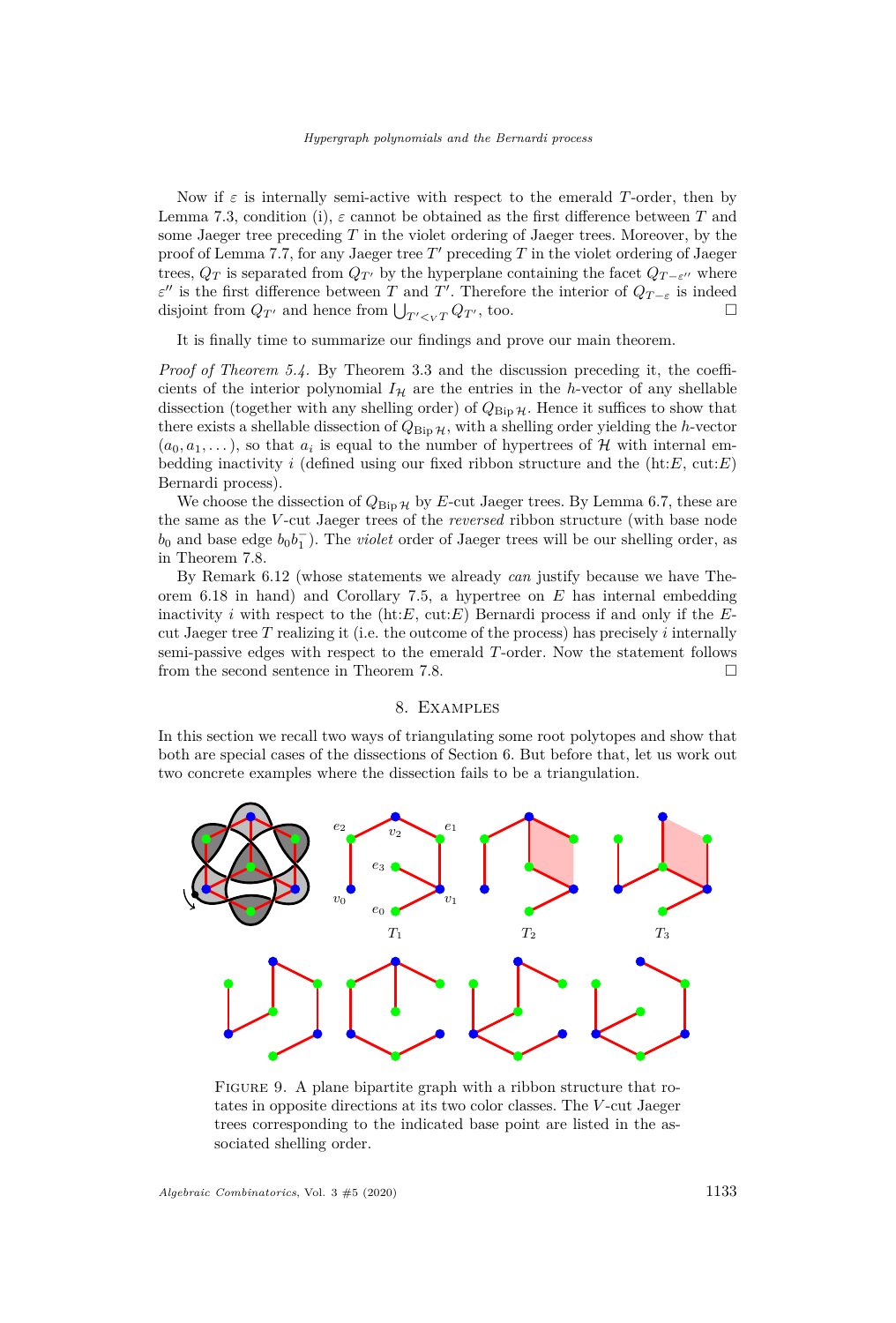Now if $\varepsilon$ is internally semi-active with respect to the emerald $T$-order, then by Lemma 7.3, condition (i), $\varepsilon$ cannot be obtained as the first difference between $T$ and some Jaeger tree preceding $T$ in the violet ordering of Jaeger trees. Moreover, by the proof of Lemma 7.7, for any Jaeger tree $T'$ preceding $T$ in the violet ordering of Jaeger trees, $Q_T$ is separated from $Q_{T'}$ by the hyperplane containing the facet $Q_{T-\varepsilon''}$ where $\varepsilon''$ is the first difference between $T$ and $T'$. Therefore the interior of $Q_{T-\varepsilon}$ is indeed disjoint from $Q_{T'}$ and hence from $\bigcup_{T'<_V T} Q_{T'}$, too. □

It is finally time to summarize our findings and prove our main theorem.

*Proof of Theorem 5.4.* By Theorem 3.3 and the discussion preceding it, the coefficients of the interior polynomial $I_{\mathcal{H}}$ are the entries in the $h$-vector of any shellable dissection (together with any shelling order) of $Q_{\mathrm{Bip}\,\mathcal{H}}$. Hence it suffices to show that there exists a shellable dissection of $Q_{\mathrm{Bip}\,\mathcal{H}}$, with a shelling order yielding the $h$-vector $(a_0, a_1, \dots)$, so that $a_i$ is equal to the number of hypertrees of $\mathcal{H}$ with internal embedding inactivity $i$ (defined using our fixed ribbon structure and the (ht:$E$, cut:$E$) Bernardi process).

We choose the dissection of $Q_{\mathrm{Bip}\,\mathcal{H}}$ by $E$-cut Jaeger trees. By Lemma 6.7, these are the same as the $V$-cut Jaeger trees of the *reversed* ribbon structure (with base node $b_0$ and base edge $b_0b_1^-$). The *violet* order of Jaeger trees will be our shelling order, as in Theorem 7.8.

By Remark 6.12 (whose statements we already *can* justify because we have Theorem 6.18 in hand) and Corollary 7.5, a hypertree on $E$ has internal embedding inactivity $i$ with respect to the (ht:$E$, cut:$E$) Bernardi process if and only if the $E$-cut Jaeger tree $T$ realizing it (i.e. the outcome of the process) has precisely $i$ internally semi-passive edges with respect to the emerald $T$-order. Now the statement follows from the second sentence in Theorem 7.8. □

## 8. Examples

In this section we recall two ways of triangulating some root polytopes and show that both are special cases of the dissections of Section 6. But before that, let us work out two concrete examples where the dissection fails to be a triangulation.

Figure 9. A plane bipartite graph with a ribbon structure that rotates in opposite directions at its two color classes. The $V$-cut Jaeger trees corresponding to the indicated base point are listed in the associated shelling order.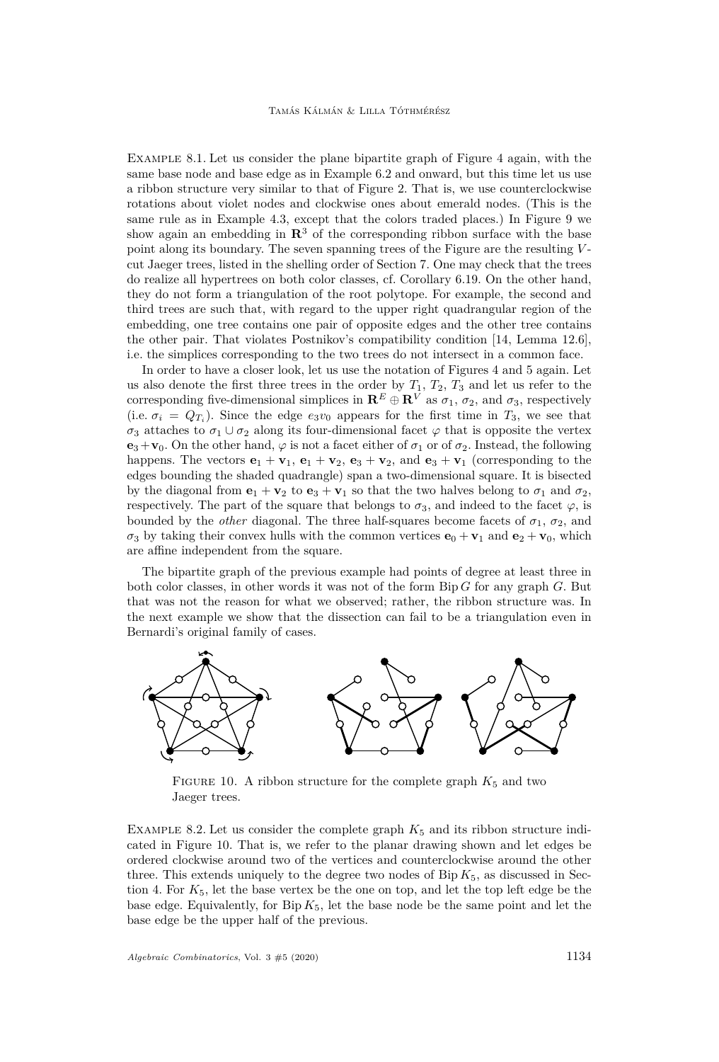Example 8.1. Let us consider the plane bipartite graph of Figure 4 again, with the same base node and base edge as in Example 6.2 and onward, but this time let us use a ribbon structure very similar to that of Figure 2. That is, we use counterclockwise rotations about violet nodes and clockwise ones about emerald nodes. (This is the same rule as in Example 4.3, except that the colors traded places.) In Figure 9 we show again an embedding in $\mathbf{R}^3$ of the corresponding ribbon surface with the base point along its boundary. The seven spanning trees of the Figure are the resulting $V$-cut Jaeger trees, listed in the shelling order of Section 7. One may check that the trees do realize all hypertrees on both color classes, cf. Corollary 6.19. On the other hand, they do not form a triangulation of the root polytope. For example, the second and third trees are such that, with regard to the upper right quadrangular region of the embedding, one tree contains one pair of opposite edges and the other tree contains the other pair. That violates Postnikov's compatibility condition [14, Lemma 12.6], i.e. the simplices corresponding to the two trees do not intersect in a common face.

In order to have a closer look, let us use the notation of Figures 4 and 5 again. Let us also denote the first three trees in the order by $T_1$, $T_2$, $T_3$ and let us refer to the corresponding five-dimensional simplices in $\mathbf{R}^E \oplus \mathbf{R}^V$ as $\sigma_1$, $\sigma_2$, and $\sigma_3$, respectively (i.e. $\sigma_i = Q_{T_i}$). Since the edge $e_3v_0$ appears for the first time in $T_3$, we see that $\sigma_3$ attaches to $\sigma_1 \cup \sigma_2$ along its four-dimensional facet $\varphi$ that is opposite the vertex $\mathbf{e}_3+\mathbf{v}_0$. On the other hand, $\varphi$ is not a facet either of $\sigma_1$ or of $\sigma_2$. Instead, the following happens. The vectors $\mathbf{e}_1+\mathbf{v}_1$, $\mathbf{e}_1+\mathbf{v}_2$, $\mathbf{e}_3+\mathbf{v}_2$, and $\mathbf{e}_3+\mathbf{v}_1$ (corresponding to the edges bounding the shaded quadrangle) span a two-dimensional square. It is bisected by the diagonal from $\mathbf{e}_1+\mathbf{v}_2$ to $\mathbf{e}_3+\mathbf{v}_1$ so that the two halves belong to $\sigma_1$ and $\sigma_2$, respectively. The part of the square that belongs to $\sigma_3$, and indeed to the facet $\varphi$, is bounded by the *other* diagonal. The three half-squares become facets of $\sigma_1$, $\sigma_2$, and $\sigma_3$ by taking their convex hulls with the common vertices $\mathbf{e}_0+\mathbf{v}_1$ and $\mathbf{e}_2+\mathbf{v}_0$, which are affine independent from the square.

The bipartite graph of the previous example had points of degree at least three in both color classes, in other words it was not of the form $\operatorname{Bip} G$ for any graph $G$. But that was not the reason for what we observed; rather, the ribbon structure was. In the next example we show that the dissection can fail to be a triangulation even in Bernardi's original family of cases.

Figure 10. A ribbon structure for the complete graph $K_5$ and two Jaeger trees.

Example 8.2. Let us consider the complete graph $K_5$ and its ribbon structure indicated in Figure 10. That is, we refer to the planar drawing shown and let edges be ordered clockwise around two of the vertices and counterclockwise around the other three. This extends uniquely to the degree two nodes of $\operatorname{Bip} K_5$, as discussed in Section 4. For $K_5$, let the base vertex be the one on top, and let the top left edge be the base edge. Equivalently, for $\operatorname{Bip} K_5$, let the base node be the same point and let the base edge be the upper half of the previous.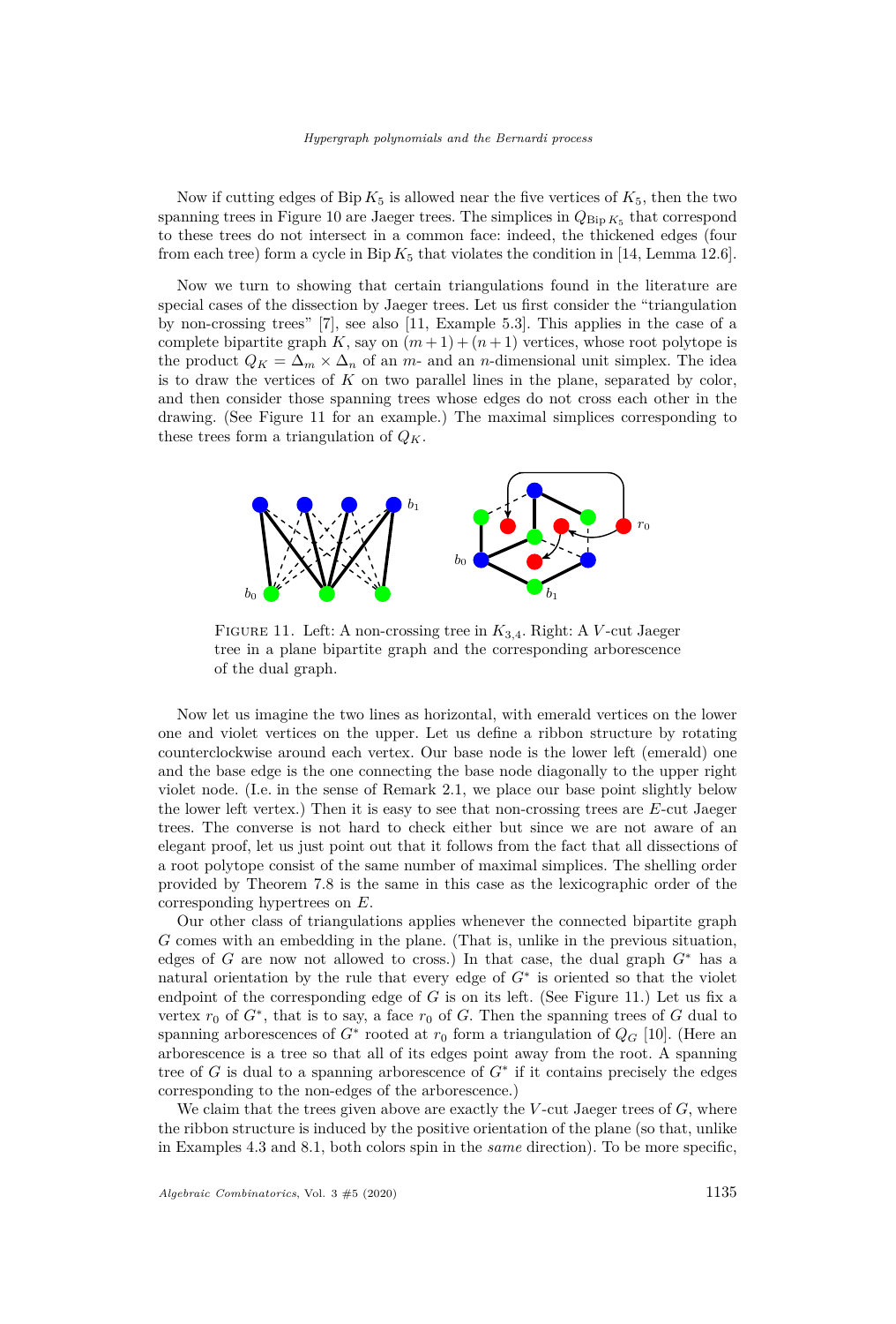Now if cutting edges of $\mathrm{Bip}\, K_5$ is allowed near the five vertices of $K_5$, then the two spanning trees in Figure 10 are Jaeger trees. The simplices in $Q_{\mathrm{Bip}\, K_5}$ that correspond to these trees do not intersect in a common face: indeed, the thickened edges (four from each tree) form a cycle in $\mathrm{Bip}\, K_5$ that violates the condition in [14, Lemma 12.6].

Now we turn to showing that certain triangulations found in the literature are special cases of the dissection by Jaeger trees. Let us first consider the "triangulation by non-crossing trees" [7], see also [11, Example 5.3]. This applies in the case of a complete bipartite graph $K$, say on $(m+1)+(n+1)$ vertices, whose root polytope is the product $Q_K = \Delta_m \times \Delta_n$ of an $m$- and an $n$-dimensional unit simplex. The idea is to draw the vertices of $K$ on two parallel lines in the plane, separated by color, and then consider those spanning trees whose edges do not cross each other in the drawing. (See Figure 11 for an example.) The maximal simplices corresponding to these trees form a triangulation of $Q_K$.

Figure 11. Left: A non-crossing tree in $K_{3,4}$. Right: A $V$-cut Jaeger tree in a plane bipartite graph and the corresponding arborescence of the dual graph.

Now let us imagine the two lines as horizontal, with emerald vertices on the lower one and violet vertices on the upper. Let us define a ribbon structure by rotating counterclockwise around each vertex. Our base node is the lower left (emerald) one and the base edge is the one connecting the base node diagonally to the upper right violet node. (I.e. in the sense of Remark 2.1, we place our base point slightly below the lower left vertex.) Then it is easy to see that non-crossing trees are $E$-cut Jaeger trees. The converse is not hard to check either but since we are not aware of an elegant proof, let us just point out that it follows from the fact that all dissections of a root polytope consist of the same number of maximal simplices. The shelling order provided by Theorem 7.8 is the same in this case as the lexicographic order of the corresponding hypertrees on $E$.

Our other class of triangulations applies whenever the connected bipartite graph $G$ comes with an embedding in the plane. (That is, unlike in the previous situation, edges of $G$ are now not allowed to cross.) In that case, the dual graph $G^*$ has a natural orientation by the rule that every edge of $G^*$ is oriented so that the violet endpoint of the corresponding edge of $G$ is on its left. (See Figure 11.) Let us fix a vertex $r_0$ of $G^*$, that is to say, a face $r_0$ of $G$. Then the spanning trees of $G$ dual to spanning arborescences of $G^*$ rooted at $r_0$ form a triangulation of $Q_G$ [10]. (Here an arborescence is a tree so that all of its edges point away from the root. A spanning tree of $G$ is dual to a spanning arborescence of $G^*$ if it contains precisely the edges corresponding to the non-edges of the arborescence.)

We claim that the trees given above are exactly the $V$-cut Jaeger trees of $G$, where the ribbon structure is induced by the positive orientation of the plane (so that, unlike in Examples 4.3 and 8.1, both colors spin in the *same* direction). To be more specific,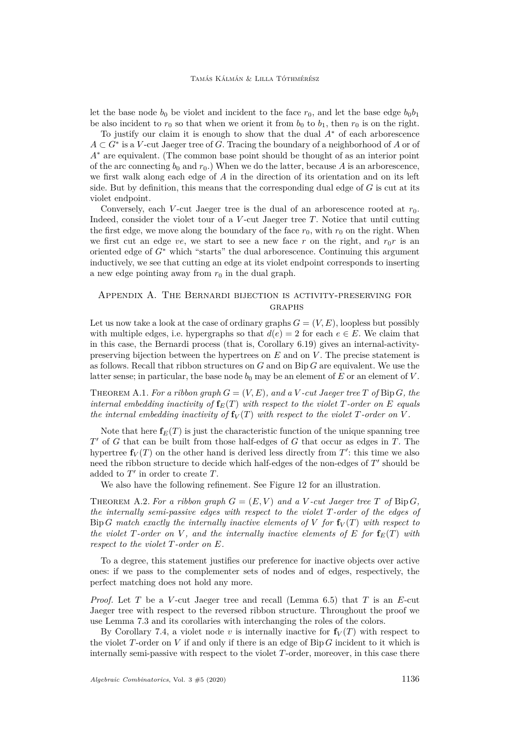let the base node $b_0$ be violet and incident to the face $r_0$, and let the base edge $b_0b_1$ be also incident to $r_0$ so that when we orient it from $b_0$ to $b_1$, then $r_0$ is on the right.

To justify our claim it is enough to show that the dual $A^*$ of each arborescence $A \subset G^*$ is a $V$-cut Jaeger tree of $G$. Tracing the boundary of a neighborhood of $A$ or of $A^*$ are equivalent. (The common base point should be thought of as an interior point of the arc connecting $b_0$ and $r_0$.) When we do the latter, because $A$ is an arborescence, we first walk along each edge of $A$ in the direction of its orientation and on its left side. But by definition, this means that the corresponding dual edge of $G$ is cut at its violet endpoint.

Conversely, each $V$-cut Jaeger tree is the dual of an arborescence rooted at $r_0$. Indeed, consider the violet tour of a $V$-cut Jaeger tree $T$. Notice that until cutting the first edge, we move along the boundary of the face $r_0$, with $r_0$ on the right. When we first cut an edge $ve$, we start to see a new face $r$ on the right, and $r_0r$ is an oriented edge of $G^*$ which "starts" the dual arborescence. Continuing this argument inductively, we see that cutting an edge at its violet endpoint corresponds to inserting a new edge pointing away from $r_0$ in the dual graph.

## Appendix A. The Bernardi bijection is activity-preserving for graphs

Let us now take a look at the case of ordinary graphs $G = (V, E)$, loopless but possibly with multiple edges, i.e. hypergraphs so that $d(e) = 2$ for each $e \in E$. We claim that in this case, the Bernardi process (that is, Corollary 6.19) gives an internal-activity-preserving bijection between the hypertrees on $E$ and on $V$. The precise statement is as follows. Recall that ribbon structures on $G$ and on $\operatorname{Bip} G$ are equivalent. We use the latter sense; in particular, the base node $b_0$ may be an element of $E$ or an element of $V$.

**Theorem A.1.** *For a ribbon graph $G = (V, E)$, and a $V$-cut Jaeger tree $T$ of $\operatorname{Bip} G$, the internal embedding inactivity of $\mathbf{f}_E(T)$ with respect to the violet $T$-order on $E$ equals the internal embedding inactivity of $\mathbf{f}_V(T)$ with respect to the violet $T$-order on $V$.*

Note that here $\mathbf{f}_E(T)$ is just the characteristic function of the unique spanning tree $T'$ of $G$ that can be built from those half-edges of $G$ that occur as edges in $T$. The hypertree $\mathbf{f}_V(T)$ on the other hand is derived less directly from $T'$: this time we also need the ribbon structure to decide which half-edges of the non-edges of $T'$ should be added to $T'$ in order to create $T$.

We also have the following refinement. See Figure 12 for an illustration.

**Theorem A.2.** *For a ribbon graph $G = (E, V)$ and a $V$-cut Jaeger tree $T$ of $\operatorname{Bip} G$, the internally semi-passive edges with respect to the violet $T$-order of the edges of $\operatorname{Bip} G$ match exactly the internally inactive elements of $V$ for $\mathbf{f}_V(T)$ with respect to the violet $T$-order on $V$, and the internally inactive elements of $E$ for $\mathbf{f}_E(T)$ with respect to the violet $T$-order on $E$.*

To a degree, this statement justifies our preference for inactive objects over active ones: if we pass to the complementer sets of nodes and of edges, respectively, the perfect matching does not hold any more.

*Proof.* Let $T$ be a $V$-cut Jaeger tree and recall (Lemma 6.5) that $T$ is an $E$-cut Jaeger tree with respect to the reversed ribbon structure. Throughout the proof we use Lemma 7.3 and its corollaries with interchanging the roles of the colors.

By Corollary 7.4, a violet node $v$ is internally inactive for $\mathbf{f}_V(T)$ with respect to the violet $T$-order on $V$ if and only if there is an edge of $\operatorname{Bip} G$ incident to it which is internally semi-passive with respect to the violet $T$-order, moreover, in this case there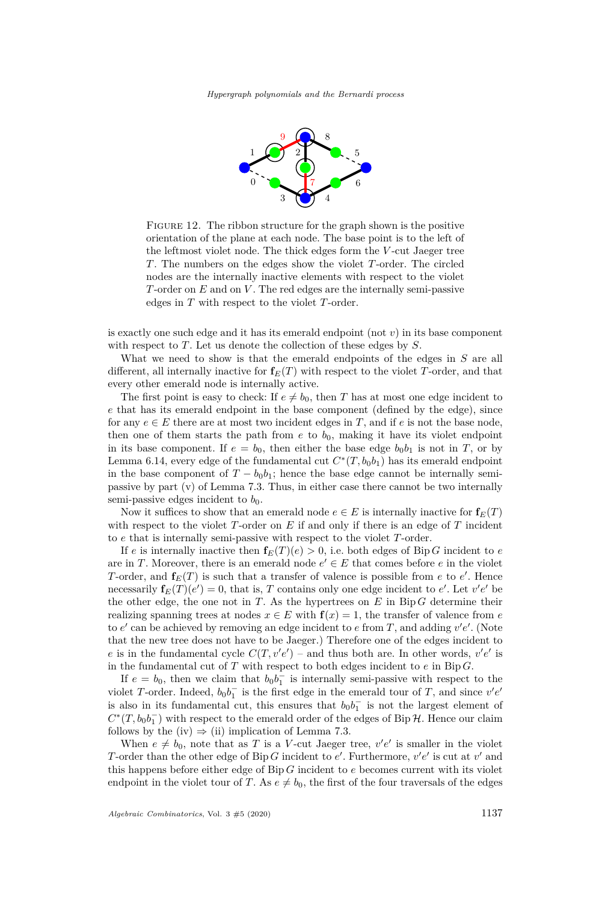Figure 12. The ribbon structure for the graph shown is the positive orientation of the plane at each node. The base point is to the left of the leftmost violet node. The thick edges form the $V$-cut Jaeger tree $T$. The numbers on the edges show the violet $T$-order. The circled nodes are the internally inactive elements with respect to the violet $T$-order on $E$ and on $V$. The red edges are the internally semi-passive edges in $T$ with respect to the violet $T$-order.

is exactly one such edge and it has its emerald endpoint (not $v$) in its base component with respect to $T$. Let us denote the collection of these edges by $S$.

What we need to show is that the emerald endpoints of the edges in $S$ are all different, all internally inactive for $\mathbf{f}_E(T)$ with respect to the violet $T$-order, and that every other emerald node is internally active.

The first point is easy to check: If $e \neq b_0$, then $T$ has at most one edge incident to $e$ that has its emerald endpoint in the base component (defined by the edge), since for any $e \in E$ there are at most two incident edges in $T$, and if $e$ is not the base node, then one of them starts the path from $e$ to $b_0$, making it have its violet endpoint in its base component. If $e = b_0$, then either the base edge $b_0b_1$ is not in $T$, or by Lemma 6.14, every edge of the fundamental cut $C^*(T, b_0b_1)$ has its emerald endpoint in the base component of $T - b_0b_1$; hence the base edge cannot be internally semi-passive by part (v) of Lemma 7.3. Thus, in either case there cannot be two internally semi-passive edges incident to $b_0$.

Now it suffices to show that an emerald node $e \in E$ is internally inactive for $\mathbf{f}_E(T)$ with respect to the violet $T$-order on $E$ if and only if there is an edge of $T$ incident to $e$ that is internally semi-passive with respect to the violet $T$-order.

If $e$ is internally inactive then $\mathbf{f}_E(T)(e) > 0$, i.e. both edges of $\operatorname{Bip} G$ incident to $e$ are in $T$. Moreover, there is an emerald node $e' \in E$ that comes before $e$ in the violet $T$-order, and $\mathbf{f}_E(T)$ is such that a transfer of valence is possible from $e$ to $e'$. Hence necessarily $\mathbf{f}_E(T)(e') = 0$, that is, $T$ contains only one edge incident to $e'$. Let $v'e'$ be the other edge, the one not in $T$. As the hypertrees on $E$ in $\operatorname{Bip} G$ determine their realizing spanning trees at nodes $x \in E$ with $\mathbf{f}(x) = 1$, the transfer of valence from $e$ to $e'$ can be achieved by removing an edge incident to $e$ from $T$, and adding $v'e'$. (Note that the new tree does not have to be Jaeger.) Therefore one of the edges incident to $e$ is in the fundamental cycle $C(T, v'e')$ – and thus both are. In other words, $v'e'$ is in the fundamental cut of $T$ with respect to both edges incident to $e$ in $\operatorname{Bip} G$.

If $e = b_0$, then we claim that $b_0b_1^-$ is internally semi-passive with respect to the violet $T$-order. Indeed, $b_0b_1^-$ is the first edge in the emerald tour of $T$, and since $v'e'$ is also in its fundamental cut, this ensures that $b_0b_1^-$ is not the largest element of $C^*(T, b_0b_1^-)$ with respect to the emerald order of the edges of $\operatorname{Bip} \mathcal{H}$. Hence our claim follows by the (iv) $\Rightarrow$ (ii) implication of Lemma 7.3.

When $e \neq b_0$, note that as $T$ is a $V$-cut Jaeger tree, $v'e'$ is smaller in the violet $T$-order than the other edge of $\operatorname{Bip} G$ incident to $e'$. Furthermore, $v'e'$ is cut at $v'$ and this happens before either edge of $\operatorname{Bip} G$ incident to $e$ becomes current with its violet endpoint in the violet tour of $T$. As $e \neq b_0$, the first of the four traversals of the edges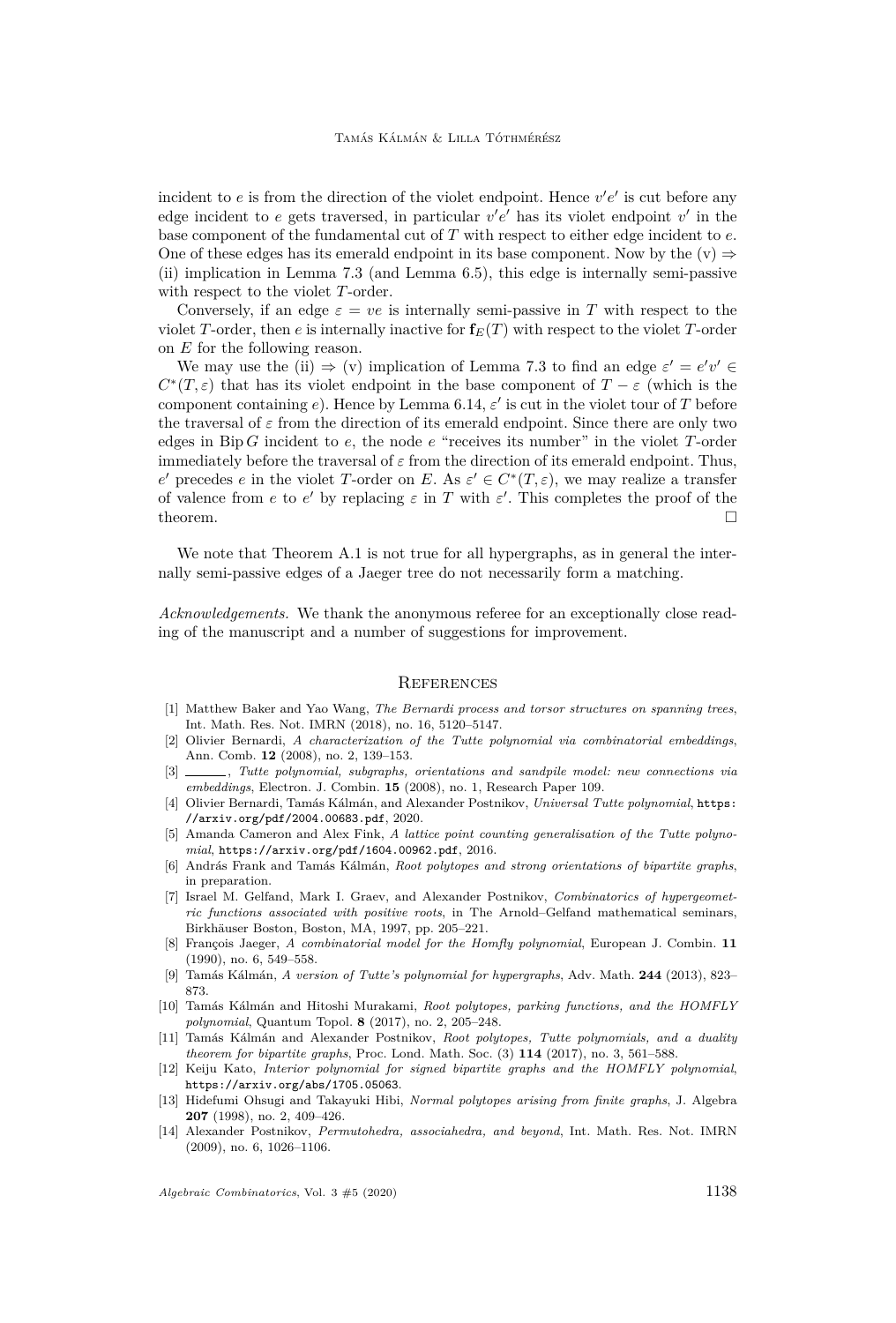incident to $e$ is from the direction of the violet endpoint. Hence $v'e'$ is cut before any edge incident to $e$ gets traversed, in particular $v'e'$ has its violet endpoint $v'$ in the base component of the fundamental cut of $T$ with respect to either edge incident to $e$. One of these edges has its emerald endpoint in its base component. Now by the (v) $\Rightarrow$ (ii) implication in Lemma 7.3 (and Lemma 6.5), this edge is internally semi-passive with respect to the violet $T$-order.

Conversely, if an edge $\varepsilon = ve$ is internally semi-passive in $T$ with respect to the violet $T$-order, then $e$ is internally inactive for $\mathbf{f}_E(T)$ with respect to the violet $T$-order on $E$ for the following reason.

We may use the (ii) $\Rightarrow$ (v) implication of Lemma 7.3 to find an edge $\varepsilon' = e'v' \in C^*(T, \varepsilon)$ that has its violet endpoint in the base component of $T - \varepsilon$ (which is the component containing $e$). Hence by Lemma 6.14, $\varepsilon'$ is cut in the violet tour of $T$ before the traversal of $\varepsilon$ from the direction of its emerald endpoint. Since there are only two edges in $\operatorname{Bip} G$ incident to $e$, the node $e$ "receives its number" in the violet $T$-order immediately before the traversal of $\varepsilon$ from the direction of its emerald endpoint. Thus, $e'$ precedes $e$ in the violet $T$-order on $E$. As $\varepsilon' \in C^*(T, \varepsilon)$, we may realize a transfer of valence from $e$ to $e'$ by replacing $\varepsilon$ in $T$ with $\varepsilon'$. This completes the proof of the theorem. □

We note that Theorem A.1 is not true for all hypergraphs, as in general the internally semi-passive edges of a Jaeger tree do not necessarily form a matching.

*Acknowledgements.* We thank the anonymous referee for an exceptionally close reading of the manuscript and a number of suggestions for improvement.

## References

[1] Matthew Baker and Yao Wang, *The Bernardi process and torsor structures on spanning trees*, Int. Math. Res. Not. IMRN (2018), no. 16, 5120–5147.

[2] Olivier Bernardi, *A characterization of the Tutte polynomial via combinatorial embeddings*, Ann. Comb. **12** (2008), no. 2, 139–153.

[3] ______, *Tutte polynomial, subgraphs, orientations and sandpile model: new connections via embeddings*, Electron. J. Combin. **15** (2008), no. 1, Research Paper 109.

[4] Olivier Bernardi, Tamás Kálmán, and Alexander Postnikov, *Universal Tutte polynomial*, https://arxiv.org/pdf/2004.00683.pdf, 2020.

[5] Amanda Cameron and Alex Fink, *A lattice point counting generalisation of the Tutte polynomial*, https://arxiv.org/pdf/1604.00962.pdf, 2016.

[6] András Frank and Tamás Kálmán, *Root polytopes and strong orientations of bipartite graphs*, in preparation.

[7] Israel M. Gelfand, Mark I. Graev, and Alexander Postnikov, *Combinatorics of hypergeometric functions associated with positive roots*, in The Arnold–Gelfand mathematical seminars, Birkhäuser Boston, Boston, MA, 1997, pp. 205–221.

[8] François Jaeger, *A combinatorial model for the Homfly polynomial*, European J. Combin. **11** (1990), no. 6, 549–558.

[9] Tamás Kálmán, *A version of Tutte's polynomial for hypergraphs*, Adv. Math. **244** (2013), 823–873.

[10] Tamás Kálmán and Hitoshi Murakami, *Root polytopes, parking functions, and the HOMFLY polynomial*, Quantum Topol. **8** (2017), no. 2, 205–248.

[11] Tamás Kálmán and Alexander Postnikov, *Root polytopes, Tutte polynomials, and a duality theorem for bipartite graphs*, Proc. Lond. Math. Soc. (3) **114** (2017), no. 3, 561–588.

[12] Keiju Kato, *Interior polynomial for signed bipartite graphs and the HOMFLY polynomial*, https://arxiv.org/abs/1705.05063.

[13] Hidefumi Ohsugi and Takayuki Hibi, *Normal polytopes arising from finite graphs*, J. Algebra **207** (1998), no. 2, 409–426.

[14] Alexander Postnikov, *Permutohedra, associahedra, and beyond*, Int. Math. Res. Not. IMRN (2009), no. 6, 1026–1106.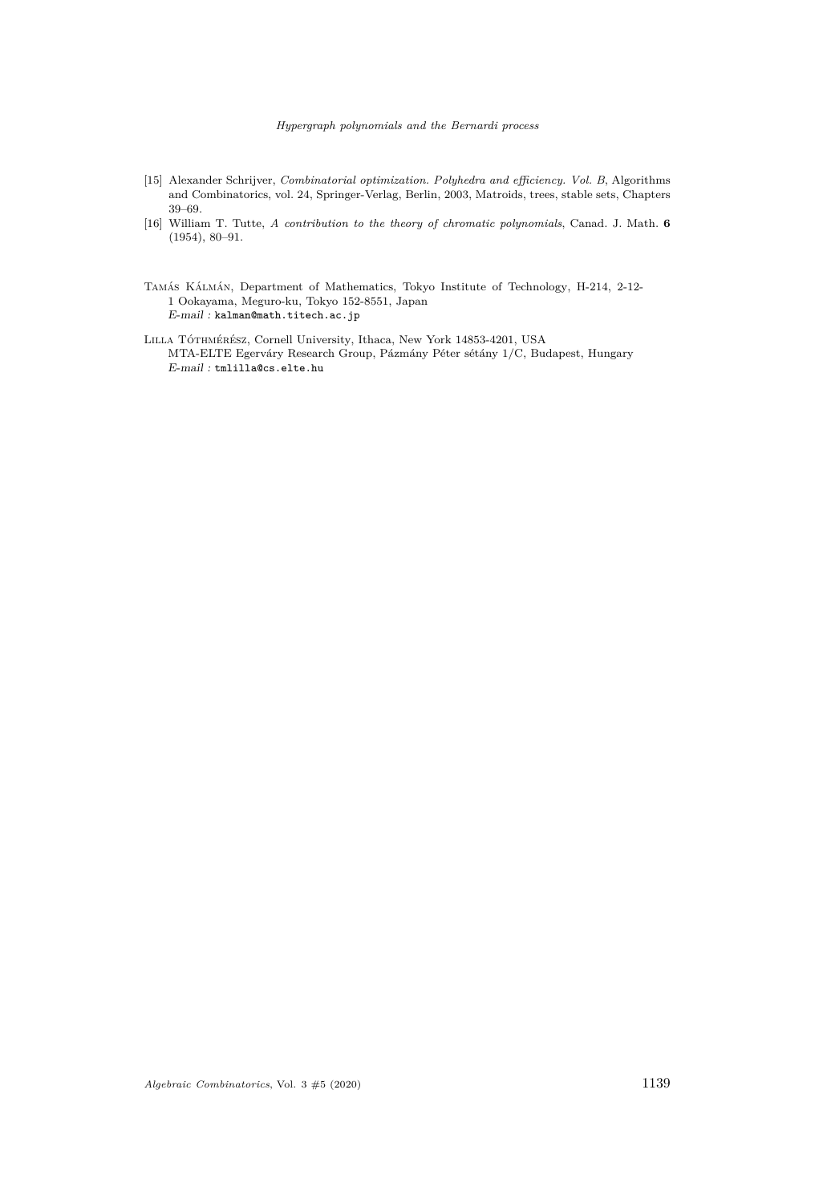[15] Alexander Schrijver, *Combinatorial optimization. Polyhedra and efficiency. Vol. B*, Algorithms and Combinatorics, vol. 24, Springer-Verlag, Berlin, 2003, Matroids, trees, stable sets, Chapters 39–69.

[16] William T. Tutte, *A contribution to the theory of chromatic polynomials*, Canad. J. Math. **6** (1954), 80–91.

Tamás Kálmán, Department of Mathematics, Tokyo Institute of Technology, H-214, 2-12-1 Ookayama, Meguro-ku, Tokyo 152-8551, Japan
*E-mail :* `kalman@math.titech.ac.jp`

Lilla Tóthmérész, Cornell University, Ithaca, New York 14853-4201, USA
MTA-ELTE Egerváry Research Group, Pázmány Péter sétány 1/C, Budapest, Hungary
*E-mail :* `tmlilla@cs.elte.hu`